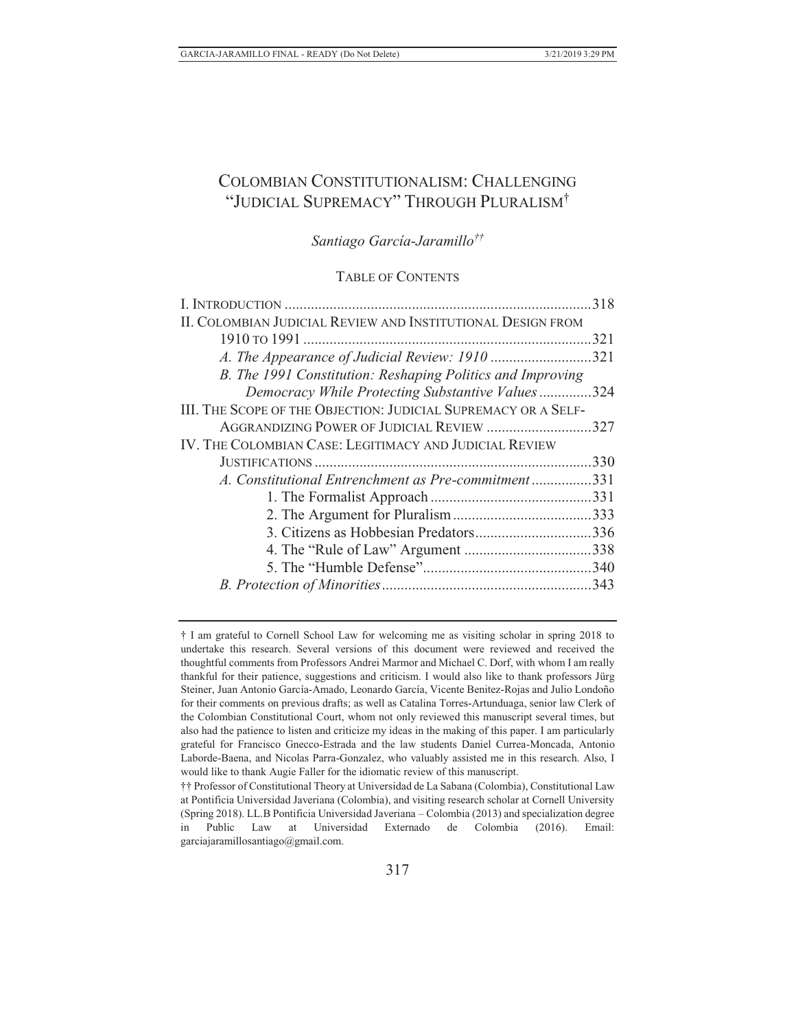# COLOMBIAN CONSTITUTIONALISM: CHALLENGING "JUDICIAL SUPREMACY" THROUGH PLURALISM[†]

*Santiago García-Jaramillo[††]*

TABLE OF CONTENTS

I. INTRODUCTION .......................................................................................318

II. COLOMBIAN JUDICIAL REVIEW AND INSTITUTIONAL DESIGN FROM 1910 TO 1991 ............................................................................321

*A. The Appearance of Judicial Review: 1910* ...........................321

*B. The 1991 Constitution: Reshaping Politics and Improving Democracy While Protecting Substantive Values* ..............324

III. THE SCOPE OF THE OBJECTION: JUDICIAL SUPREMACY OR A SELF-AGGRANDIZING POWER OF JUDICIAL REVIEW ............................327

IV. THE COLOMBIAN CASE: LEGITIMACY AND JUDICIAL REVIEW JUSTIFICATIONS ..........................................................................330

*A. Constitutional Entrenchment as Pre-commitment* ................331

1. The Formalist Approach ...........................................331

2. The Argument for Pluralism .....................................333

3. Citizens as Hobbesian Predators...............................336

4. The "Rule of Law" Argument ..................................338

5. The "Humble Defense".............................................340

*B. Protection of Minorities* ........................................................343

---

† I am grateful to Cornell School Law for welcoming me as visiting scholar in spring 2018 to undertake this research. Several versions of this document were reviewed and received the thoughtful comments from Professors Andrei Marmor and Michael C. Dorf, with whom I am really thankful for their patience, suggestions and criticism. I would also like to thank professors Jürg Steiner, Juan Antonio García-Amado, Leonardo García, Vicente Benitez-Rojas and Julio Londoño for their comments on previous drafts; as well as Catalina Torres-Artunduaga, senior law Clerk of the Colombian Constitutional Court, whom not only reviewed this manuscript several times, but also had the patience to listen and criticize my ideas in the making of this paper. I am particularly grateful for Francisco Gnecco-Estrada and the law students Daniel Currea-Moncada, Antonio Laborde-Baena, and Nicolas Parra-Gonzalez, who valuably assisted me in this research. Also, I would like to thank Augie Faller for the idiomatic review of this manuscript.

†† Professor of Constitutional Theory at Universidad de La Sabana (Colombia), Constitutional Law at Pontificia Universidad Javeriana (Colombia), and visiting research scholar at Cornell University (Spring 2018). LL.B Pontificia Universidad Javeriana – Colombia (2013) and specialization degree in Public Law at Universidad Externado de Colombia (2016). Email: garciajaramillosantiago@gmail.com.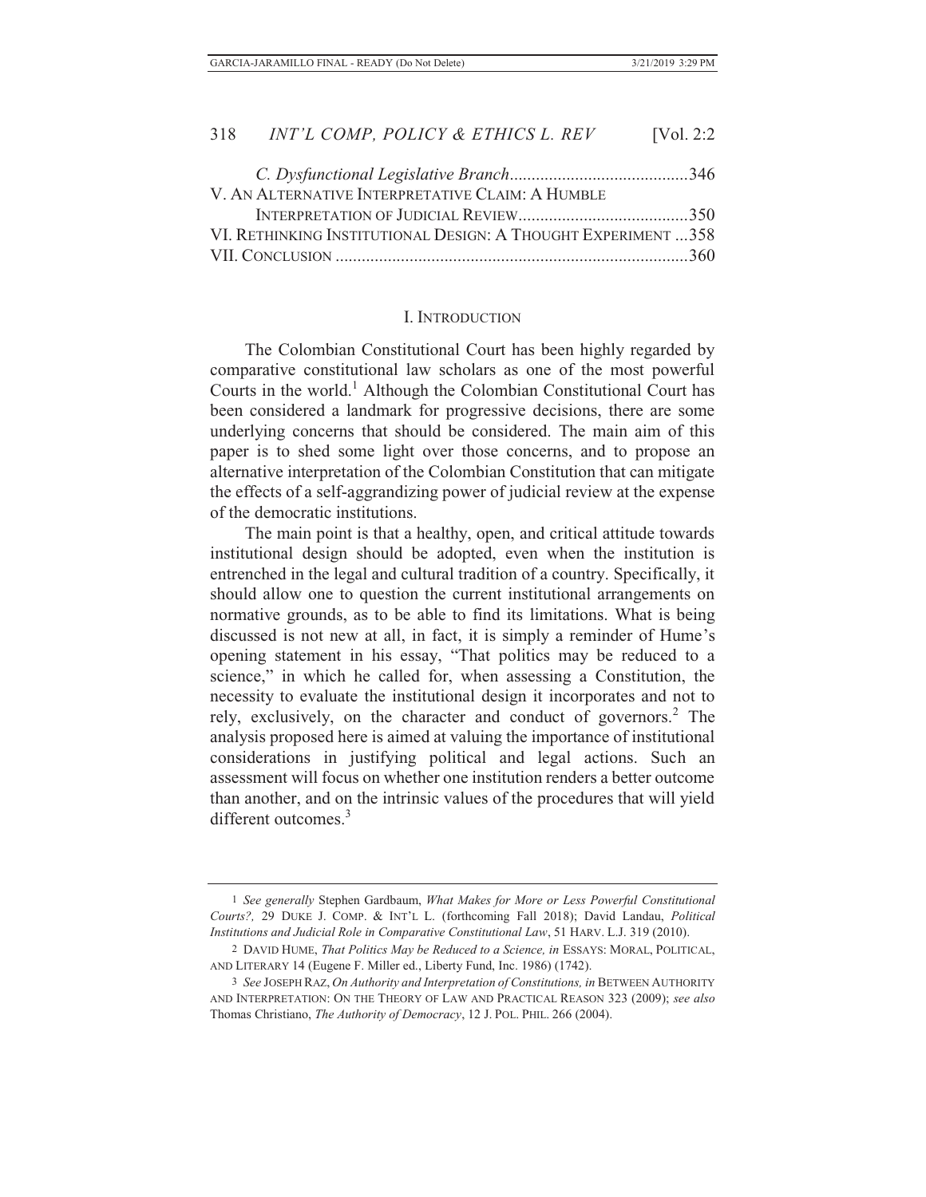*C. Dysfunctional Legislative Branch* .........................................346

V. AN ALTERNATIVE INTERPRETATIVE CLAIM: A HUMBLE INTERPRETATION OF JUDICIAL REVIEW .......................................350

VI. RETHINKING INSTITUTIONAL DESIGN: A THOUGHT EXPERIMENT ...358

VII. CONCLUSION ...............................................................................360

## I. INTRODUCTION

The Colombian Constitutional Court has been highly regarded by comparative constitutional law scholars as one of the most powerful Courts in the world.[1] Although the Colombian Constitutional Court has been considered a landmark for progressive decisions, there are some underlying concerns that should be considered. The main aim of this paper is to shed some light over those concerns, and to propose an alternative interpretation of the Colombian Constitution that can mitigate the effects of a self-aggrandizing power of judicial review at the expense of the democratic institutions.

The main point is that a healthy, open, and critical attitude towards institutional design should be adopted, even when the institution is entrenched in the legal and cultural tradition of a country. Specifically, it should allow one to question the current institutional arrangements on normative grounds, as to be able to find its limitations. What is being discussed is not new at all, in fact, it is simply a reminder of Hume's opening statement in his essay, "That politics may be reduced to a science," in which he called for, when assessing a Constitution, the necessity to evaluate the institutional design it incorporates and not to rely, exclusively, on the character and conduct of governors.[2] The analysis proposed here is aimed at valuing the importance of institutional considerations in justifying political and legal actions. Such an assessment will focus on whether one institution renders a better outcome than another, and on the intrinsic values of the procedures that will yield different outcomes.[3]

---

1 *See generally* Stephen Gardbaum, *What Makes for More or Less Powerful Constitutional Courts?,* 29 DUKE J. COMP. & INT'L L. (forthcoming Fall 2018); David Landau, *Political Institutions and Judicial Role in Comparative Constitutional Law*, 51 HARV. L.J. 319 (2010).

2 DAVID HUME, *That Politics May be Reduced to a Science, in* ESSAYS: MORAL, POLITICAL, AND LITERARY 14 (Eugene F. Miller ed., Liberty Fund, Inc. 1986) (1742).

3 *See* JOSEPH RAZ, *On Authority and Interpretation of Constitutions, in* BETWEEN AUTHORITY AND INTERPRETATION: ON THE THEORY OF LAW AND PRACTICAL REASON 323 (2009); *see also* Thomas Christiano, *The Authority of Democracy*, 12 J. POL. PHIL. 266 (2004).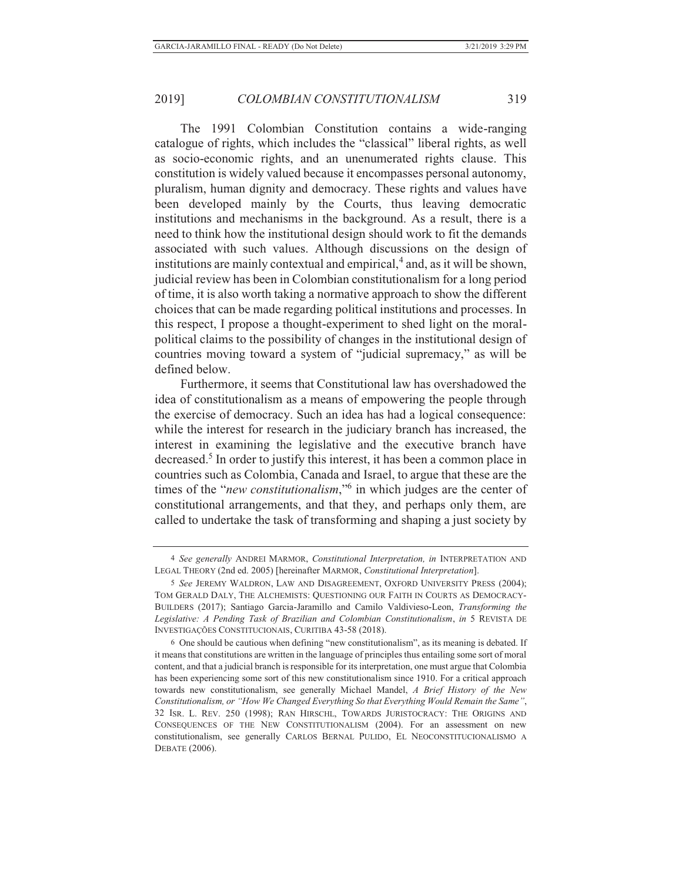The 1991 Colombian Constitution contains a wide-ranging catalogue of rights, which includes the "classical" liberal rights, as well as socio-economic rights, and an unenumerated rights clause. This constitution is widely valued because it encompasses personal autonomy, pluralism, human dignity and democracy. These rights and values have been developed mainly by the Courts, thus leaving democratic institutions and mechanisms in the background. As a result, there is a need to think how the institutional design should work to fit the demands associated with such values. Although discussions on the design of institutions are mainly contextual and empirical,[4] and, as it will be shown, judicial review has been in Colombian constitutionalism for a long period of time, it is also worth taking a normative approach to show the different choices that can be made regarding political institutions and processes. In this respect, I propose a thought-experiment to shed light on the moral-political claims to the possibility of changes in the institutional design of countries moving toward a system of "judicial supremacy," as will be defined below.

Furthermore, it seems that Constitutional law has overshadowed the idea of constitutionalism as a means of empowering the people through the exercise of democracy. Such an idea has had a logical consequence: while the interest for research in the judiciary branch has increased, the interest in examining the legislative and the executive branch have decreased.[5] In order to justify this interest, it has been a common place in countries such as Colombia, Canada and Israel, to argue that these are the times of the "*new constitutionalism*,"[6] in which judges are the center of constitutional arrangements, and that they, and perhaps only them, are called to undertake the task of transforming and shaping a just society by

---

4 *See generally* ANDREI MARMOR, *Constitutional Interpretation, in* INTERPRETATION AND LEGAL THEORY (2nd ed. 2005) [hereinafter MARMOR, *Constitutional Interpretation*].

5 *See* JEREMY WALDRON, LAW AND DISAGREEMENT, OXFORD UNIVERSITY PRESS (2004); TOM GERALD DALY, THE ALCHEMISTS: QUESTIONING OUR FAITH IN COURTS AS DEMOCRACY-BUILDERS (2017); Santiago Garcia-Jaramillo and Camilo Valdivieso-Leon, *Transforming the Legislative: A Pending Task of Brazilian and Colombian Constitutionalism*, *in* 5 REVISTA DE INVESTIGAÇÕES CONSTITUCIONAIS, CURITIBA 43-58 (2018).

6 One should be cautious when defining "new constitutionalism", as its meaning is debated. If it means that constitutions are written in the language of principles thus entailing some sort of moral content, and that a judicial branch is responsible for its interpretation, one must argue that Colombia has been experiencing some sort of this new constitutionalism since 1910. For a critical approach towards new constitutionalism, see generally Michael Mandel, *A Brief History of the New Constitutionalism, or "How We Changed Everything So that Everything Would Remain the Same"*, 32 ISR. L. REV. 250 (1998); RAN HIRSCHL, TOWARDS JURISTOCRACY: THE ORIGINS AND CONSEQUENCES OF THE NEW CONSTITUTIONALISM (2004). For an assessment on new constitutionalism, see generally CARLOS BERNAL PULIDO, EL NEOCONSTITUCIONALISMO A DEBATE (2006).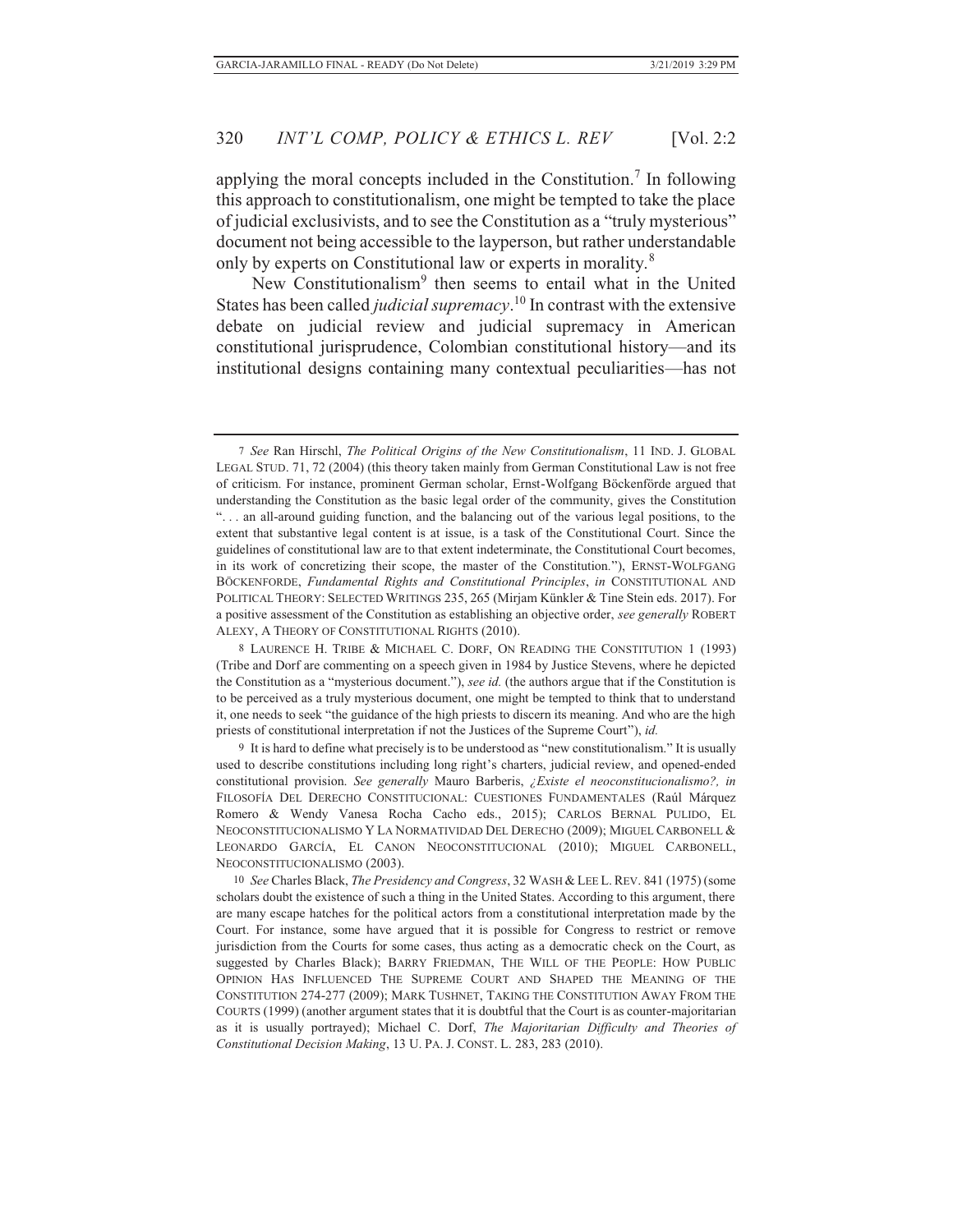applying the moral concepts included in the Constitution.[7] In following this approach to constitutionalism, one might be tempted to take the place of judicial exclusivists, and to see the Constitution as a "truly mysterious" document not being accessible to the layperson, but rather understandable only by experts on Constitutional law or experts in morality.[8]

New Constitutionalism[9] then seems to entail what in the United States has been called *judicial supremacy*.[10] In contrast with the extensive debate on judicial review and judicial supremacy in American constitutional jurisprudence, Colombian constitutional history—and its institutional designs containing many contextual peculiarities—has not

---

7 *See* Ran Hirschl, *The Political Origins of the New Constitutionalism*, 11 IND. J. GLOBAL LEGAL STUD. 71, 72 (2004) (this theory taken mainly from German Constitutional Law is not free of criticism. For instance, prominent German scholar, Ernst-Wolfgang Böckenförde argued that understanding the Constitution as the basic legal order of the community, gives the Constitution ". . . an all-around guiding function, and the balancing out of the various legal positions, to the extent that substantive legal content is at issue, is a task of the Constitutional Court. Since the guidelines of constitutional law are to that extent indeterminate, the Constitutional Court becomes, in its work of concretizing their scope, the master of the Constitution."), ERNST-WOLFGANG BÖCKENFORDE, *Fundamental Rights and Constitutional Principles*, *in* CONSTITUTIONAL AND POLITICAL THEORY: SELECTED WRITINGS 235, 265 (Mirjam Künkler & Tine Stein eds. 2017). For a positive assessment of the Constitution as establishing an objective order, *see generally* ROBERT ALEXY, A THEORY OF CONSTITUTIONAL RIGHTS (2010).

8 LAURENCE H. TRIBE & MICHAEL C. DORF, ON READING THE CONSTITUTION 1 (1993) (Tribe and Dorf are commenting on a speech given in 1984 by Justice Stevens, where he depicted the Constitution as a "mysterious document."), *see id.* (the authors argue that if the Constitution is to be perceived as a truly mysterious document, one might be tempted to think that to understand it, one needs to seek "the guidance of the high priests to discern its meaning. And who are the high priests of constitutional interpretation if not the Justices of the Supreme Court"), *id.*

9 It is hard to define what precisely is to be understood as "new constitutionalism." It is usually used to describe constitutions including long right's charters, judicial review, and opened-ended constitutional provision. *See generally* Mauro Barberis, *¿Existe el neoconstitucionalismo?, in* FILOSOFÍA DEL DERECHO CONSTITUCIONAL: CUESTIONES FUNDAMENTALES (Raúl Márquez Romero & Wendy Vanesa Rocha Cacho eds., 2015); CARLOS BERNAL PULIDO, EL NEOCONSTITUCIONALISMO Y LA NORMATIVIDAD DEL DERECHO (2009); MIGUEL CARBONELL & LEONARDO GARCÍA, EL CANON NEOCONSTITUCIONAL (2010); MIGUEL CARBONELL, NEOCONSTITUCIONALISMO (2003).

10 *See* Charles Black, *The Presidency and Congress*, 32 WASH & LEE L. REV. 841 (1975) (some scholars doubt the existence of such a thing in the United States. According to this argument, there are many escape hatches for the political actors from a constitutional interpretation made by the Court. For instance, some have argued that it is possible for Congress to restrict or remove jurisdiction from the Courts for some cases, thus acting as a democratic check on the Court, as suggested by Charles Black); BARRY FRIEDMAN, THE WILL OF THE PEOPLE: HOW PUBLIC OPINION HAS INFLUENCED THE SUPREME COURT AND SHAPED THE MEANING OF THE CONSTITUTION 274-277 (2009); MARK TUSHNET, TAKING THE CONSTITUTION AWAY FROM THE COURTS (1999) (another argument states that it is doubtful that the Court is as counter-majoritarian as it is usually portrayed); Michael C. Dorf, *The Majoritarian Difficulty and Theories of Constitutional Decision Making*, 13 U. PA. J. CONST. L. 283, 283 (2010).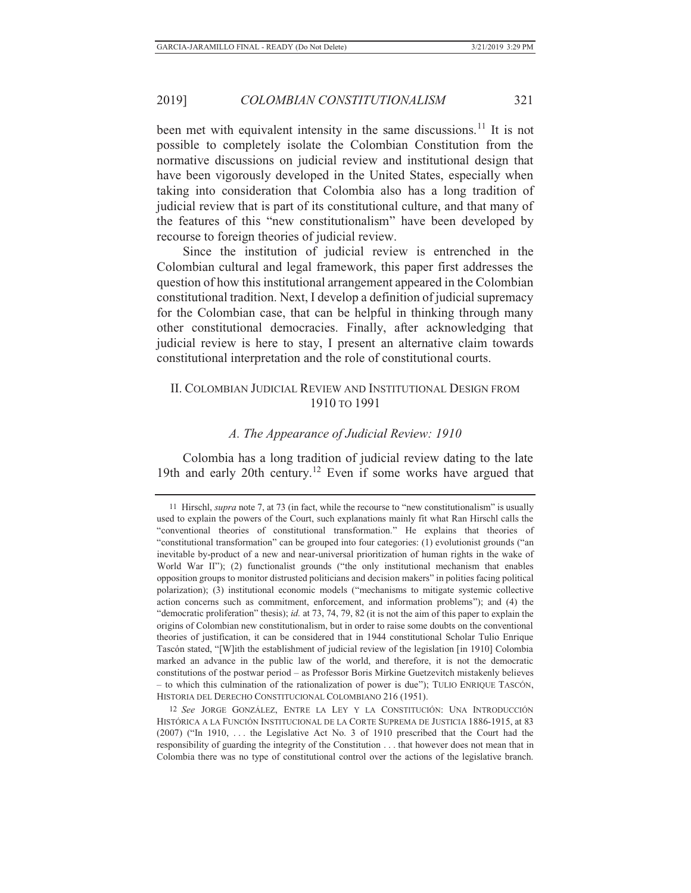been met with equivalent intensity in the same discussions.[11] It is not possible to completely isolate the Colombian Constitution from the normative discussions on judicial review and institutional design that have been vigorously developed in the United States, especially when taking into consideration that Colombia also has a long tradition of judicial review that is part of its constitutional culture, and that many of the features of this "new constitutionalism" have been developed by recourse to foreign theories of judicial review.

Since the institution of judicial review is entrenched in the Colombian cultural and legal framework, this paper first addresses the question of how this institutional arrangement appeared in the Colombian constitutional tradition. Next, I develop a definition of judicial supremacy for the Colombian case, that can be helpful in thinking through many other constitutional democracies. Finally, after acknowledging that judicial review is here to stay, I present an alternative claim towards constitutional interpretation and the role of constitutional courts.

## II. Colombian Judicial Review and Institutional Design from 1910 to 1991

### *A. The Appearance of Judicial Review: 1910*

Colombia has a long tradition of judicial review dating to the late 19th and early 20th century.[12] Even if some works have argued that

---

[11] Hirschl, *supra* note 7, at 73 (in fact, while the recourse to "new constitutionalism" is usually used to explain the powers of the Court, such explanations mainly fit what Ran Hirschl calls the "conventional theories of constitutional transformation." He explains that theories of "constitutional transformation" can be grouped into four categories: (1) evolutionist grounds ("an inevitable by-product of a new and near-universal prioritization of human rights in the wake of World War II"); (2) functionalist grounds ("the only institutional mechanism that enables opposition groups to monitor distrusted politicians and decision makers" in polities facing political polarization); (3) institutional economic models ("mechanisms to mitigate systemic collective action concerns such as commitment, enforcement, and information problems"); and (4) the "democratic proliferation" thesis); *id.* at 73, 74, 79, 82 (it is not the aim of this paper to explain the origins of Colombian new constitutionalism, but in order to raise some doubts on the conventional theories of justification, it can be considered that in 1944 constitutional Scholar Tulio Enrique Tascón stated, "[W]ith the establishment of judicial review of the legislation [in 1910] Colombia marked an advance in the public law of the world, and therefore, it is not the democratic constitutions of the postwar period – as Professor Boris Mirkine Guetzevitch mistakenly believes – to which this culmination of the rationalization of power is due"); TULIO ENRIQUE TASCÓN, HISTORIA DEL DERECHO CONSTITUCIONAL COLOMBIANO 216 (1951).

[12] *See* JORGE GONZÁLEZ, ENTRE LA LEY Y LA CONSTITUCIÓN: UNA INTRODUCCIÓN HISTÓRICA A LA FUNCIÓN INSTITUCIONAL DE LA CORTE SUPREMA DE JUSTICIA 1886-1915, at 83 (2007) ("In 1910, . . . the Legislative Act No. 3 of 1910 prescribed that the Court had the responsibility of guarding the integrity of the Constitution . . . that however does not mean that in Colombia there was no type of constitutional control over the actions of the legislative branch.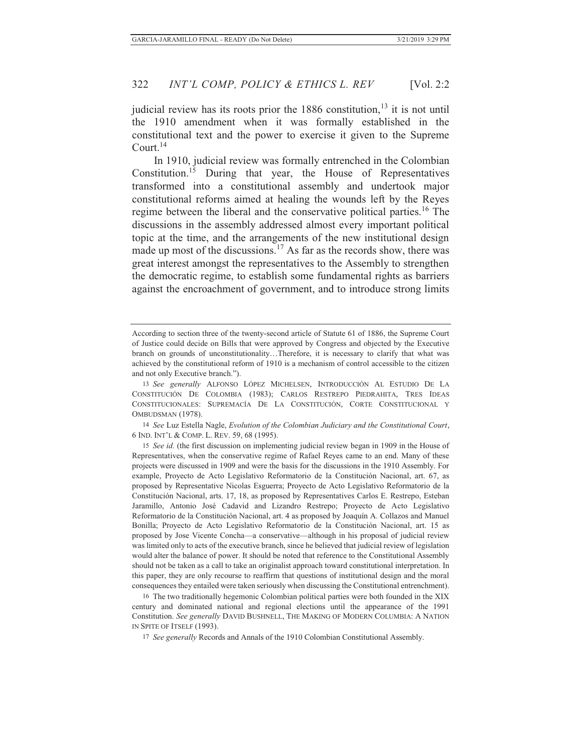judicial review has its roots prior the 1886 constitution,[13] it is not until the 1910 amendment when it was formally established in the constitutional text and the power to exercise it given to the Supreme Court.[14]

In 1910, judicial review was formally entrenched in the Colombian Constitution.[15] During that year, the House of Representatives transformed into a constitutional assembly and undertook major constitutional reforms aimed at healing the wounds left by the Reyes regime between the liberal and the conservative political parties.[16] The discussions in the assembly addressed almost every important political topic at the time, and the arrangements of the new institutional design made up most of the discussions.[17] As far as the records show, there was great interest amongst the representatives to the Assembly to strengthen the democratic regime, to establish some fundamental rights as barriers against the encroachment of government, and to introduce strong limits

---

According to section three of the twenty-second article of Statute 61 of 1886, the Supreme Court of Justice could decide on Bills that were approved by Congress and objected by the Executive branch on grounds of unconstitutionality…Therefore, it is necessary to clarify that what was achieved by the constitutional reform of 1910 is a mechanism of control accessible to the citizen and not only Executive branch.").

13 *See generally* ALFONSO LÓPEZ MICHELSEN, INTRODUCCIÓN AL ESTUDIO DE LA CONSTITUCIÓN DE COLOMBIA (1983); CARLOS RESTREPO PIEDRAHITA, TRES IDEAS CONSTITUCIONALES: SUPREMACÍA DE LA CONSTITUCIÓN, CORTE CONSTITUCIONAL Y OMBUDSMAN (1978).

14 *See* Luz Estella Nagle, *Evolution of the Colombian Judiciary and the Constitutional Court*, 6 IND. INT'L & COMP. L. REV. 59, 68 (1995).

15 *See id.* (the first discussion on implementing judicial review began in 1909 in the House of Representatives, when the conservative regime of Rafael Reyes came to an end. Many of these projects were discussed in 1909 and were the basis for the discussions in the 1910 Assembly. For example, Proyecto de Acto Legislativo Reformatorio de la Constitución Nacional, art. 67, as proposed by Representative Nicolas Esguerra; Proyecto de Acto Legislativo Reformatorio de la Constitución Nacional, arts. 17, 18, as proposed by Representatives Carlos E. Restrepo, Esteban Jaramillo, Antonio José Cadavid and Lizandro Restrepo; Proyecto de Acto Legislativo Reformatorio de la Constitución Nacional, art. 4 as proposed by Joaquín A. Collazos and Manuel Bonilla; Proyecto de Acto Legislativo Reformatorio de la Constitución Nacional, art. 15 as proposed by Jose Vicente Concha—a conservative—although in his proposal of judicial review was limited only to acts of the executive branch, since he believed that judicial review of legislation would alter the balance of power. It should be noted that reference to the Constitutional Assembly should not be taken as a call to take an originalist approach toward constitutional interpretation. In this paper, they are only recourse to reaffirm that questions of institutional design and the moral consequences they entailed were taken seriously when discussing the Constitutional entrenchment).

16 The two traditionally hegemonic Colombian political parties were both founded in the XIX century and dominated national and regional elections until the appearance of the 1991 Constitution. *See generally* DAVID BUSHNELL, THE MAKING OF MODERN COLOMBIA: A NATION IN SPITE OF ITSELF (1993).

17 *See generally* Records and Annals of the 1910 Colombian Constitutional Assembly.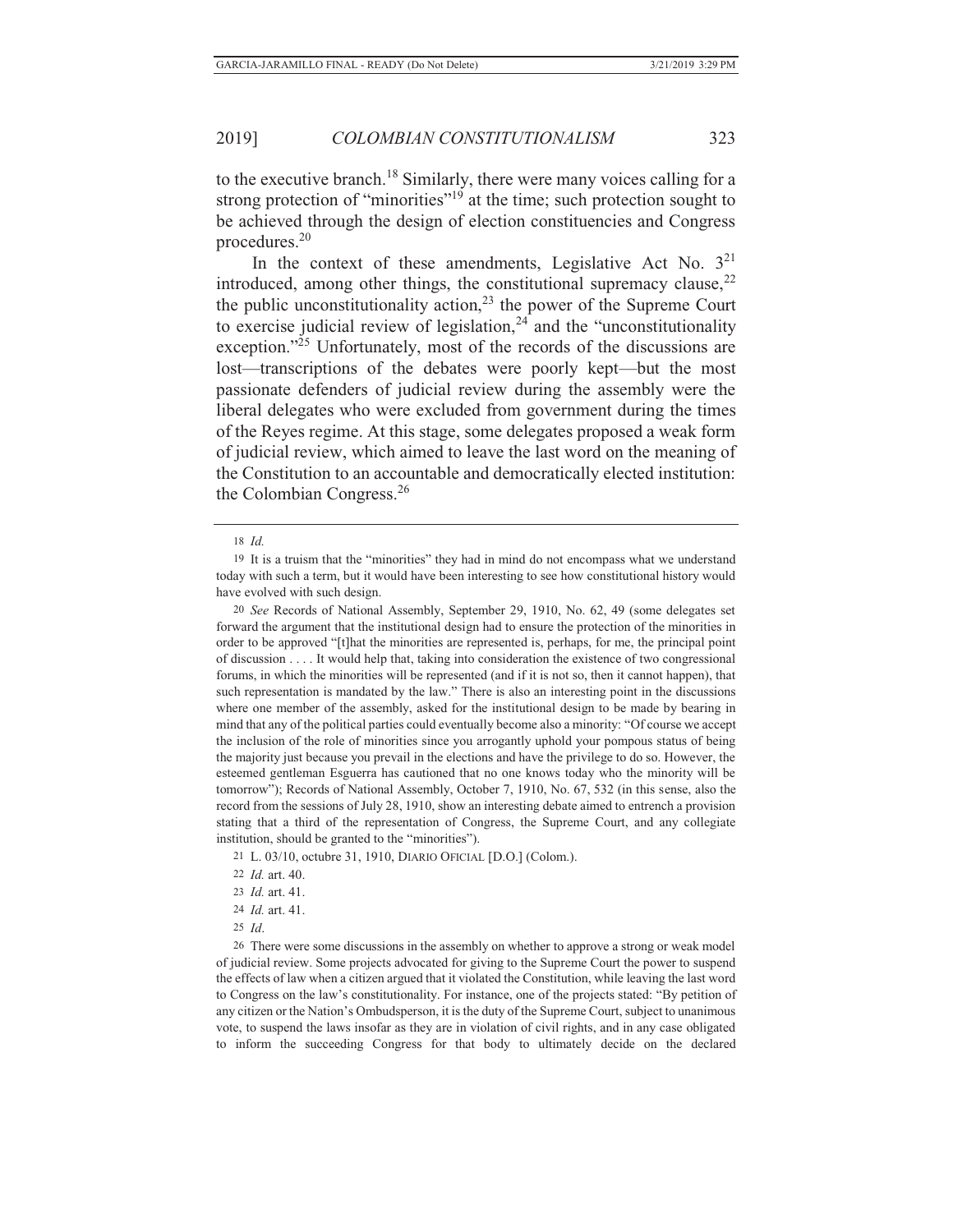to the executive branch.[18] Similarly, there were many voices calling for a strong protection of "minorities"[19] at the time; such protection sought to be achieved through the design of election constituencies and Congress procedures.[20]

In the context of these amendments, Legislative Act No. 3[21] introduced, among other things, the constitutional supremacy clause,[22] the public unconstitutionality action,[23] the power of the Supreme Court to exercise judicial review of legislation,[24] and the "unconstitutionality exception."[25] Unfortunately, most of the records of the discussions are lost—transcriptions of the debates were poorly kept—but the most passionate defenders of judicial review during the assembly were the liberal delegates who were excluded from government during the times of the Reyes regime. At this stage, some delegates proposed a weak form of judicial review, which aimed to leave the last word on the meaning of the Constitution to an accountable and democratically elected institution: the Colombian Congress.[26]

---

18 *Id.*

19 It is a truism that the "minorities" they had in mind do not encompass what we understand today with such a term, but it would have been interesting to see how constitutional history would have evolved with such design.

20 *See* Records of National Assembly, September 29, 1910, No. 62, 49 (some delegates set forward the argument that the institutional design had to ensure the protection of the minorities in order to be approved "[t]hat the minorities are represented is, perhaps, for me, the principal point of discussion . . . . It would help that, taking into consideration the existence of two congressional forums, in which the minorities will be represented (and if it is not so, then it cannot happen), that such representation is mandated by the law." There is also an interesting point in the discussions where one member of the assembly, asked for the institutional design to be made by bearing in mind that any of the political parties could eventually become also a minority: "Of course we accept the inclusion of the role of minorities since you arrogantly uphold your pompous status of being the majority just because you prevail in the elections and have the privilege to do so. However, the esteemed gentleman Esguerra has cautioned that no one knows today who the minority will be tomorrow"); Records of National Assembly, October 7, 1910, No. 67, 532 (in this sense, also the record from the sessions of July 28, 1910, show an interesting debate aimed to entrench a provision stating that a third of the representation of Congress, the Supreme Court, and any collegiate institution, should be granted to the "minorities").

21 L. 03/10, octubre 31, 1910, DIARIO OFICIAL [D.O.] (Colom.).

22 *Id.* art. 40.

23 *Id.* art. 41.

24 *Id.* art. 41.

25 *Id*.

26 There were some discussions in the assembly on whether to approve a strong or weak model of judicial review. Some projects advocated for giving to the Supreme Court the power to suspend the effects of law when a citizen argued that it violated the Constitution, while leaving the last word to Congress on the law's constitutionality. For instance, one of the projects stated: "By petition of any citizen or the Nation's Ombudsperson, it is the duty of the Supreme Court, subject to unanimous vote, to suspend the laws insofar as they are in violation of civil rights, and in any case obligated to inform the succeeding Congress for that body to ultimately decide on the declared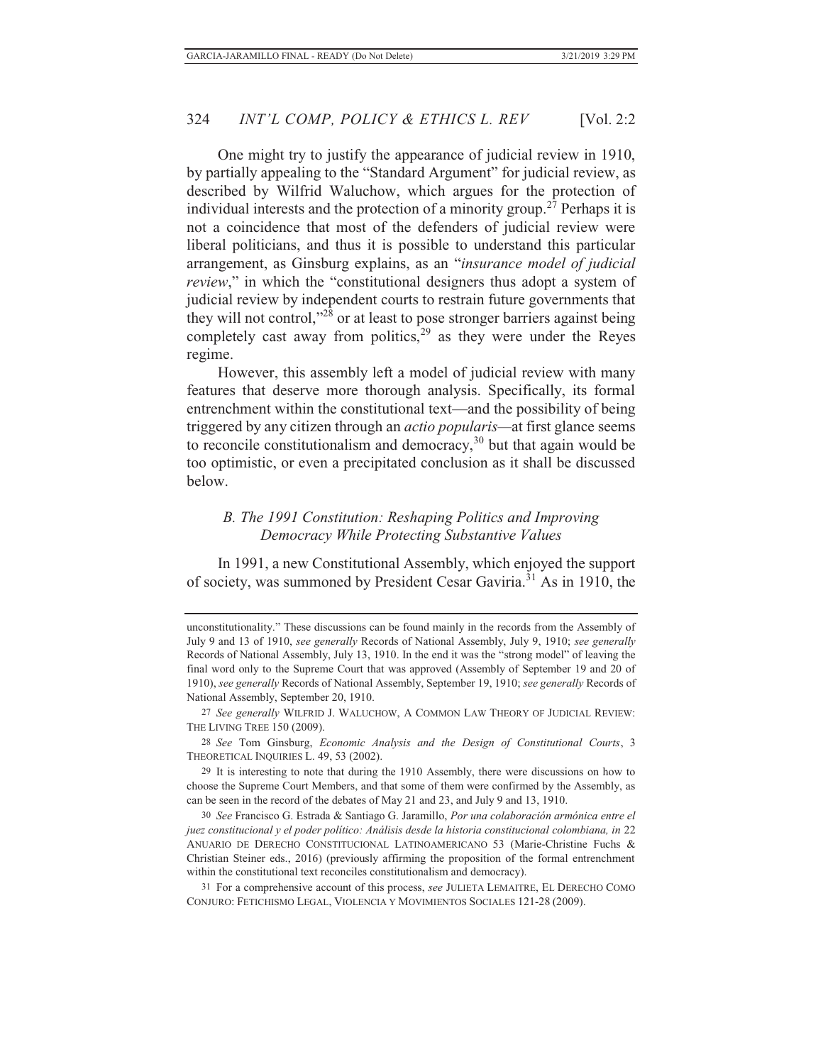One might try to justify the appearance of judicial review in 1910, by partially appealing to the "Standard Argument" for judicial review, as described by Wilfrid Waluchow, which argues for the protection of individual interests and the protection of a minority group.[27] Perhaps it is not a coincidence that most of the defenders of judicial review were liberal politicians, and thus it is possible to understand this particular arrangement, as Ginsburg explains, as an "*insurance model of judicial review*," in which the "constitutional designers thus adopt a system of judicial review by independent courts to restrain future governments that they will not control,"[28] or at least to pose stronger barriers against being completely cast away from politics,[29] as they were under the Reyes regime.

However, this assembly left a model of judicial review with many features that deserve more thorough analysis. Specifically, its formal entrenchment within the constitutional text—and the possibility of being triggered by any citizen through an *actio popularis*—at first glance seems to reconcile constitutionalism and democracy,[30] but that again would be too optimistic, or even a precipitated conclusion as it shall be discussed below.

### *B. The 1991 Constitution: Reshaping Politics and Improving Democracy While Protecting Substantive Values*

In 1991, a new Constitutional Assembly, which enjoyed the support of society, was summoned by President Cesar Gaviria.[31] As in 1910, the

---

unconstitutionality." These discussions can be found mainly in the records from the Assembly of July 9 and 13 of 1910, *see generally* Records of National Assembly, July 9, 1910; *see generally* Records of National Assembly, July 13, 1910. In the end it was the "strong model" of leaving the final word only to the Supreme Court that was approved (Assembly of September 19 and 20 of 1910), *see generally* Records of National Assembly, September 19, 1910; *see generally* Records of National Assembly, September 20, 1910.

27 *See generally* WILFRID J. WALUCHOW, A COMMON LAW THEORY OF JUDICIAL REVIEW: THE LIVING TREE 150 (2009).

28 *See* Tom Ginsburg, *Economic Analysis and the Design of Constitutional Courts*, 3 THEORETICAL INQUIRIES L. 49, 53 (2002).

29 It is interesting to note that during the 1910 Assembly, there were discussions on how to choose the Supreme Court Members, and that some of them were confirmed by the Assembly, as can be seen in the record of the debates of May 21 and 23, and July 9 and 13, 1910.

30 *See* Francisco G. Estrada & Santiago G. Jaramillo, *Por una colaboración armónica entre el juez constitucional y el poder político: Análisis desde la historia constitucional colombiana, in* 22 ANUARIO DE DERECHO CONSTITUCIONAL LATINOAMERICANO 53 (Marie-Christine Fuchs & Christian Steiner eds., 2016) (previously affirming the proposition of the formal entrenchment within the constitutional text reconciles constitutionalism and democracy).

31 For a comprehensive account of this process, *see* JULIETA LEMAITRE, EL DERECHO COMO CONJURO: FETICHISMO LEGAL, VIOLENCIA Y MOVIMIENTOS SOCIALES 121-28 (2009).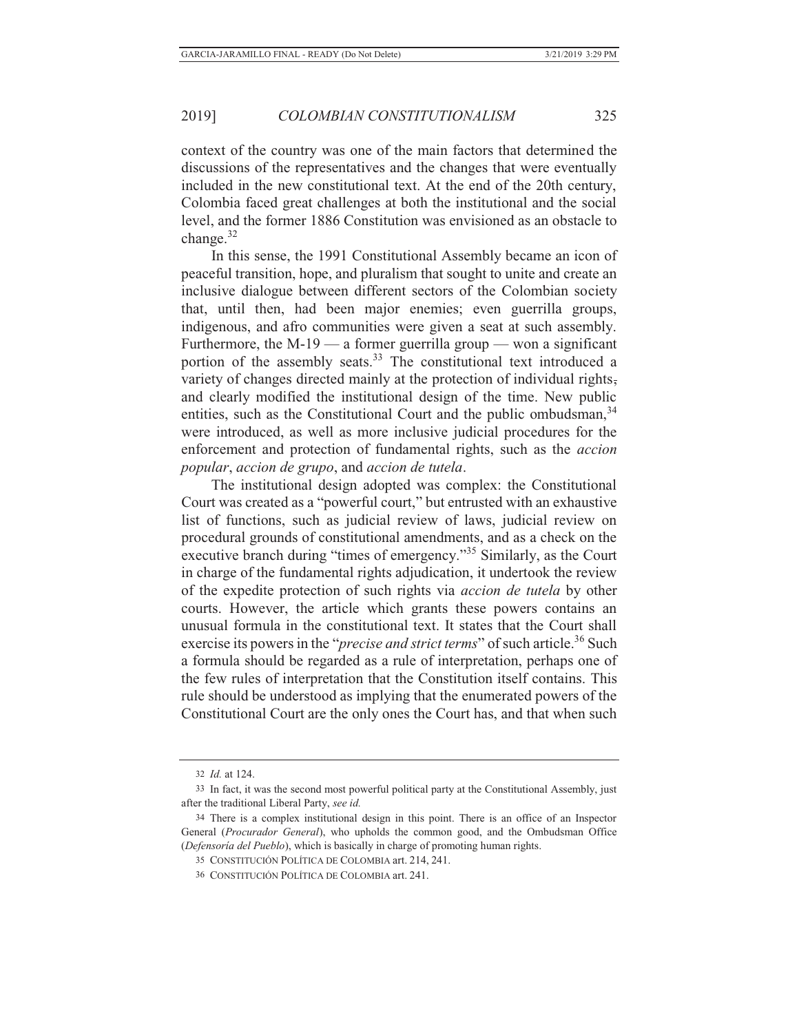context of the country was one of the main factors that determined the discussions of the representatives and the changes that were eventually included in the new constitutional text. At the end of the 20th century, Colombia faced great challenges at both the institutional and the social level, and the former 1886 Constitution was envisioned as an obstacle to change.[32]

In this sense, the 1991 Constitutional Assembly became an icon of peaceful transition, hope, and pluralism that sought to unite and create an inclusive dialogue between different sectors of the Colombian society that, until then, had been major enemies; even guerrilla groups, indigenous, and afro communities were given a seat at such assembly. Furthermore, the M-19 — a former guerrilla group — won a significant portion of the assembly seats.[33] The constitutional text introduced a variety of changes directed mainly at the protection of individual rights, and clearly modified the institutional design of the time. New public entities, such as the Constitutional Court and the public ombudsman,[34] were introduced, as well as more inclusive judicial procedures for the enforcement and protection of fundamental rights, such as the *accion popular*, *accion de grupo*, and *accion de tutela*.

The institutional design adopted was complex: the Constitutional Court was created as a "powerful court," but entrusted with an exhaustive list of functions, such as judicial review of laws, judicial review on procedural grounds of constitutional amendments, and as a check on the executive branch during "times of emergency."[35] Similarly, as the Court in charge of the fundamental rights adjudication, it undertook the review of the expedite protection of such rights via *accion de tutela* by other courts. However, the article which grants these powers contains an unusual formula in the constitutional text. It states that the Court shall exercise its powers in the "*precise and strict terms*" of such article.[36] Such a formula should be regarded as a rule of interpretation, perhaps one of the few rules of interpretation that the Constitution itself contains. This rule should be understood as implying that the enumerated powers of the Constitutional Court are the only ones the Court has, and that when such

---

32 *Id.* at 124.

33 In fact, it was the second most powerful political party at the Constitutional Assembly, just after the traditional Liberal Party, *see id.*

34 There is a complex institutional design in this point. There is an office of an Inspector General (*Procurador General*), who upholds the common good, and the Ombudsman Office (*Defensoría del Pueblo*), which is basically in charge of promoting human rights.

35 CONSTITUCIÓN POLÍTICA DE COLOMBIA art. 214, 241.

36 CONSTITUCIÓN POLÍTICA DE COLOMBIA art. 241.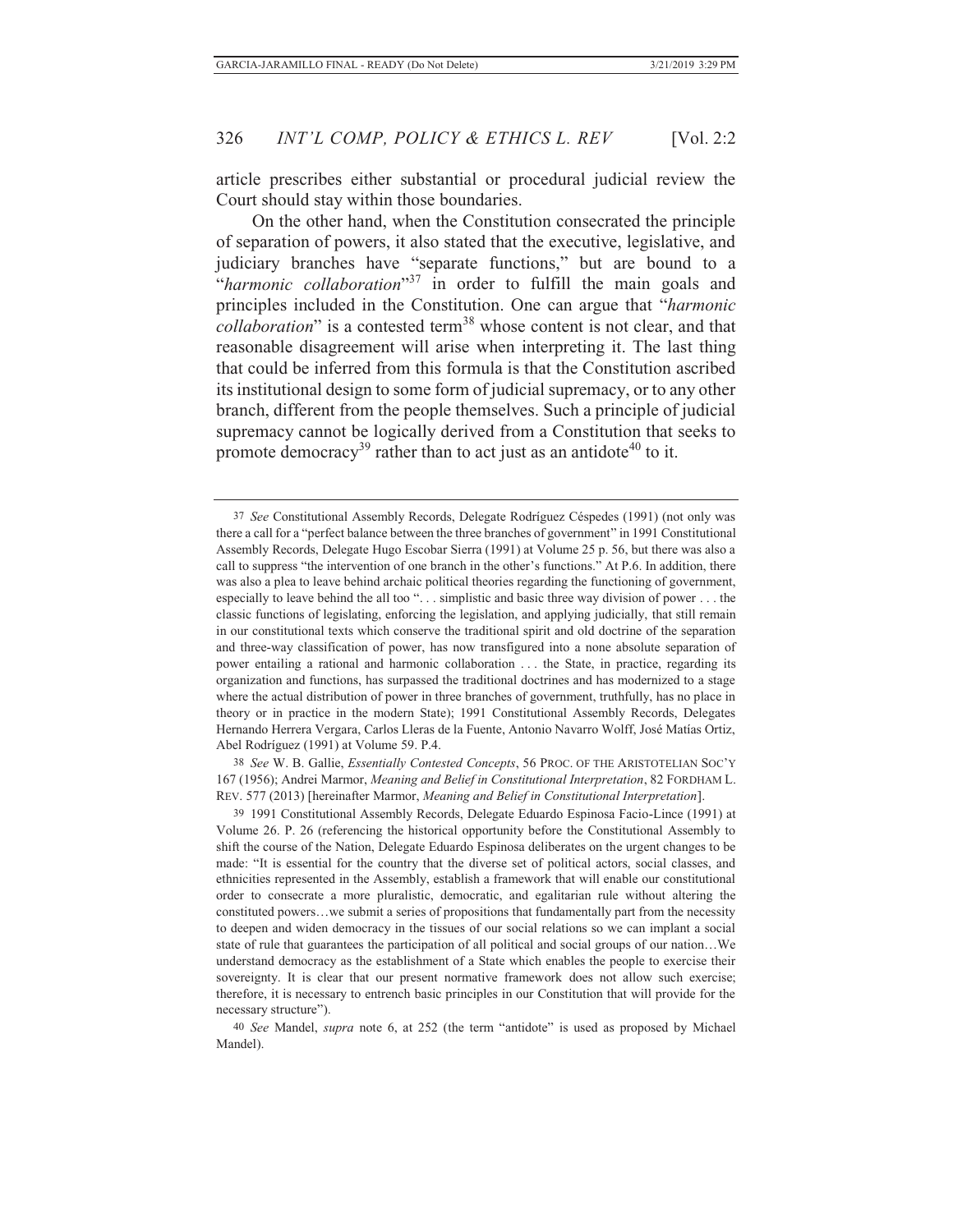article prescribes either substantial or procedural judicial review the Court should stay within those boundaries.

On the other hand, when the Constitution consecrated the principle of separation of powers, it also stated that the executive, legislative, and judiciary branches have "separate functions," but are bound to a "*harmonic collaboration*"[37] in order to fulfill the main goals and principles included in the Constitution. One can argue that "*harmonic collaboration*" is a contested term[38] whose content is not clear, and that reasonable disagreement will arise when interpreting it. The last thing that could be inferred from this formula is that the Constitution ascribed its institutional design to some form of judicial supremacy, or to any other branch, different from the people themselves. Such a principle of judicial supremacy cannot be logically derived from a Constitution that seeks to promote democracy[39] rather than to act just as an antidote[40] to it.

---

37 *See* Constitutional Assembly Records, Delegate Rodríguez Céspedes (1991) (not only was there a call for a "perfect balance between the three branches of government" in 1991 Constitutional Assembly Records, Delegate Hugo Escobar Sierra (1991) at Volume 25 p. 56, but there was also a call to suppress "the intervention of one branch in the other's functions." At P.6. In addition, there was also a plea to leave behind archaic political theories regarding the functioning of government, especially to leave behind the all too ". . . simplistic and basic three way division of power . . . the classic functions of legislating, enforcing the legislation, and applying judicially, that still remain in our constitutional texts which conserve the traditional spirit and old doctrine of the separation and three-way classification of power, has now transfigured into a none absolute separation of power entailing a rational and harmonic collaboration . . . the State, in practice, regarding its organization and functions, has surpassed the traditional doctrines and has modernized to a stage where the actual distribution of power in three branches of government, truthfully, has no place in theory or in practice in the modern State); 1991 Constitutional Assembly Records, Delegates Hernando Herrera Vergara, Carlos Lleras de la Fuente, Antonio Navarro Wolff, José Matías Ortiz, Abel Rodríguez (1991) at Volume 59. P.4.

38 *See* W. B. Gallie, *Essentially Contested Concepts*, 56 PROC. OF THE ARISTOTELIAN SOC'Y 167 (1956); Andrei Marmor, *Meaning and Belief in Constitutional Interpretation*, 82 FORDHAM L. REV. 577 (2013) [hereinafter Marmor, *Meaning and Belief in Constitutional Interpretation*].

39 1991 Constitutional Assembly Records, Delegate Eduardo Espinosa Facio-Lince (1991) at Volume 26. P. 26 (referencing the historical opportunity before the Constitutional Assembly to shift the course of the Nation, Delegate Eduardo Espinosa deliberates on the urgent changes to be made: "It is essential for the country that the diverse set of political actors, social classes, and ethnicities represented in the Assembly, establish a framework that will enable our constitutional order to consecrate a more pluralistic, democratic, and egalitarian rule without altering the constituted powers…we submit a series of propositions that fundamentally part from the necessity to deepen and widen democracy in the tissues of our social relations so we can implant a social state of rule that guarantees the participation of all political and social groups of our nation…We understand democracy as the establishment of a State which enables the people to exercise their sovereignty. It is clear that our present normative framework does not allow such exercise; therefore, it is necessary to entrench basic principles in our Constitution that will provide for the necessary structure").

40 *See* Mandel, *supra* note 6, at 252 (the term "antidote" is used as proposed by Michael Mandel).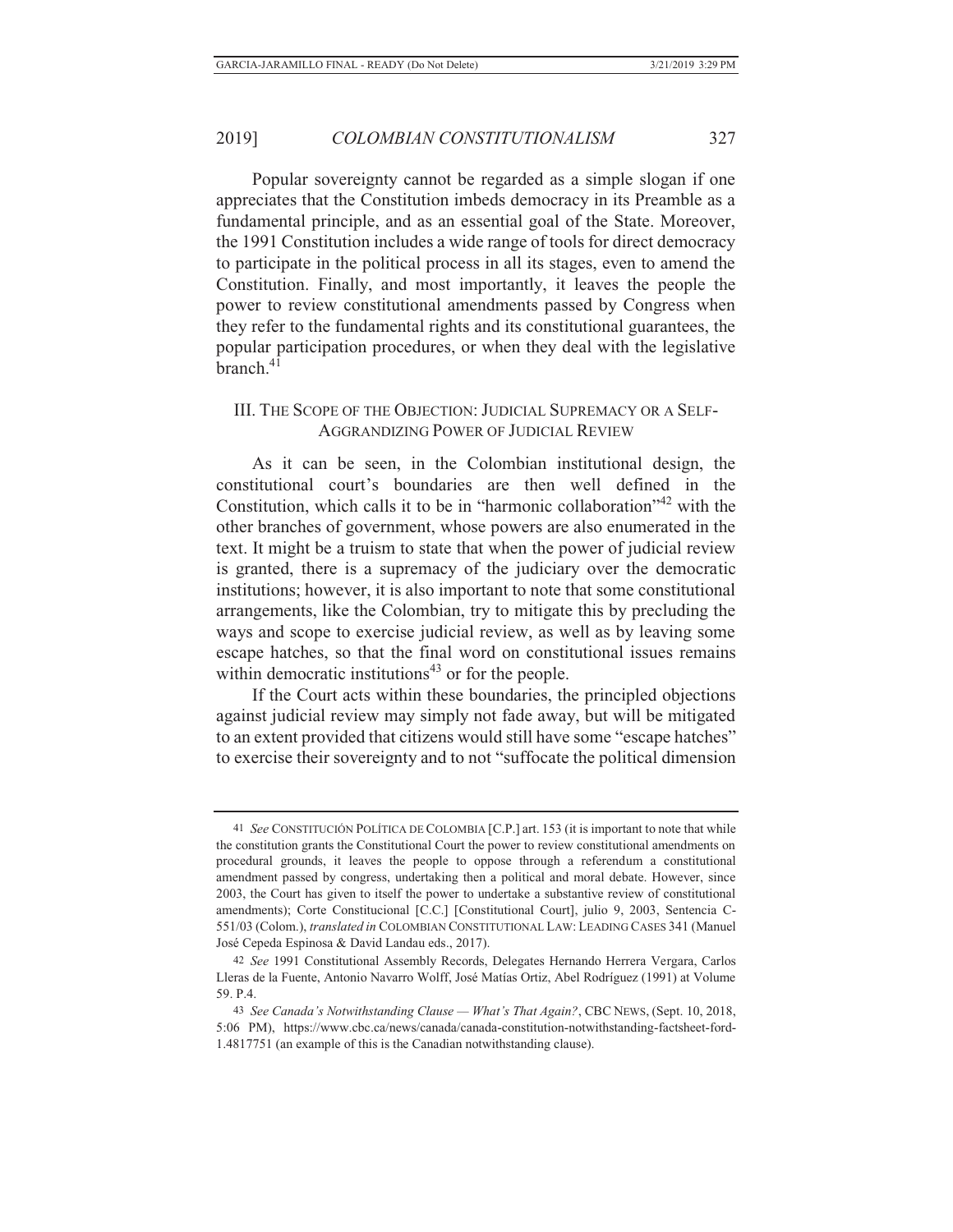Popular sovereignty cannot be regarded as a simple slogan if one appreciates that the Constitution imbeds democracy in its Preamble as a fundamental principle, and as an essential goal of the State. Moreover, the 1991 Constitution includes a wide range of tools for direct democracy to participate in the political process in all its stages, even to amend the Constitution. Finally, and most importantly, it leaves the people the power to review constitutional amendments passed by Congress when they refer to the fundamental rights and its constitutional guarantees, the popular participation procedures, or when they deal with the legislative branch.[41]

## III. The Scope of the Objection: Judicial Supremacy or a Self-Aggrandizing Power of Judicial Review

As it can be seen, in the Colombian institutional design, the constitutional court's boundaries are then well defined in the Constitution, which calls it to be in "harmonic collaboration"[42] with the other branches of government, whose powers are also enumerated in the text. It might be a truism to state that when the power of judicial review is granted, there is a supremacy of the judiciary over the democratic institutions; however, it is also important to note that some constitutional arrangements, like the Colombian, try to mitigate this by precluding the ways and scope to exercise judicial review, as well as by leaving some escape hatches, so that the final word on constitutional issues remains within democratic institutions[43] or for the people.

If the Court acts within these boundaries, the principled objections against judicial review may simply not fade away, but will be mitigated to an extent provided that citizens would still have some "escape hatches" to exercise their sovereignty and to not "suffocate the political dimension

---

41 *See* CONSTITUCIÓN POLÍTICA DE COLOMBIA [C.P.] art. 153 (it is important to note that while the constitution grants the Constitutional Court the power to review constitutional amendments on procedural grounds, it leaves the people to oppose through a referendum a constitutional amendment passed by congress, undertaking then a political and moral debate. However, since 2003, the Court has given to itself the power to undertake a substantive review of constitutional amendments); Corte Constitucional [C.C.] [Constitutional Court], julio 9, 2003, Sentencia C-551/03 (Colom.), *translated in* COLOMBIAN CONSTITUTIONAL LAW: LEADING CASES 341 (Manuel José Cepeda Espinosa & David Landau eds., 2017).

42 *See* 1991 Constitutional Assembly Records, Delegates Hernando Herrera Vergara, Carlos Lleras de la Fuente, Antonio Navarro Wolff, José Matías Ortiz, Abel Rodríguez (1991) at Volume 59. P.4.

43 *See Canada's Notwithstanding Clause — What's That Again?*, CBC NEWS, (Sept. 10, 2018, 5:06 PM), https://www.cbc.ca/news/canada/canada-constitution-notwithstanding-factsheet-ford-1.4817751 (an example of this is the Canadian notwithstanding clause).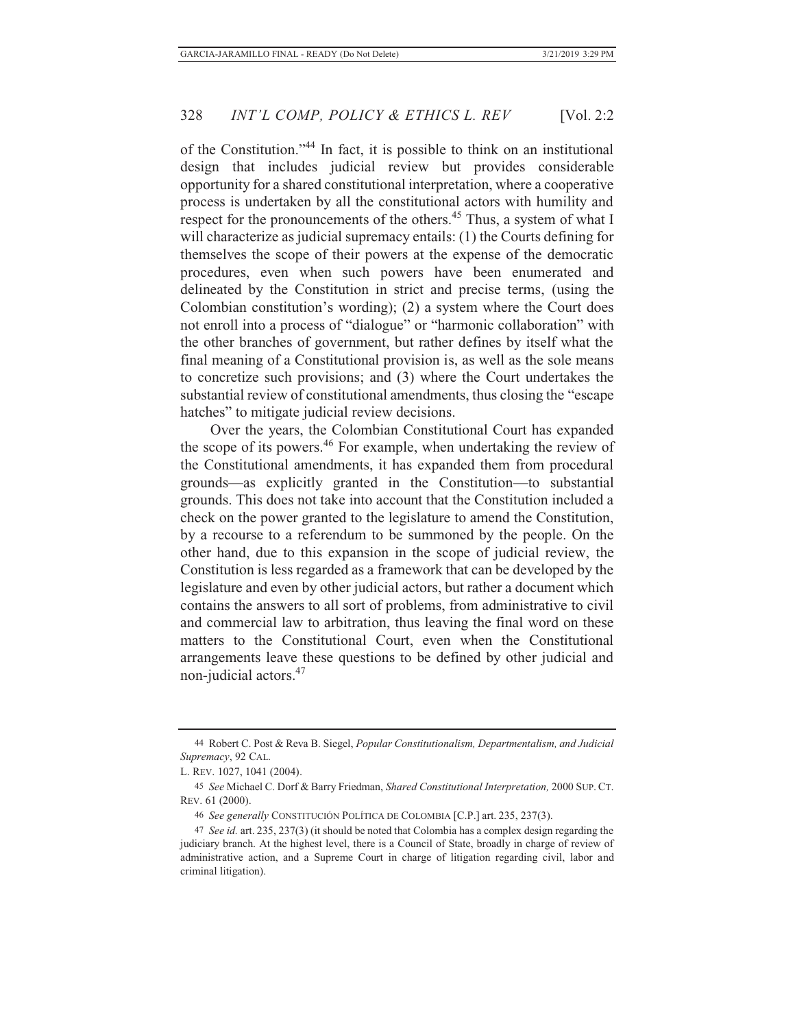of the Constitution."[44] In fact, it is possible to think on an institutional design that includes judicial review but provides considerable opportunity for a shared constitutional interpretation, where a cooperative process is undertaken by all the constitutional actors with humility and respect for the pronouncements of the others.[45] Thus, a system of what I will characterize as judicial supremacy entails: (1) the Courts defining for themselves the scope of their powers at the expense of the democratic procedures, even when such powers have been enumerated and delineated by the Constitution in strict and precise terms, (using the Colombian constitution's wording); (2) a system where the Court does not enroll into a process of "dialogue" or "harmonic collaboration" with the other branches of government, but rather defines by itself what the final meaning of a Constitutional provision is, as well as the sole means to concretize such provisions; and (3) where the Court undertakes the substantial review of constitutional amendments, thus closing the "escape hatches" to mitigate judicial review decisions.

Over the years, the Colombian Constitutional Court has expanded the scope of its powers.[46] For example, when undertaking the review of the Constitutional amendments, it has expanded them from procedural grounds—as explicitly granted in the Constitution—to substantial grounds. This does not take into account that the Constitution included a check on the power granted to the legislature to amend the Constitution, by a recourse to a referendum to be summoned by the people. On the other hand, due to this expansion in the scope of judicial review, the Constitution is less regarded as a framework that can be developed by the legislature and even by other judicial actors, but rather a document which contains the answers to all sort of problems, from administrative to civil and commercial law to arbitration, thus leaving the final word on these matters to the Constitutional Court, even when the Constitutional arrangements leave these questions to be defined by other judicial and non-judicial actors.[47]

---

44 Robert C. Post & Reva B. Siegel, *Popular Constitutionalism, Departmentalism, and Judicial Supremacy*, 92 CAL. L. REV. 1027, 1041 (2004).

45 *See* Michael C. Dorf & Barry Friedman, *Shared Constitutional Interpretation,* 2000 SUP. CT. REV. 61 (2000).

46 *See generally* CONSTITUCIÓN POLÍTICA DE COLOMBIA [C.P.] art. 235, 237(3).

47 *See id.* art. 235, 237(3) (it should be noted that Colombia has a complex design regarding the judiciary branch. At the highest level, there is a Council of State, broadly in charge of review of administrative action, and a Supreme Court in charge of litigation regarding civil, labor and criminal litigation).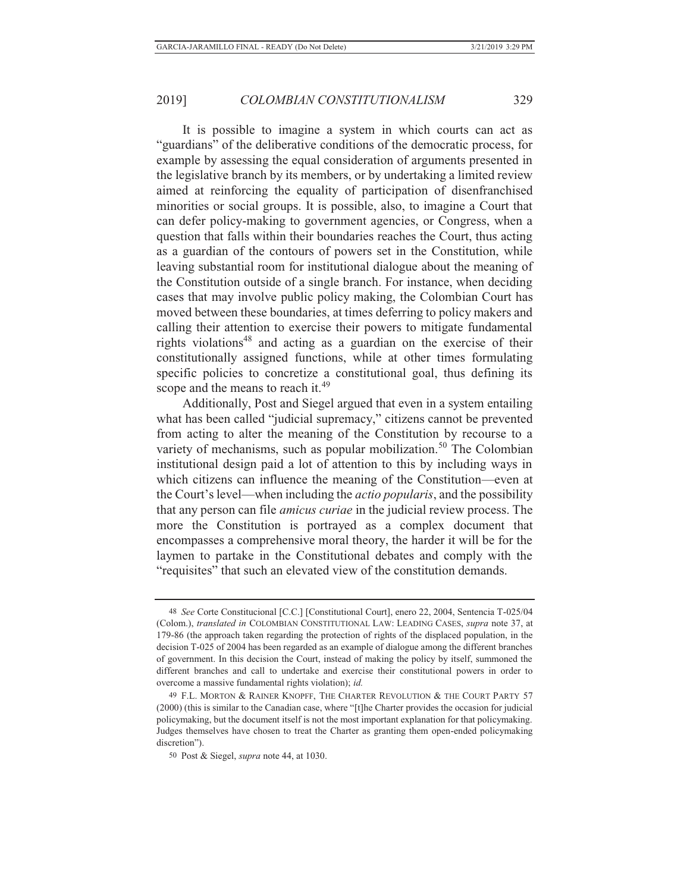It is possible to imagine a system in which courts can act as "guardians" of the deliberative conditions of the democratic process, for example by assessing the equal consideration of arguments presented in the legislative branch by its members, or by undertaking a limited review aimed at reinforcing the equality of participation of disenfranchised minorities or social groups. It is possible, also, to imagine a Court that can defer policy-making to government agencies, or Congress, when a question that falls within their boundaries reaches the Court, thus acting as a guardian of the contours of powers set in the Constitution, while leaving substantial room for institutional dialogue about the meaning of the Constitution outside of a single branch. For instance, when deciding cases that may involve public policy making, the Colombian Court has moved between these boundaries, at times deferring to policy makers and calling their attention to exercise their powers to mitigate fundamental rights violations[48] and acting as a guardian on the exercise of their constitutionally assigned functions, while at other times formulating specific policies to concretize a constitutional goal, thus defining its scope and the means to reach it.[49]

Additionally, Post and Siegel argued that even in a system entailing what has been called "judicial supremacy," citizens cannot be prevented from acting to alter the meaning of the Constitution by recourse to a variety of mechanisms, such as popular mobilization.[50] The Colombian institutional design paid a lot of attention to this by including ways in which citizens can influence the meaning of the Constitution—even at the Court's level—when including the *actio popularis*, and the possibility that any person can file *amicus curiae* in the judicial review process. The more the Constitution is portrayed as a complex document that encompasses a comprehensive moral theory, the harder it will be for the laymen to partake in the Constitutional debates and comply with the "requisites" that such an elevated view of the constitution demands.

---

48 *See* Corte Constitucional [C.C.] [Constitutional Court], enero 22, 2004, Sentencia T-025/04 (Colom.), *translated in* COLOMBIAN CONSTITUTIONAL LAW: LEADING CASES, *supra* note 37, at 179-86 (the approach taken regarding the protection of rights of the displaced population, in the decision T-025 of 2004 has been regarded as an example of dialogue among the different branches of government. In this decision the Court, instead of making the policy by itself, summoned the different branches and call to undertake and exercise their constitutional powers in order to overcome a massive fundamental rights violation); *id.*

49 F.L. MORTON & RAINER KNOPFF, THE CHARTER REVOLUTION & THE COURT PARTY 57 (2000) (this is similar to the Canadian case, where "[t]he Charter provides the occasion for judicial policymaking, but the document itself is not the most important explanation for that policymaking. Judges themselves have chosen to treat the Charter as granting them open-ended policymaking discretion").

50 Post & Siegel, *supra* note 44, at 1030.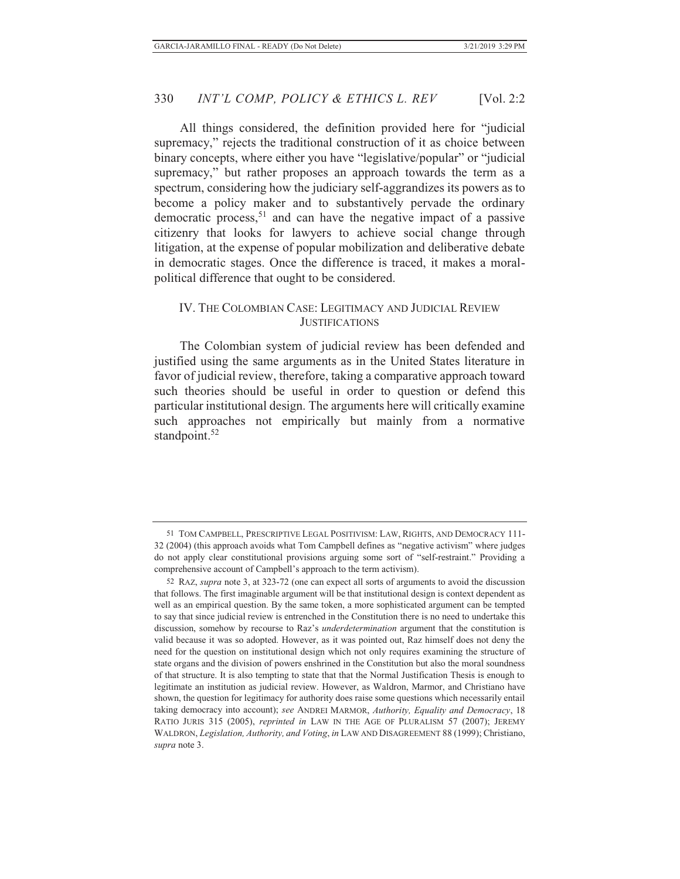All things considered, the definition provided here for "judicial supremacy," rejects the traditional construction of it as choice between binary concepts, where either you have "legislative/popular" or "judicial supremacy," but rather proposes an approach towards the term as a spectrum, considering how the judiciary self-aggrandizes its powers as to become a policy maker and to substantively pervade the ordinary democratic process,[51] and can have the negative impact of a passive citizenry that looks for lawyers to achieve social change through litigation, at the expense of popular mobilization and deliberative debate in democratic stages. Once the difference is traced, it makes a moral-political difference that ought to be considered.

## IV. THE COLOMBIAN CASE: LEGITIMACY AND JUDICIAL REVIEW JUSTIFICATIONS

The Colombian system of judicial review has been defended and justified using the same arguments as in the United States literature in favor of judicial review, therefore, taking a comparative approach toward such theories should be useful in order to question or defend this particular institutional design. The arguments here will critically examine such approaches not empirically but mainly from a normative standpoint.[52]

---

51 TOM CAMPBELL, PRESCRIPTIVE LEGAL POSITIVISM: LAW, RIGHTS, AND DEMOCRACY 111-32 (2004) (this approach avoids what Tom Campbell defines as "negative activism" where judges do not apply clear constitutional provisions arguing some sort of "self-restraint." Providing a comprehensive account of Campbell's approach to the term activism).

52 RAZ, *supra* note 3, at 323-72 (one can expect all sorts of arguments to avoid the discussion that follows. The first imaginable argument will be that institutional design is context dependent as well as an empirical question. By the same token, a more sophisticated argument can be tempted to say that since judicial review is entrenched in the Constitution there is no need to undertake this discussion, somehow by recourse to Raz's *underdetermination* argument that the constitution is valid because it was so adopted. However, as it was pointed out, Raz himself does not deny the need for the question on institutional design which not only requires examining the structure of state organs and the division of powers enshrined in the Constitution but also the moral soundness of that structure. It is also tempting to state that that the Normal Justification Thesis is enough to legitimate an institution as judicial review. However, as Waldron, Marmor, and Christiano have shown, the question for legitimacy for authority does raise some questions which necessarily entail taking democracy into account); *see* ANDREI MARMOR, *Authority, Equality and Democracy*, 18 RATIO JURIS 315 (2005), *reprinted in* LAW IN THE AGE OF PLURALISM 57 (2007); JEREMY WALDRON, *Legislation, Authority, and Voting*, *in* LAW AND DISAGREEMENT 88 (1999); Christiano, *supra* note 3.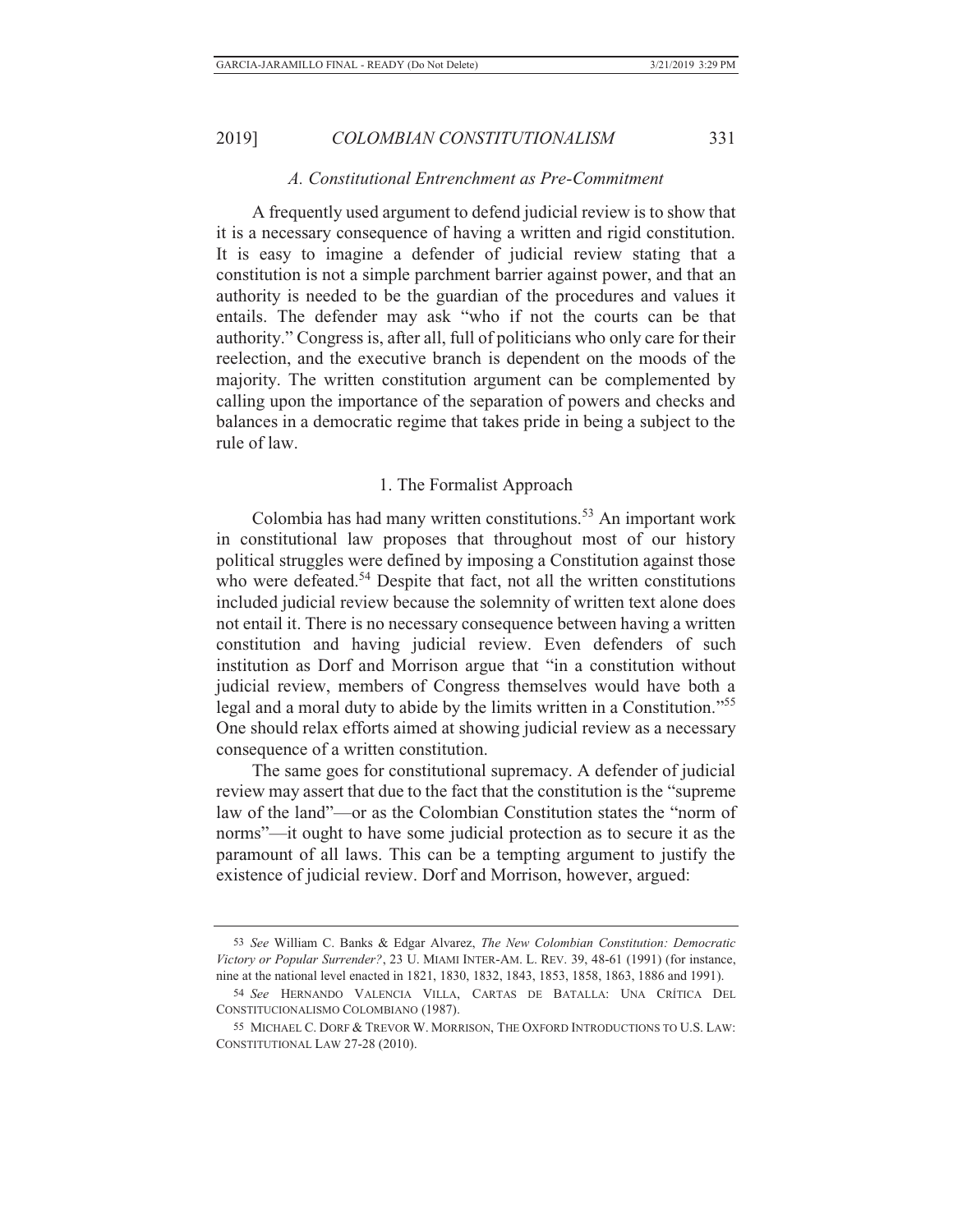### A. Constitutional Entrenchment as Pre-Commitment

A frequently used argument to defend judicial review is to show that it is a necessary consequence of having a written and rigid constitution. It is easy to imagine a defender of judicial review stating that a constitution is not a simple parchment barrier against power, and that an authority is needed to be the guardian of the procedures and values it entails. The defender may ask "who if not the courts can be that authority." Congress is, after all, full of politicians who only care for their reelection, and the executive branch is dependent on the moods of the majority. The written constitution argument can be complemented by calling upon the importance of the separation of powers and checks and balances in a democratic regime that takes pride in being a subject to the rule of law.

#### 1. The Formalist Approach

Colombia has had many written constitutions.[53] An important work in constitutional law proposes that throughout most of our history political struggles were defined by imposing a Constitution against those who were defeated.[54] Despite that fact, not all the written constitutions included judicial review because the solemnity of written text alone does not entail it. There is no necessary consequence between having a written constitution and having judicial review. Even defenders of such institution as Dorf and Morrison argue that "in a constitution without judicial review, members of Congress themselves would have both a legal and a moral duty to abide by the limits written in a Constitution."[55] One should relax efforts aimed at showing judicial review as a necessary consequence of a written constitution.

The same goes for constitutional supremacy. A defender of judicial review may assert that due to the fact that the constitution is the "supreme law of the land"—or as the Colombian Constitution states the "norm of norms"—it ought to have some judicial protection as to secure it as the paramount of all laws. This can be a tempting argument to justify the existence of judicial review. Dorf and Morrison, however, argued:

---

53 *See* William C. Banks & Edgar Alvarez, *The New Colombian Constitution: Democratic Victory or Popular Surrender?*, 23 U. MIAMI INTER-AM. L. REV. 39, 48-61 (1991) (for instance, nine at the national level enacted in 1821, 1830, 1832, 1843, 1853, 1858, 1863, 1886 and 1991).

54 *See* HERNANDO VALENCIA VILLA, CARTAS DE BATALLA: UNA CRÍTICA DEL CONSTITUCIONALISMO COLOMBIANO (1987).

55 MICHAEL C. DORF & TREVOR W. MORRISON, THE OXFORD INTRODUCTIONS TO U.S. LAW: CONSTITUTIONAL LAW 27-28 (2010).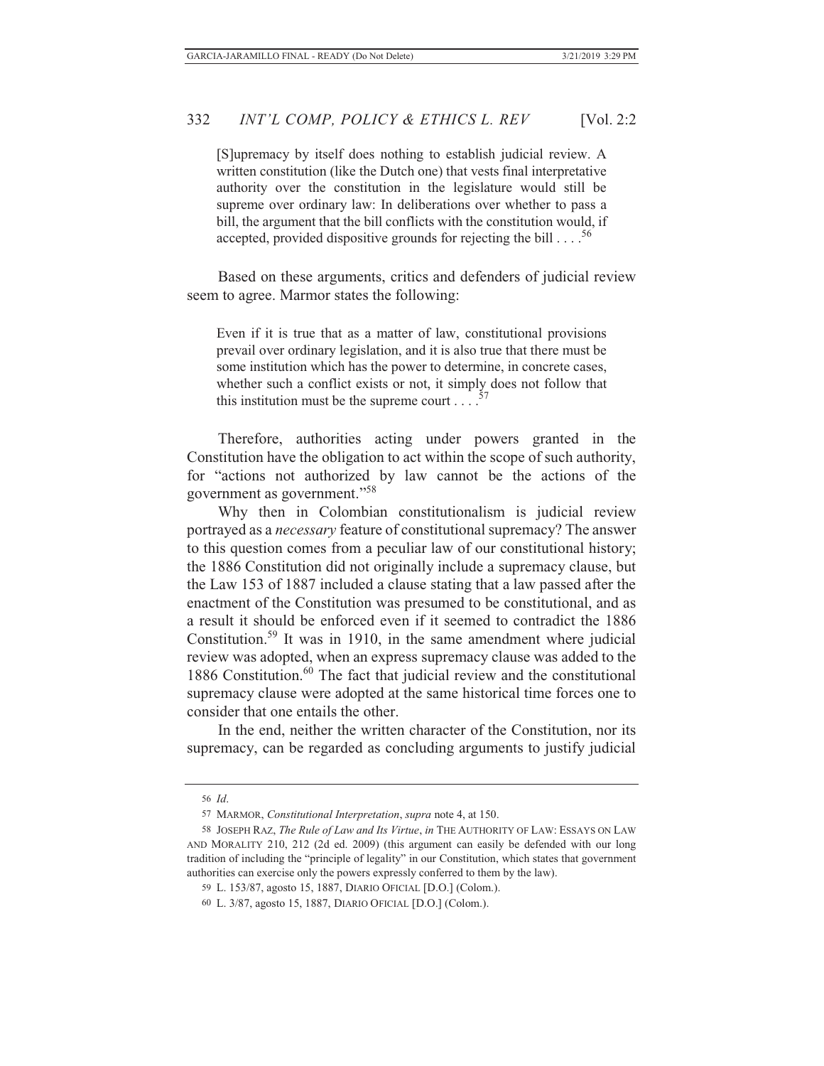> [S]upremacy by itself does nothing to establish judicial review. A written constitution (like the Dutch one) that vests final interpretative authority over the constitution in the legislature would still be supreme over ordinary law: In deliberations over whether to pass a bill, the argument that the bill conflicts with the constitution would, if accepted, provided dispositive grounds for rejecting the bill . . . .[56]

Based on these arguments, critics and defenders of judicial review seem to agree. Marmor states the following:

> Even if it is true that as a matter of law, constitutional provisions prevail over ordinary legislation, and it is also true that there must be some institution which has the power to determine, in concrete cases, whether such a conflict exists or not, it simply does not follow that this institution must be the supreme court . . . .[57]

Therefore, authorities acting under powers granted in the Constitution have the obligation to act within the scope of such authority, for "actions not authorized by law cannot be the actions of the government as government."[58]

Why then in Colombian constitutionalism is judicial review portrayed as a *necessary* feature of constitutional supremacy? The answer to this question comes from a peculiar law of our constitutional history; the 1886 Constitution did not originally include a supremacy clause, but the Law 153 of 1887 included a clause stating that a law passed after the enactment of the Constitution was presumed to be constitutional, and as a result it should be enforced even if it seemed to contradict the 1886 Constitution.[59] It was in 1910, in the same amendment where judicial review was adopted, when an express supremacy clause was added to the 1886 Constitution.[60] The fact that judicial review and the constitutional supremacy clause were adopted at the same historical time forces one to consider that one entails the other.

In the end, neither the written character of the Constitution, nor its supremacy, can be regarded as concluding arguments to justify judicial

---

56 *Id*.

57 MARMOR, *Constitutional Interpretation*, *supra* note 4, at 150.

58 JOSEPH RAZ, *The Rule of Law and Its Virtue*, *in* THE AUTHORITY OF LAW: ESSAYS ON LAW AND MORALITY 210, 212 (2d ed. 2009) (this argument can easily be defended with our long tradition of including the "principle of legality" in our Constitution, which states that government authorities can exercise only the powers expressly conferred to them by the law).

59 L. 153/87, agosto 15, 1887, DIARIO OFICIAL [D.O.] (Colom.).

60 L. 3/87, agosto 15, 1887, DIARIO OFICIAL [D.O.] (Colom.).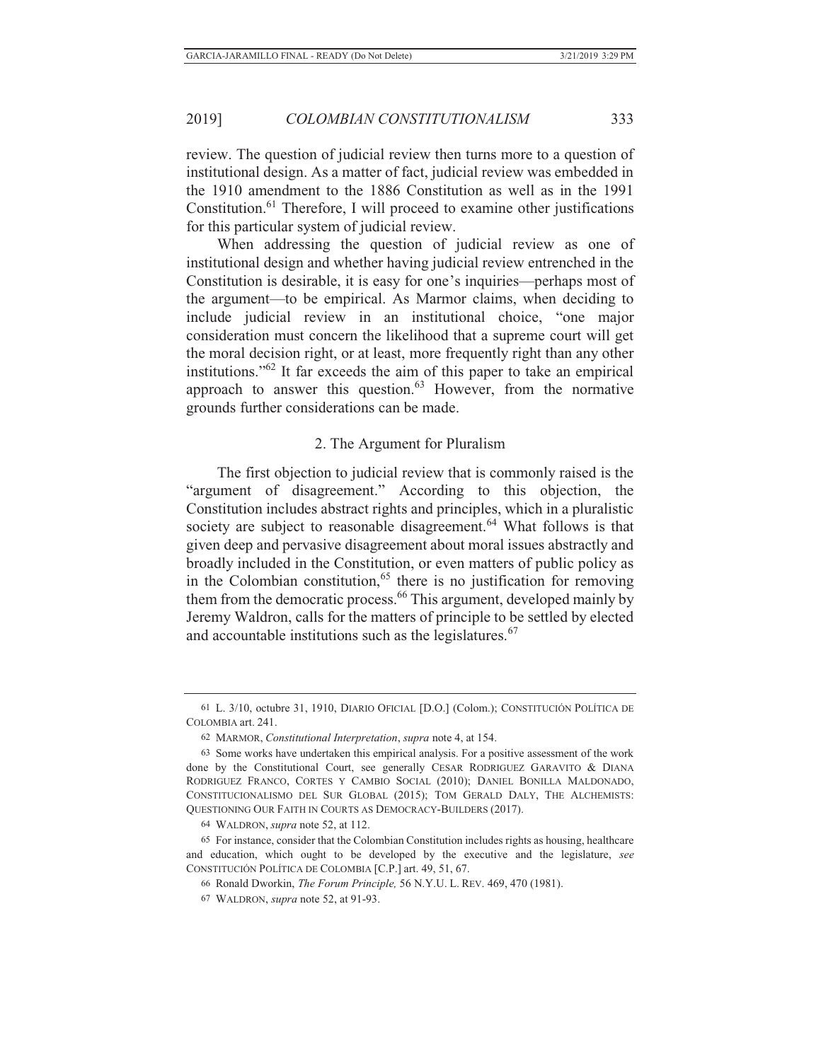review. The question of judicial review then turns more to a question of institutional design. As a matter of fact, judicial review was embedded in the 1910 amendment to the 1886 Constitution as well as in the 1991 Constitution.[61] Therefore, I will proceed to examine other justifications for this particular system of judicial review.

When addressing the question of judicial review as one of institutional design and whether having judicial review entrenched in the Constitution is desirable, it is easy for one's inquiries—perhaps most of the argument—to be empirical. As Marmor claims, when deciding to include judicial review in an institutional choice, "one major consideration must concern the likelihood that a supreme court will get the moral decision right, or at least, more frequently right than any other institutions."[62] It far exceeds the aim of this paper to take an empirical approach to answer this question.[63] However, from the normative grounds further considerations can be made.

### 2. The Argument for Pluralism

The first objection to judicial review that is commonly raised is the "argument of disagreement." According to this objection, the Constitution includes abstract rights and principles, which in a pluralistic society are subject to reasonable disagreement.[64] What follows is that given deep and pervasive disagreement about moral issues abstractly and broadly included in the Constitution, or even matters of public policy as in the Colombian constitution,[65] there is no justification for removing them from the democratic process.[66] This argument, developed mainly by Jeremy Waldron, calls for the matters of principle to be settled by elected and accountable institutions such as the legislatures.[67]

---

61 L. 3/10, octubre 31, 1910, DIARIO OFICIAL [D.O.] (Colom.); CONSTITUCIÓN POLÍTICA DE COLOMBIA art. 241.

62 MARMOR, *Constitutional Interpretation*, *supra* note 4, at 154.

63 Some works have undertaken this empirical analysis. For a positive assessment of the work done by the Constitutional Court, see generally CESAR RODRIGUEZ GARAVITO & DIANA RODRIGUEZ FRANCO, CORTES Y CAMBIO SOCIAL (2010); DANIEL BONILLA MALDONADO, CONSTITUCIONALISMO DEL SUR GLOBAL (2015); TOM GERALD DALY, THE ALCHEMISTS: QUESTIONING OUR FAITH IN COURTS AS DEMOCRACY-BUILDERS (2017).

64 WALDRON, *supra* note 52, at 112.

65 For instance, consider that the Colombian Constitution includes rights as housing, healthcare and education, which ought to be developed by the executive and the legislature, *see* CONSTITUCIÓN POLÍTICA DE COLOMBIA [C.P.] art. 49, 51, 67.

66 Ronald Dworkin, *The Forum Principle,* 56 N.Y.U. L. REV. 469, 470 (1981).

67 WALDRON, *supra* note 52, at 91-93.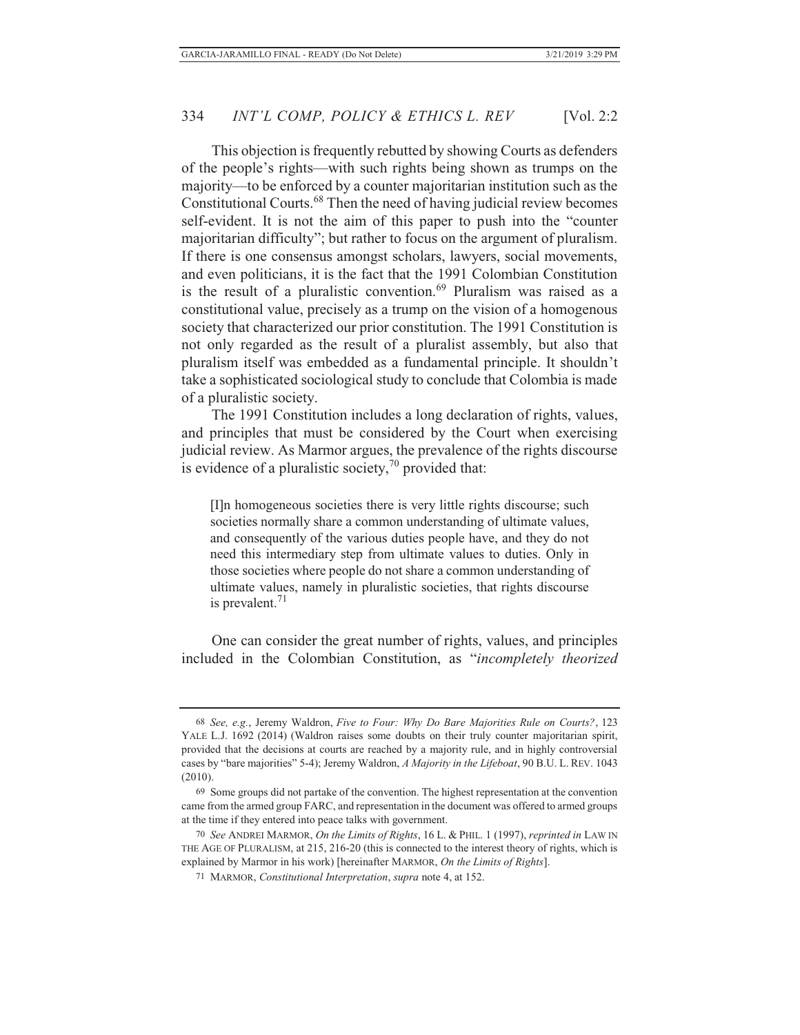This objection is frequently rebutted by showing Courts as defenders of the people's rights—with such rights being shown as trumps on the majority—to be enforced by a counter majoritarian institution such as the Constitutional Courts.[68] Then the need of having judicial review becomes self-evident. It is not the aim of this paper to push into the "counter majoritarian difficulty"; but rather to focus on the argument of pluralism. If there is one consensus amongst scholars, lawyers, social movements, and even politicians, it is the fact that the 1991 Colombian Constitution is the result of a pluralistic convention.[69] Pluralism was raised as a constitutional value, precisely as a trump on the vision of a homogenous society that characterized our prior constitution. The 1991 Constitution is not only regarded as the result of a pluralist assembly, but also that pluralism itself was embedded as a fundamental principle. It shouldn't take a sophisticated sociological study to conclude that Colombia is made of a pluralistic society.

The 1991 Constitution includes a long declaration of rights, values, and principles that must be considered by the Court when exercising judicial review. As Marmor argues, the prevalence of the rights discourse is evidence of a pluralistic society,[70] provided that:

> [I]n homogeneous societies there is very little rights discourse; such societies normally share a common understanding of ultimate values, and consequently of the various duties people have, and they do not need this intermediary step from ultimate values to duties. Only in those societies where people do not share a common understanding of ultimate values, namely in pluralistic societies, that rights discourse is prevalent.[71]

One can consider the great number of rights, values, and principles included in the Colombian Constitution, as "*incompletely theorized*

---

68 *See, e.g.*, Jeremy Waldron, *Five to Four: Why Do Bare Majorities Rule on Courts?*, 123 YALE L.J. 1692 (2014) (Waldron raises some doubts on their truly counter majoritarian spirit, provided that the decisions at courts are reached by a majority rule, and in highly controversial cases by "bare majorities" 5-4); Jeremy Waldron, *A Majority in the Lifeboat*, 90 B.U. L. REV. 1043 (2010).

69 Some groups did not partake of the convention. The highest representation at the convention came from the armed group FARC, and representation in the document was offered to armed groups at the time if they entered into peace talks with government.

70 *See* ANDREI MARMOR, *On the Limits of Rights*, 16 L. & PHIL. 1 (1997), *reprinted in* LAW IN THE AGE OF PLURALISM, at 215, 216-20 (this is connected to the interest theory of rights, which is explained by Marmor in his work) [hereinafter MARMOR, *On the Limits of Rights*].

71 MARMOR, *Constitutional Interpretation*, *supra* note 4, at 152.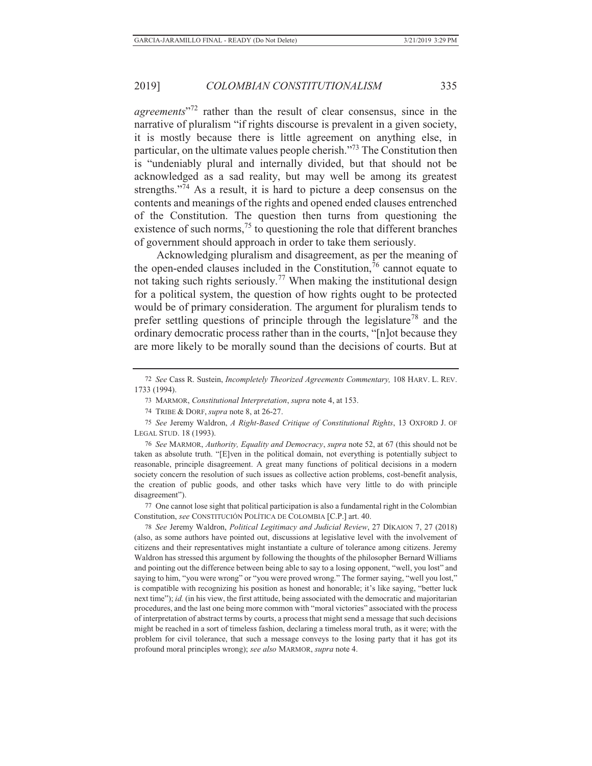*agreements*"[72] rather than the result of clear consensus, since in the narrative of pluralism "if rights discourse is prevalent in a given society, it is mostly because there is little agreement on anything else, in particular, on the ultimate values people cherish."[73] The Constitution then is "undeniably plural and internally divided, but that should not be acknowledged as a sad reality, but may well be among its greatest strengths."[74] As a result, it is hard to picture a deep consensus on the contents and meanings of the rights and opened ended clauses entrenched of the Constitution. The question then turns from questioning the existence of such norms,[75] to questioning the role that different branches of government should approach in order to take them seriously.

Acknowledging pluralism and disagreement, as per the meaning of the open-ended clauses included in the Constitution,[76] cannot equate to not taking such rights seriously.[77] When making the institutional design for a political system, the question of how rights ought to be protected would be of primary consideration. The argument for pluralism tends to prefer settling questions of principle through the legislature[78] and the ordinary democratic process rather than in the courts, "[n]ot because they are more likely to be morally sound than the decisions of courts. But at

---

72 *See* Cass R. Sustein, *Incompletely Theorized Agreements Commentary,* 108 HARV. L. REV. 1733 (1994).

73 MARMOR, *Constitutional Interpretation*, *supra* note 4, at 153.

74 TRIBE & DORF, *supra* note 8, at 26-27.

75 *See* Jeremy Waldron, *A Right-Based Critique of Constitutional Rights*, 13 OXFORD J. OF LEGAL STUD. 18 (1993).

76 *See* MARMOR, *Authority, Equality and Democracy*, *supra* note 52, at 67 (this should not be taken as absolute truth. "[E]ven in the political domain, not everything is potentially subject to reasonable, principle disagreement. A great many functions of political decisions in a modern society concern the resolution of such issues as collective action problems, cost-benefit analysis, the creation of public goods, and other tasks which have very little to do with principle disagreement").

77 One cannot lose sight that political participation is also a fundamental right in the Colombian Constitution, *see* CONSTITUCIÓN POLÍTICA DE COLOMBIA [C.P.] art. 40.

78 *See* Jeremy Waldron, *Political Legitimacy and Judicial Review*, 27 DÍKAION 7, 27 (2018) (also, as some authors have pointed out, discussions at legislative level with the involvement of citizens and their representatives might instantiate a culture of tolerance among citizens. Jeremy Waldron has stressed this argument by following the thoughts of the philosopher Bernard Williams and pointing out the difference between being able to say to a losing opponent, "well, you lost" and saying to him, "you were wrong" or "you were proved wrong." The former saying, "well you lost," is compatible with recognizing his position as honest and honorable; it's like saying, "better luck next time"); *id.* (in his view, the first attitude, being associated with the democratic and majoritarian procedures, and the last one being more common with "moral victories" associated with the process of interpretation of abstract terms by courts, a process that might send a message that such decisions might be reached in a sort of timeless fashion, declaring a timeless moral truth, as it were; with the problem for civil tolerance, that such a message conveys to the losing party that it has got its profound moral principles wrong); *see also* MARMOR, *supra* note 4.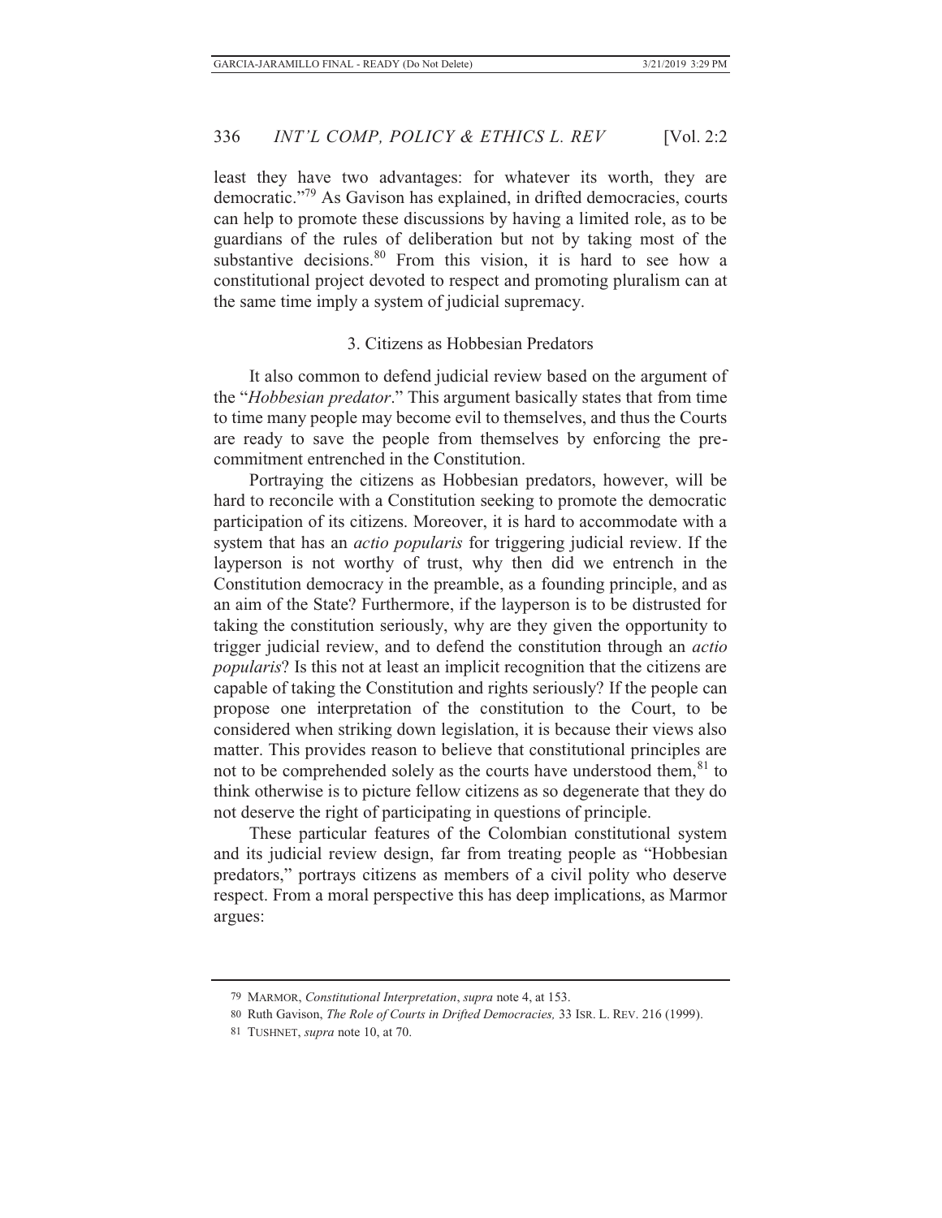least they have two advantages: for whatever its worth, they are democratic."[79] As Gavison has explained, in drifted democracies, courts can help to promote these discussions by having a limited role, as to be guardians of the rules of deliberation but not by taking most of the substantive decisions.[80] From this vision, it is hard to see how a constitutional project devoted to respect and promoting pluralism can at the same time imply a system of judicial supremacy.

### 3. Citizens as Hobbesian Predators

It also common to defend judicial review based on the argument of the "*Hobbesian predator*." This argument basically states that from time to time many people may become evil to themselves, and thus the Courts are ready to save the people from themselves by enforcing the pre-commitment entrenched in the Constitution.

Portraying the citizens as Hobbesian predators, however, will be hard to reconcile with a Constitution seeking to promote the democratic participation of its citizens. Moreover, it is hard to accommodate with a system that has an *actio popularis* for triggering judicial review. If the layperson is not worthy of trust, why then did we entrench in the Constitution democracy in the preamble, as a founding principle, and as an aim of the State? Furthermore, if the layperson is to be distrusted for taking the constitution seriously, why are they given the opportunity to trigger judicial review, and to defend the constitution through an *actio popularis*? Is this not at least an implicit recognition that the citizens are capable of taking the Constitution and rights seriously? If the people can propose one interpretation of the constitution to the Court, to be considered when striking down legislation, it is because their views also matter. This provides reason to believe that constitutional principles are not to be comprehended solely as the courts have understood them,[81] to think otherwise is to picture fellow citizens as so degenerate that they do not deserve the right of participating in questions of principle.

These particular features of the Colombian constitutional system and its judicial review design, far from treating people as "Hobbesian predators," portrays citizens as members of a civil polity who deserve respect. From a moral perspective this has deep implications, as Marmor argues:

---

79 MARMOR, *Constitutional Interpretation*, *supra* note 4, at 153.

80 Ruth Gavison, *The Role of Courts in Drifted Democracies,* 33 ISR. L. REV. 216 (1999).

81 TUSHNET, *supra* note 10, at 70.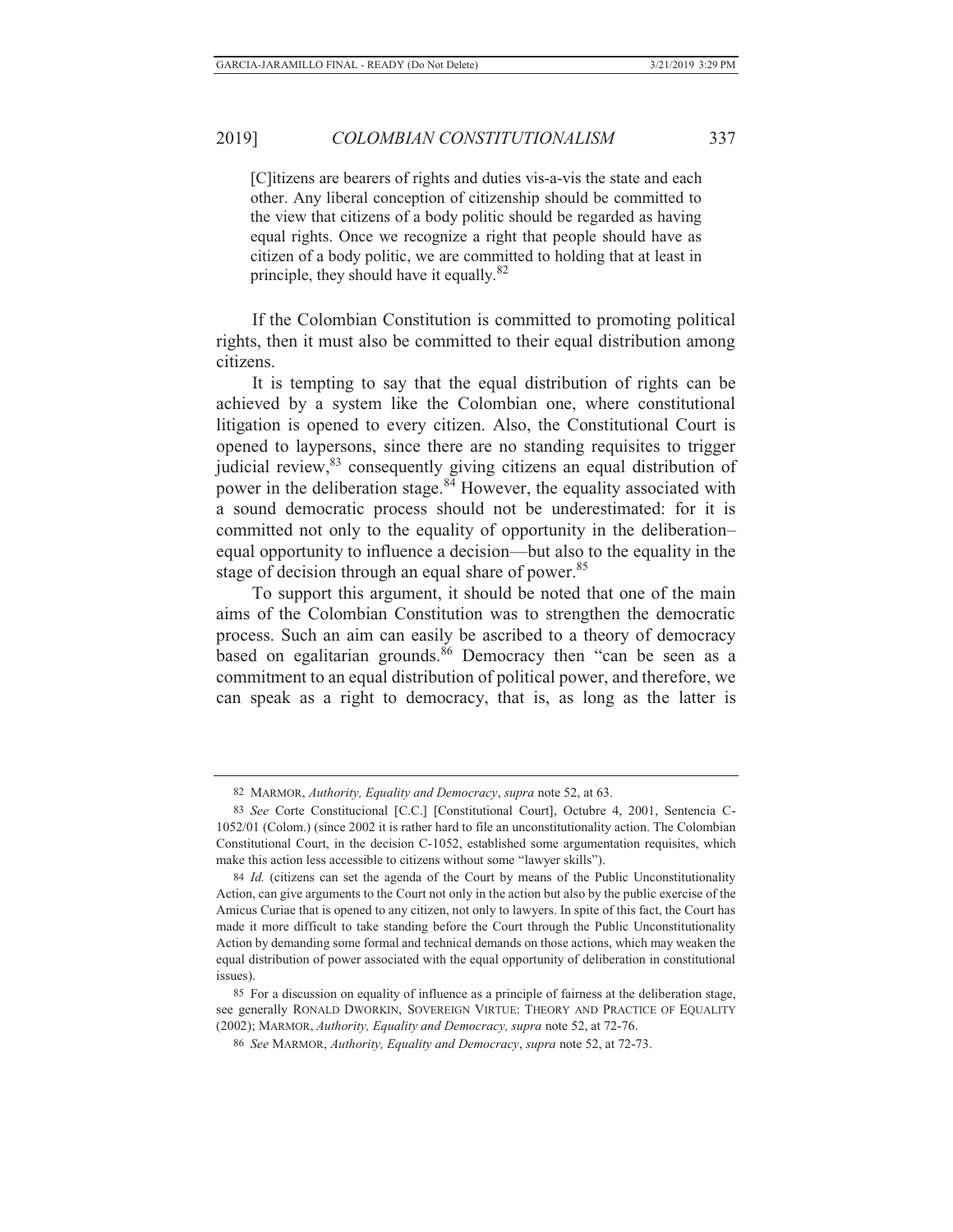> [C]itizens are bearers of rights and duties vis-a-vis the state and each other. Any liberal conception of citizenship should be committed to the view that citizens of a body politic should be regarded as having equal rights. Once we recognize a right that people should have as citizen of a body politic, we are committed to holding that at least in principle, they should have it equally.[82]

If the Colombian Constitution is committed to promoting political rights, then it must also be committed to their equal distribution among citizens.

It is tempting to say that the equal distribution of rights can be achieved by a system like the Colombian one, where constitutional litigation is opened to every citizen. Also, the Constitutional Court is opened to laypersons, since there are no standing requisites to trigger judicial review,[83] consequently giving citizens an equal distribution of power in the deliberation stage.[84] However, the equality associated with a sound democratic process should not be underestimated: for it is committed not only to the equality of opportunity in the deliberation– equal opportunity to influence a decision—but also to the equality in the stage of decision through an equal share of power.[85]

To support this argument, it should be noted that one of the main aims of the Colombian Constitution was to strengthen the democratic process. Such an aim can easily be ascribed to a theory of democracy based on egalitarian grounds.[86] Democracy then "can be seen as a commitment to an equal distribution of political power, and therefore, we can speak as a right to democracy, that is, as long as the latter is

---

82 MARMOR, *Authority, Equality and Democracy*, *supra* note 52, at 63.

83 *See* Corte Constitucional [C.C.] [Constitutional Court], Octubre 4, 2001, Sentencia C-1052/01 (Colom.) (since 2002 it is rather hard to file an unconstitutionality action. The Colombian Constitutional Court, in the decision C-1052, established some argumentation requisites, which make this action less accessible to citizens without some "lawyer skills").

84 *Id.* (citizens can set the agenda of the Court by means of the Public Unconstitutionality Action, can give arguments to the Court not only in the action but also by the public exercise of the Amicus Curiae that is opened to any citizen, not only to lawyers. In spite of this fact, the Court has made it more difficult to take standing before the Court through the Public Unconstitutionality Action by demanding some formal and technical demands on those actions, which may weaken the equal distribution of power associated with the equal opportunity of deliberation in constitutional issues).

85 For a discussion on equality of influence as a principle of fairness at the deliberation stage, see generally RONALD DWORKIN, SOVEREIGN VIRTUE: THEORY AND PRACTICE OF EQUALITY (2002); MARMOR, *Authority, Equality and Democracy, supra* note 52, at 72-76.

86 *See* MARMOR, *Authority, Equality and Democracy*, *supra* note 52, at 72-73.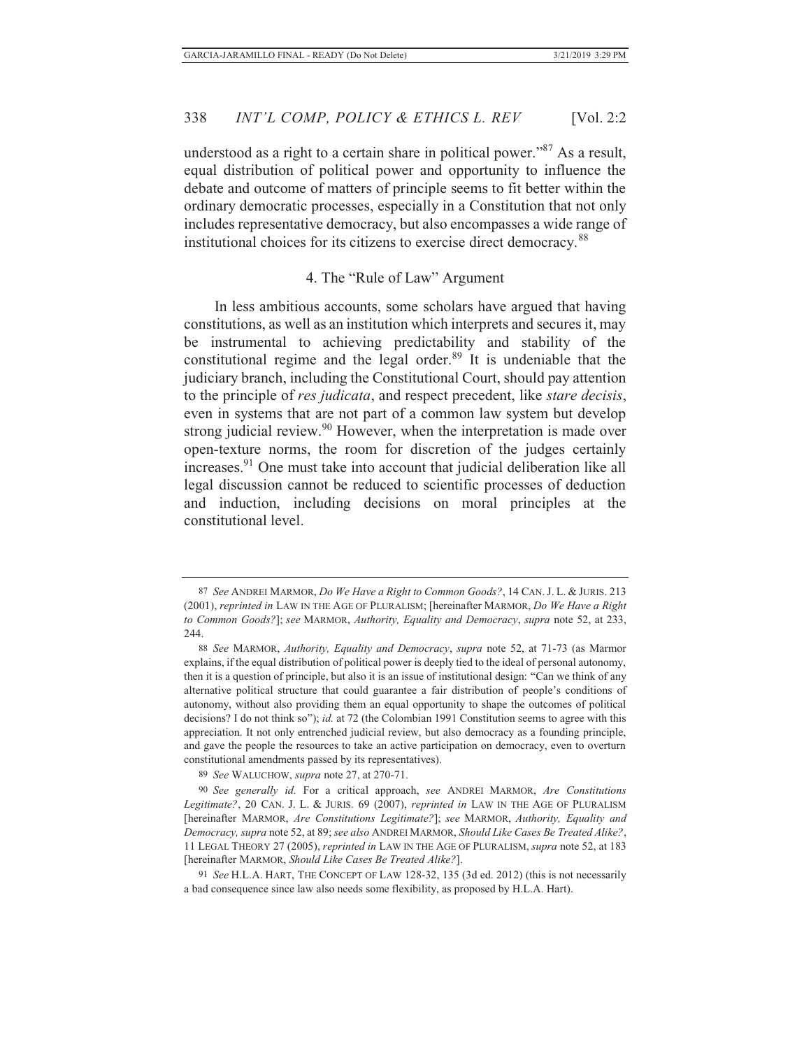understood as a right to a certain share in political power."[87] As a result, equal distribution of political power and opportunity to influence the debate and outcome of matters of principle seems to fit better within the ordinary democratic processes, especially in a Constitution that not only includes representative democracy, but also encompasses a wide range of institutional choices for its citizens to exercise direct democracy.[88]

### 4. The "Rule of Law" Argument

In less ambitious accounts, some scholars have argued that having constitutions, as well as an institution which interprets and secures it, may be instrumental to achieving predictability and stability of the constitutional regime and the legal order.[89] It is undeniable that the judiciary branch, including the Constitutional Court, should pay attention to the principle of *res judicata*, and respect precedent, like *stare decisis*, even in systems that are not part of a common law system but develop strong judicial review.[90] However, when the interpretation is made over open-texture norms, the room for discretion of the judges certainly increases.[91] One must take into account that judicial deliberation like all legal discussion cannot be reduced to scientific processes of deduction and induction, including decisions on moral principles at the constitutional level.

---

87 *See* ANDREI MARMOR, *Do We Have a Right to Common Goods?*, 14 CAN. J. L. & JURIS. 213 (2001), *reprinted in* LAW IN THE AGE OF PLURALISM; [hereinafter MARMOR, *Do We Have a Right to Common Goods?*]; *see* MARMOR, *Authority, Equality and Democracy*, *supra* note 52, at 233, 244.

88 *See* MARMOR, *Authority, Equality and Democracy*, *supra* note 52, at 71-73 (as Marmor explains, if the equal distribution of political power is deeply tied to the ideal of personal autonomy, then it is a question of principle, but also it is an issue of institutional design: "Can we think of any alternative political structure that could guarantee a fair distribution of people's conditions of autonomy, without also providing them an equal opportunity to shape the outcomes of political decisions? I do not think so"); *id.* at 72 (the Colombian 1991 Constitution seems to agree with this appreciation. It not only entrenched judicial review, but also democracy as a founding principle, and gave the people the resources to take an active participation on democracy, even to overturn constitutional amendments passed by its representatives).

89 *See* WALUCHOW, *supra* note 27, at 270-71.

90 *See generally id.* For a critical approach, *see* ANDREI MARMOR, *Are Constitutions Legitimate?*, 20 CAN. J. L. & JURIS. 69 (2007), *reprinted in* LAW IN THE AGE OF PLURALISM [hereinafter MARMOR, *Are Constitutions Legitimate?*]; *see* MARMOR, *Authority, Equality and Democracy, supra* note 52, at 89; *see also* ANDREI MARMOR, *Should Like Cases Be Treated Alike?*, 11 LEGAL THEORY 27 (2005), *reprinted in* LAW IN THE AGE OF PLURALISM, *supra* note 52, at 183 [hereinafter MARMOR, *Should Like Cases Be Treated Alike?*].

91 *See* H.L.A. HART, THE CONCEPT OF LAW 128-32, 135 (3d ed. 2012) (this is not necessarily a bad consequence since law also needs some flexibility, as proposed by H.L.A. Hart).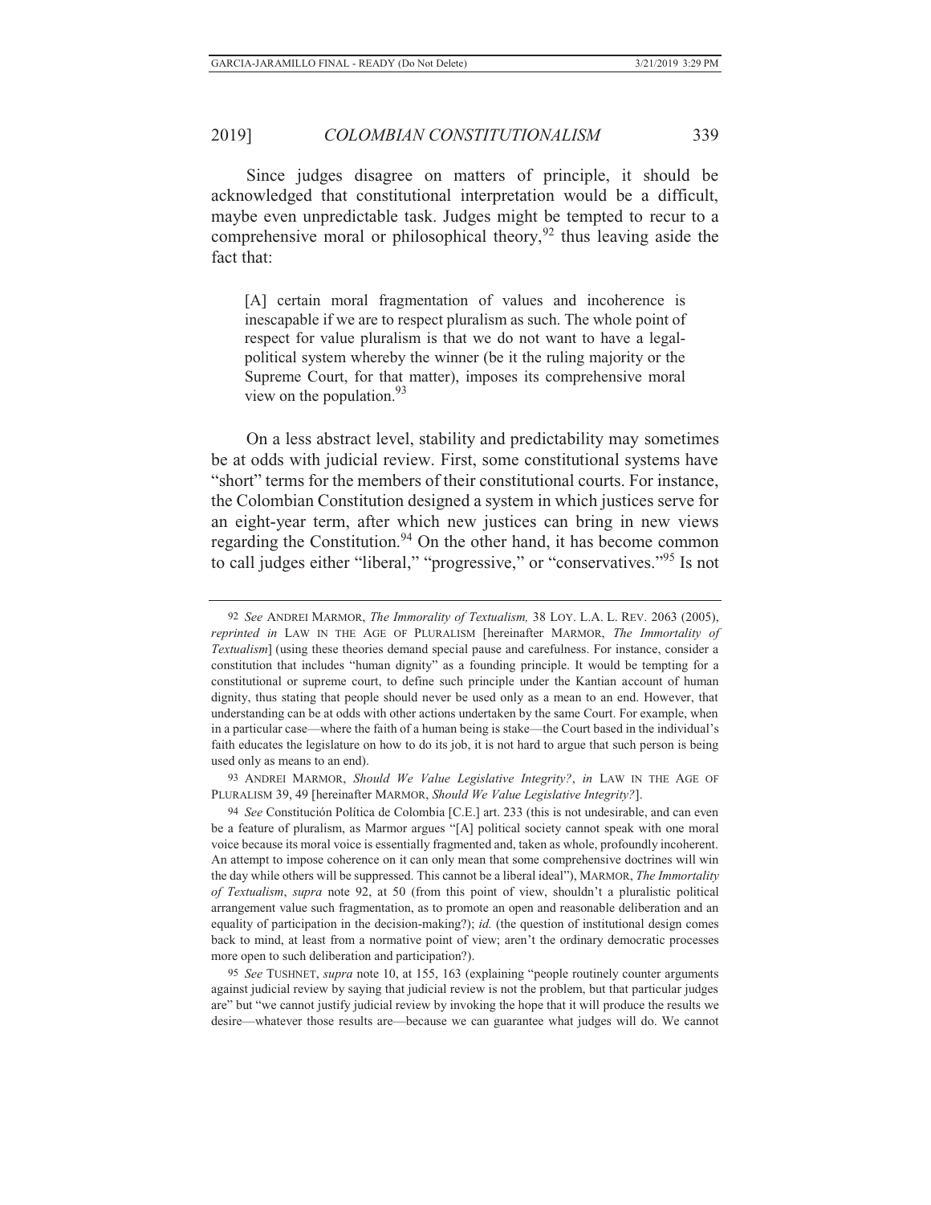Since judges disagree on matters of principle, it should be acknowledged that constitutional interpretation would be a difficult, maybe even unpredictable task. Judges might be tempted to recur to a comprehensive moral or philosophical theory,[92] thus leaving aside the fact that:

> [A] certain moral fragmentation of values and incoherence is inescapable if we are to respect pluralism as such. The whole point of respect for value pluralism is that we do not want to have a legal-political system whereby the winner (be it the ruling majority or the Supreme Court, for that matter), imposes its comprehensive moral view on the population.[93]

On a less abstract level, stability and predictability may sometimes be at odds with judicial review. First, some constitutional systems have "short" terms for the members of their constitutional courts. For instance, the Colombian Constitution designed a system in which justices serve for an eight-year term, after which new justices can bring in new views regarding the Constitution.[94] On the other hand, it has become common to call judges either "liberal," "progressive," or "conservatives."[95] Is not

---

92 *See* ANDREI MARMOR, *The Immorality of Textualism,* 38 LOY. L.A. L. REV. 2063 (2005), *reprinted in* LAW IN THE AGE OF PLURALISM [hereinafter MARMOR, *The Immortality of Textualism*] (using these theories demand special pause and carefulness. For instance, consider a constitution that includes "human dignity" as a founding principle. It would be tempting for a constitutional or supreme court, to define such principle under the Kantian account of human dignity, thus stating that people should never be used only as a mean to an end. However, that understanding can be at odds with other actions undertaken by the same Court. For example, when in a particular case—where the faith of a human being is stake—the Court based in the individual's faith educates the legislature on how to do its job, it is not hard to argue that such person is being used only as means to an end).

93 ANDREI MARMOR, *Should We Value Legislative Integrity?*, *in* LAW IN THE AGE OF PLURALISM 39, 49 [hereinafter MARMOR, *Should We Value Legislative Integrity?*].

94 *See* Constitución Política de Colombia [C.E.] art. 233 (this is not undesirable, and can even be a feature of pluralism, as Marmor argues "[A] political society cannot speak with one moral voice because its moral voice is essentially fragmented and, taken as whole, profoundly incoherent. An attempt to impose coherence on it can only mean that some comprehensive doctrines will win the day while others will be suppressed. This cannot be a liberal ideal"), MARMOR, *The Immortality of Textualism*, *supra* note 92, at 50 (from this point of view, shouldn't a pluralistic political arrangement value such fragmentation, as to promote an open and reasonable deliberation and an equality of participation in the decision-making?); *id.* (the question of institutional design comes back to mind, at least from a normative point of view; aren't the ordinary democratic processes more open to such deliberation and participation?).

95 *See* TUSHNET, *supra* note 10, at 155, 163 (explaining "people routinely counter arguments against judicial review by saying that judicial review is not the problem, but that particular judges are" but "we cannot justify judicial review by invoking the hope that it will produce the results we desire—whatever those results are—because we can guarantee what judges will do. We cannot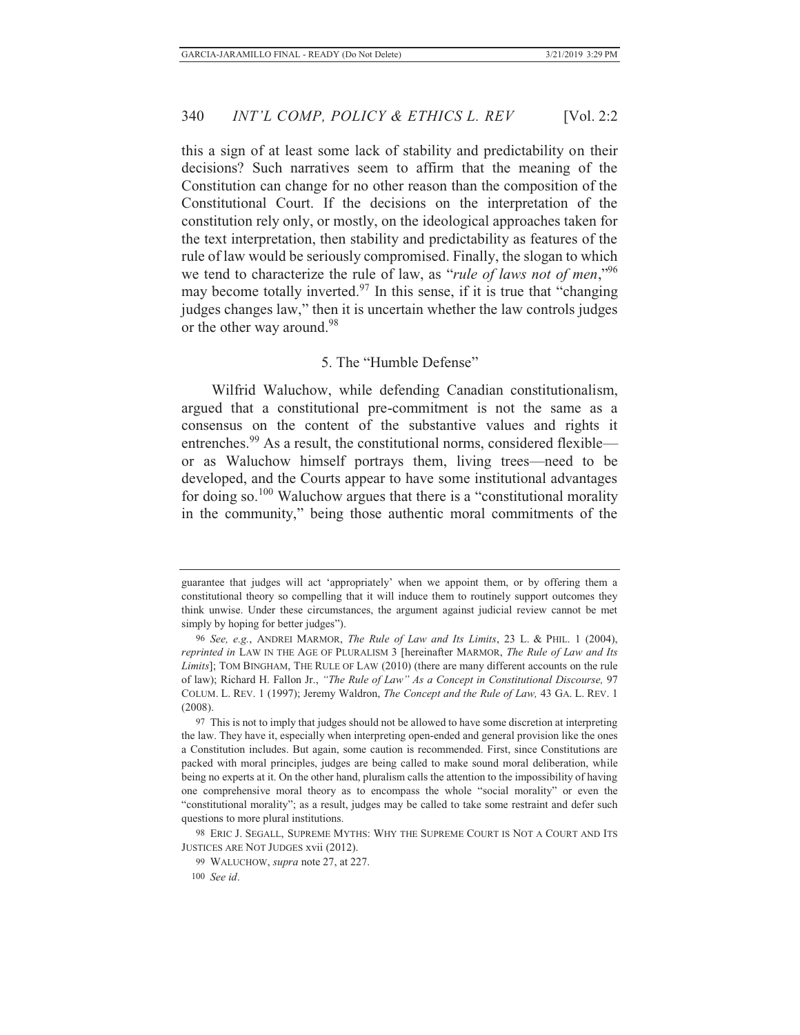this a sign of at least some lack of stability and predictability on their decisions? Such narratives seem to affirm that the meaning of the Constitution can change for no other reason than the composition of the Constitutional Court. If the decisions on the interpretation of the constitution rely only, or mostly, on the ideological approaches taken for the text interpretation, then stability and predictability as features of the rule of law would be seriously compromised. Finally, the slogan to which we tend to characterize the rule of law, as "*rule of laws not of men*,"[96] may become totally inverted.[97] In this sense, if it is true that "changing judges changes law," then it is uncertain whether the law controls judges or the other way around.[98]

### 5. The "Humble Defense"

Wilfrid Waluchow, while defending Canadian constitutionalism, argued that a constitutional pre-commitment is not the same as a consensus on the content of the substantive values and rights it entrenches.[99] As a result, the constitutional norms, considered flexible—or as Waluchow himself portrays them, living trees—need to be developed, and the Courts appear to have some institutional advantages for doing so.[100] Waluchow argues that there is a "constitutional morality in the community," being those authentic moral commitments of the

---

guarantee that judges will act 'appropriately' when we appoint them, or by offering them a constitutional theory so compelling that it will induce them to routinely support outcomes they think unwise. Under these circumstances, the argument against judicial review cannot be met simply by hoping for better judges").

96 *See, e.g.*, ANDREI MARMOR, *The Rule of Law and Its Limits*, 23 L. & PHIL. 1 (2004), *reprinted in* LAW IN THE AGE OF PLURALISM 3 [hereinafter MARMOR, *The Rule of Law and Its Limits*]; TOM BINGHAM, THE RULE OF LAW (2010) (there are many different accounts on the rule of law); Richard H. Fallon Jr., *"The Rule of Law" As a Concept in Constitutional Discourse,* 97 COLUM. L. REV. 1 (1997); Jeremy Waldron, *The Concept and the Rule of Law,* 43 GA. L. REV. 1 (2008).

97 This is not to imply that judges should not be allowed to have some discretion at interpreting the law. They have it, especially when interpreting open-ended and general provision like the ones a Constitution includes. But again, some caution is recommended. First, since Constitutions are packed with moral principles, judges are being called to make sound moral deliberation, while being no experts at it. On the other hand, pluralism calls the attention to the impossibility of having one comprehensive moral theory as to encompass the whole "social morality" or even the "constitutional morality"; as a result, judges may be called to take some restraint and defer such questions to more plural institutions.

98 ERIC J. SEGALL, SUPREME MYTHS: WHY THE SUPREME COURT IS NOT A COURT AND ITS JUSTICES ARE NOT JUDGES xvii (2012).

99 WALUCHOW, *supra* note 27, at 227.

100 *See id*.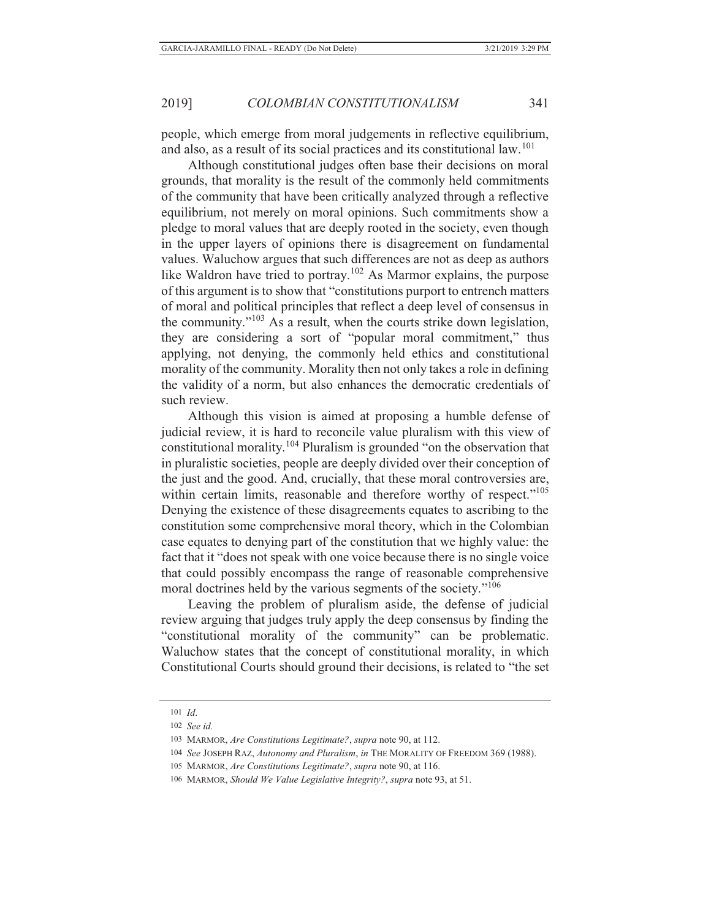people, which emerge from moral judgements in reflective equilibrium, and also, as a result of its social practices and its constitutional law.[101]

Although constitutional judges often base their decisions on moral grounds, that morality is the result of the commonly held commitments of the community that have been critically analyzed through a reflective equilibrium, not merely on moral opinions. Such commitments show a pledge to moral values that are deeply rooted in the society, even though in the upper layers of opinions there is disagreement on fundamental values. Waluchow argues that such differences are not as deep as authors like Waldron have tried to portray.[102] As Marmor explains, the purpose of this argument is to show that "constitutions purport to entrench matters of moral and political principles that reflect a deep level of consensus in the community."[103] As a result, when the courts strike down legislation, they are considering a sort of "popular moral commitment," thus applying, not denying, the commonly held ethics and constitutional morality of the community. Morality then not only takes a role in defining the validity of a norm, but also enhances the democratic credentials of such review.

Although this vision is aimed at proposing a humble defense of judicial review, it is hard to reconcile value pluralism with this view of constitutional morality.[104] Pluralism is grounded "on the observation that in pluralistic societies, people are deeply divided over their conception of the just and the good. And, crucially, that these moral controversies are, within certain limits, reasonable and therefore worthy of respect."[105] Denying the existence of these disagreements equates to ascribing to the constitution some comprehensive moral theory, which in the Colombian case equates to denying part of the constitution that we highly value: the fact that it "does not speak with one voice because there is no single voice that could possibly encompass the range of reasonable comprehensive moral doctrines held by the various segments of the society."[106]

Leaving the problem of pluralism aside, the defense of judicial review arguing that judges truly apply the deep consensus by finding the "constitutional morality of the community" can be problematic. Waluchow states that the concept of constitutional morality, in which Constitutional Courts should ground their decisions, is related to "the set

---

101 *Id*.

102 *See id.*

103 MARMOR, *Are Constitutions Legitimate?*, *supra* note 90, at 112.

104 *See* JOSEPH RAZ, *Autonomy and Pluralism*, *in* THE MORALITY OF FREEDOM 369 (1988).

105 MARMOR, *Are Constitutions Legitimate?*, *supra* note 90, at 116.

106 MARMOR, *Should We Value Legislative Integrity?*, *supra* note 93, at 51.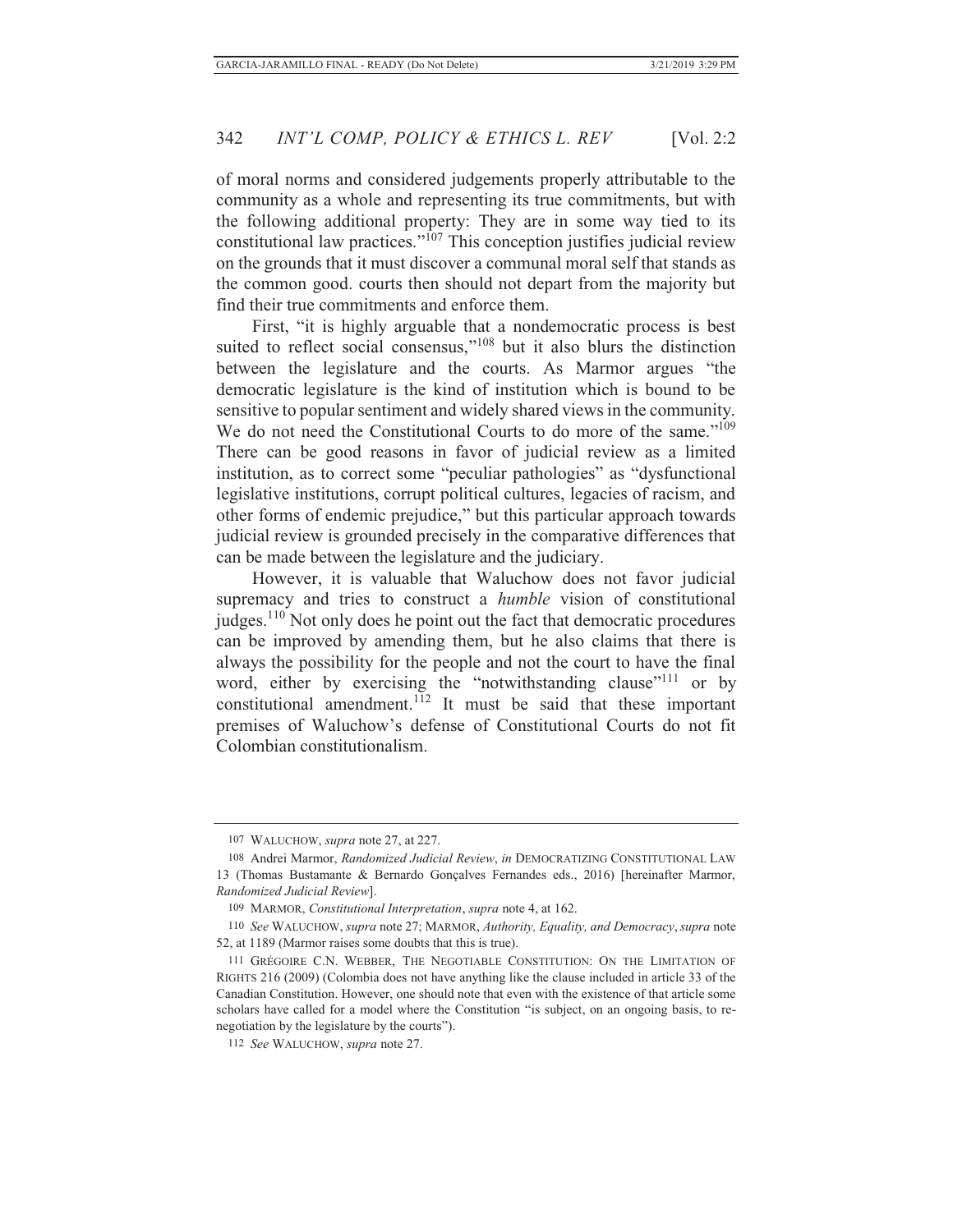of moral norms and considered judgements properly attributable to the community as a whole and representing its true commitments, but with the following additional property: They are in some way tied to its constitutional law practices."[107] This conception justifies judicial review on the grounds that it must discover a communal moral self that stands as the common good. courts then should not depart from the majority but find their true commitments and enforce them.

First, "it is highly arguable that a nondemocratic process is best suited to reflect social consensus,"[108] but it also blurs the distinction between the legislature and the courts. As Marmor argues "the democratic legislature is the kind of institution which is bound to be sensitive to popular sentiment and widely shared views in the community. We do not need the Constitutional Courts to do more of the same."[109] There can be good reasons in favor of judicial review as a limited institution, as to correct some "peculiar pathologies" as "dysfunctional legislative institutions, corrupt political cultures, legacies of racism, and other forms of endemic prejudice," but this particular approach towards judicial review is grounded precisely in the comparative differences that can be made between the legislature and the judiciary.

However, it is valuable that Waluchow does not favor judicial supremacy and tries to construct a *humble* vision of constitutional judges.[110] Not only does he point out the fact that democratic procedures can be improved by amending them, but he also claims that there is always the possibility for the people and not the court to have the final word, either by exercising the "notwithstanding clause"[111] or by constitutional amendment.[112] It must be said that these important premises of Waluchow's defense of Constitutional Courts do not fit Colombian constitutionalism.

---

107 WALUCHOW, *supra* note 27, at 227.

108 Andrei Marmor, *Randomized Judicial Review*, *in* DEMOCRATIZING CONSTITUTIONAL LAW 13 (Thomas Bustamante & Bernardo Gonçalves Fernandes eds., 2016) [hereinafter Marmor, *Randomized Judicial Review*].

109 MARMOR, *Constitutional Interpretation*, *supra* note 4, at 162.

110 *See* WALUCHOW, *supra* note 27; MARMOR, *Authority, Equality, and Democracy*, *supra* note 52, at 1189 (Marmor raises some doubts that this is true).

111 GRÉGOIRE C.N. WEBBER, THE NEGOTIABLE CONSTITUTION: ON THE LIMITATION OF RIGHTS 216 (2009) (Colombia does not have anything like the clause included in article 33 of the Canadian Constitution. However, one should note that even with the existence of that article some scholars have called for a model where the Constitution "is subject, on an ongoing basis, to re-negotiation by the legislature by the courts").

112 *See* WALUCHOW, *supra* note 27.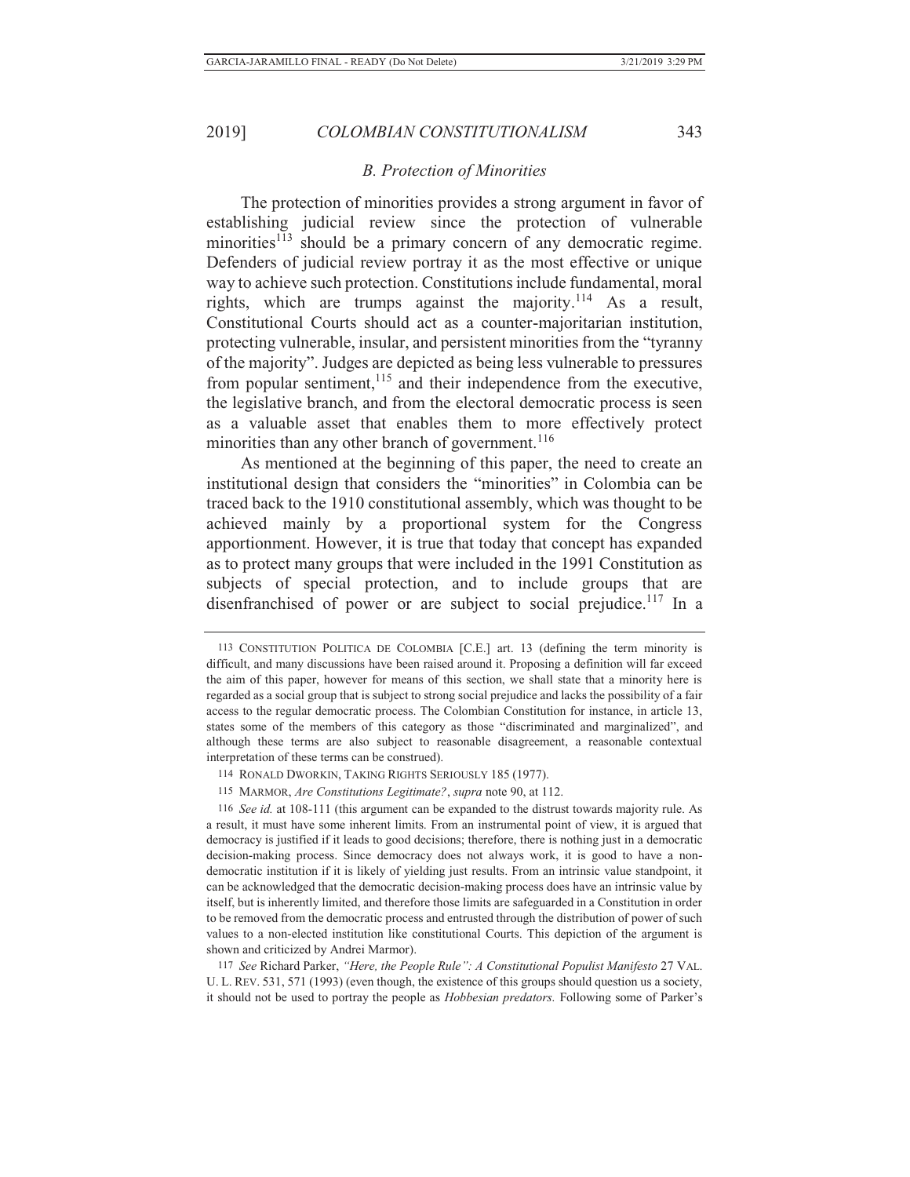### *B. Protection of Minorities*

The protection of minorities provides a strong argument in favor of establishing judicial review since the protection of vulnerable minorities[113] should be a primary concern of any democratic regime. Defenders of judicial review portray it as the most effective or unique way to achieve such protection. Constitutions include fundamental, moral rights, which are trumps against the majority.[114] As a result, Constitutional Courts should act as a counter-majoritarian institution, protecting vulnerable, insular, and persistent minorities from the "tyranny of the majority". Judges are depicted as being less vulnerable to pressures from popular sentiment,[115] and their independence from the executive, the legislative branch, and from the electoral democratic process is seen as a valuable asset that enables them to more effectively protect minorities than any other branch of government.[116]

As mentioned at the beginning of this paper, the need to create an institutional design that considers the "minorities" in Colombia can be traced back to the 1910 constitutional assembly, which was thought to be achieved mainly by a proportional system for the Congress apportionment. However, it is true that today that concept has expanded as to protect many groups that were included in the 1991 Constitution as subjects of special protection, and to include groups that are disenfranchised of power or are subject to social prejudice.[117] In a

---

113 CONSTITUTION POLITICA DE COLOMBIA [C.E.] art. 13 (defining the term minority is difficult, and many discussions have been raised around it. Proposing a definition will far exceed the aim of this paper, however for means of this section, we shall state that a minority here is regarded as a social group that is subject to strong social prejudice and lacks the possibility of a fair access to the regular democratic process. The Colombian Constitution for instance, in article 13, states some of the members of this category as those "discriminated and marginalized", and although these terms are also subject to reasonable disagreement, a reasonable contextual interpretation of these terms can be construed).

114 RONALD DWORKIN, TAKING RIGHTS SERIOUSLY 185 (1977).

115 MARMOR, *Are Constitutions Legitimate?*, *supra* note 90, at 112.

116 *See id.* at 108-111 (this argument can be expanded to the distrust towards majority rule. As a result, it must have some inherent limits. From an instrumental point of view, it is argued that democracy is justified if it leads to good decisions; therefore, there is nothing just in a democratic decision-making process. Since democracy does not always work, it is good to have a non-democratic institution if it is likely of yielding just results. From an intrinsic value standpoint, it can be acknowledged that the democratic decision-making process does have an intrinsic value by itself, but is inherently limited, and therefore those limits are safeguarded in a Constitution in order to be removed from the democratic process and entrusted through the distribution of power of such values to a non-elected institution like constitutional Courts. This depiction of the argument is shown and criticized by Andrei Marmor).

117 *See* Richard Parker, *"Here, the People Rule": A Constitutional Populist Manifesto* 27 VAL. U. L. REV. 531, 571 (1993) (even though, the existence of this groups should question us a society, it should not be used to portray the people as *Hobbesian predators.* Following some of Parker's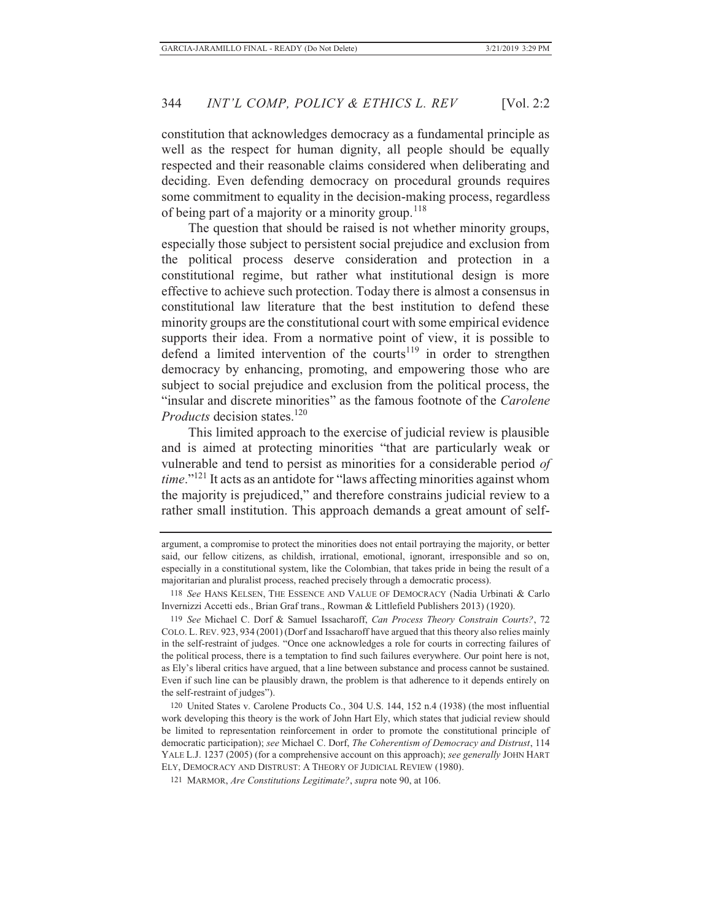constitution that acknowledges democracy as a fundamental principle as well as the respect for human dignity, all people should be equally respected and their reasonable claims considered when deliberating and deciding. Even defending democracy on procedural grounds requires some commitment to equality in the decision-making process, regardless of being part of a majority or a minority group.[118]

The question that should be raised is not whether minority groups, especially those subject to persistent social prejudice and exclusion from the political process deserve consideration and protection in a constitutional regime, but rather what institutional design is more effective to achieve such protection. Today there is almost a consensus in constitutional law literature that the best institution to defend these minority groups are the constitutional court with some empirical evidence supports their idea. From a normative point of view, it is possible to defend a limited intervention of the courts[119] in order to strengthen democracy by enhancing, promoting, and empowering those who are subject to social prejudice and exclusion from the political process, the "insular and discrete minorities" as the famous footnote of the *Carolene Products* decision states.[120]

This limited approach to the exercise of judicial review is plausible and is aimed at protecting minorities "that are particularly weak or vulnerable and tend to persist as minorities for a considerable period *of time*."[121] It acts as an antidote for "laws affecting minorities against whom the majority is prejudiced," and therefore constrains judicial review to a rather small institution. This approach demands a great amount of self-

---

argument, a compromise to protect the minorities does not entail portraying the majority, or better said, our fellow citizens, as childish, irrational, emotional, ignorant, irresponsible and so on, especially in a constitutional system, like the Colombian, that takes pride in being the result of a majoritarian and pluralist process, reached precisely through a democratic process).

118 *See* HANS KELSEN, THE ESSENCE AND VALUE OF DEMOCRACY (Nadia Urbinati & Carlo Invernizzi Accetti eds., Brian Graf trans., Rowman & Littlefield Publishers 2013) (1920).

119 *See* Michael C. Dorf & Samuel Issacharoff, *Can Process Theory Constrain Courts?*, 72 COLO. L. REV. 923, 934 (2001) (Dorf and Issacharoff have argued that this theory also relies mainly in the self-restraint of judges. "Once one acknowledges a role for courts in correcting failures of the political process, there is a temptation to find such failures everywhere. Our point here is not, as Ely's liberal critics have argued, that a line between substance and process cannot be sustained. Even if such line can be plausibly drawn, the problem is that adherence to it depends entirely on the self-restraint of judges").

120 United States v. Carolene Products Co., 304 U.S. 144, 152 n.4 (1938) (the most influential work developing this theory is the work of John Hart Ely, which states that judicial review should be limited to representation reinforcement in order to promote the constitutional principle of democratic participation); *see* Michael C. Dorf, *The Coherentism of Democracy and Distrust*, 114 YALE L.J. 1237 (2005) (for a comprehensive account on this approach); *see generally* JOHN HART ELY, DEMOCRACY AND DISTRUST: A THEORY OF JUDICIAL REVIEW (1980).

121 MARMOR, *Are Constitutions Legitimate?*, *supra* note 90, at 106.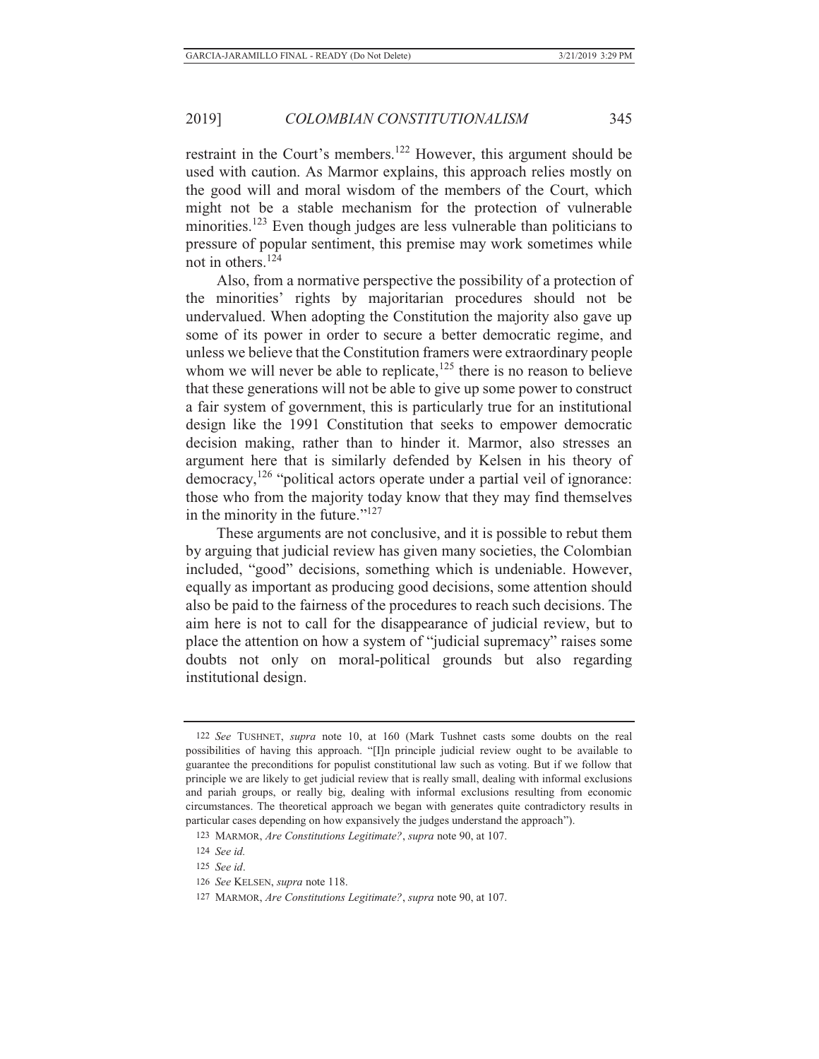restraint in the Court's members.[122] However, this argument should be used with caution. As Marmor explains, this approach relies mostly on the good will and moral wisdom of the members of the Court, which might not be a stable mechanism for the protection of vulnerable minorities.[123] Even though judges are less vulnerable than politicians to pressure of popular sentiment, this premise may work sometimes while not in others.[124]

Also, from a normative perspective the possibility of a protection of the minorities' rights by majoritarian procedures should not be undervalued. When adopting the Constitution the majority also gave up some of its power in order to secure a better democratic regime, and unless we believe that the Constitution framers were extraordinary people whom we will never be able to replicate,[125] there is no reason to believe that these generations will not be able to give up some power to construct a fair system of government, this is particularly true for an institutional design like the 1991 Constitution that seeks to empower democratic decision making, rather than to hinder it. Marmor, also stresses an argument here that is similarly defended by Kelsen in his theory of democracy,[126] "political actors operate under a partial veil of ignorance: those who from the majority today know that they may find themselves in the minority in the future."[127]

These arguments are not conclusive, and it is possible to rebut them by arguing that judicial review has given many societies, the Colombian included, "good" decisions, something which is undeniable. However, equally as important as producing good decisions, some attention should also be paid to the fairness of the procedures to reach such decisions. The aim here is not to call for the disappearance of judicial review, but to place the attention on how a system of "judicial supremacy" raises some doubts not only on moral-political grounds but also regarding institutional design.

---

122 *See* TUSHNET, *supra* note 10, at 160 (Mark Tushnet casts some doubts on the real possibilities of having this approach. "[I]n principle judicial review ought to be available to guarantee the preconditions for populist constitutional law such as voting. But if we follow that principle we are likely to get judicial review that is really small, dealing with informal exclusions and pariah groups, or really big, dealing with informal exclusions resulting from economic circumstances. The theoretical approach we began with generates quite contradictory results in particular cases depending on how expansively the judges understand the approach").

123 MARMOR, *Are Constitutions Legitimate?*, *supra* note 90, at 107.

124 *See id.*

125 *See id*.

126 *See* KELSEN, *supra* note 118.

127 MARMOR, *Are Constitutions Legitimate?*, *supra* note 90, at 107.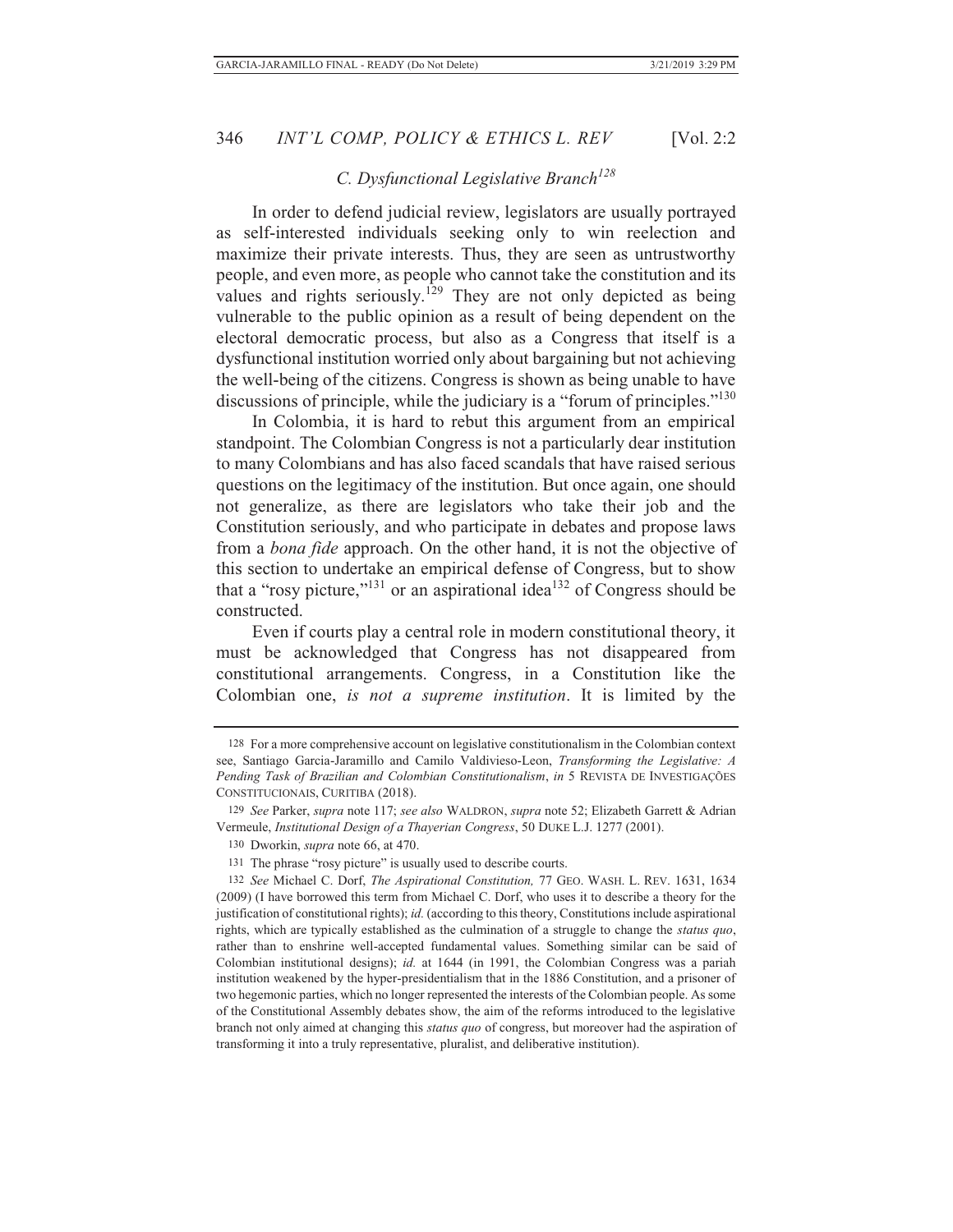### *C. Dysfunctional Legislative Branch*[128]

In order to defend judicial review, legislators are usually portrayed as self-interested individuals seeking only to win reelection and maximize their private interests. Thus, they are seen as untrustworthy people, and even more, as people who cannot take the constitution and its values and rights seriously.[129] They are not only depicted as being vulnerable to the public opinion as a result of being dependent on the electoral democratic process, but also as a Congress that itself is a dysfunctional institution worried only about bargaining but not achieving the well-being of the citizens. Congress is shown as being unable to have discussions of principle, while the judiciary is a "forum of principles."[130]

In Colombia, it is hard to rebut this argument from an empirical standpoint. The Colombian Congress is not a particularly dear institution to many Colombians and has also faced scandals that have raised serious questions on the legitimacy of the institution. But once again, one should not generalize, as there are legislators who take their job and the Constitution seriously, and who participate in debates and propose laws from a *bona fide* approach. On the other hand, it is not the objective of this section to undertake an empirical defense of Congress, but to show that a "rosy picture,"[131] or an aspirational idea[132] of Congress should be constructed.

Even if courts play a central role in modern constitutional theory, it must be acknowledged that Congress has not disappeared from constitutional arrangements. Congress, in a Constitution like the Colombian one, *is not a supreme institution*. It is limited by the

---

128 For a more comprehensive account on legislative constitutionalism in the Colombian context see, Santiago Garcia-Jaramillo and Camilo Valdivieso-Leon, *Transforming the Legislative: A Pending Task of Brazilian and Colombian Constitutionalism*, *in* 5 REVISTA DE INVESTIGAÇÕES CONSTITUCIONAIS, CURITIBA (2018).

129 *See* Parker, *supra* note 117; *see also* WALDRON, *supra* note 52; Elizabeth Garrett & Adrian Vermeule, *Institutional Design of a Thayerian Congress*, 50 DUKE L.J. 1277 (2001).

130 Dworkin, *supra* note 66, at 470.

131 The phrase "rosy picture" is usually used to describe courts.

132 *See* Michael C. Dorf, *The Aspirational Constitution,* 77 GEO. WASH. L. REV. 1631, 1634 (2009) (I have borrowed this term from Michael C. Dorf, who uses it to describe a theory for the justification of constitutional rights); *id.* (according to this theory, Constitutions include aspirational rights, which are typically established as the culmination of a struggle to change the *status quo*, rather than to enshrine well-accepted fundamental values. Something similar can be said of Colombian institutional designs); *id.* at 1644 (in 1991, the Colombian Congress was a pariah institution weakened by the hyper-presidentialism that in the 1886 Constitution, and a prisoner of two hegemonic parties, which no longer represented the interests of the Colombian people. As some of the Constitutional Assembly debates show, the aim of the reforms introduced to the legislative branch not only aimed at changing this *status quo* of congress, but moreover had the aspiration of transforming it into a truly representative, pluralist, and deliberative institution).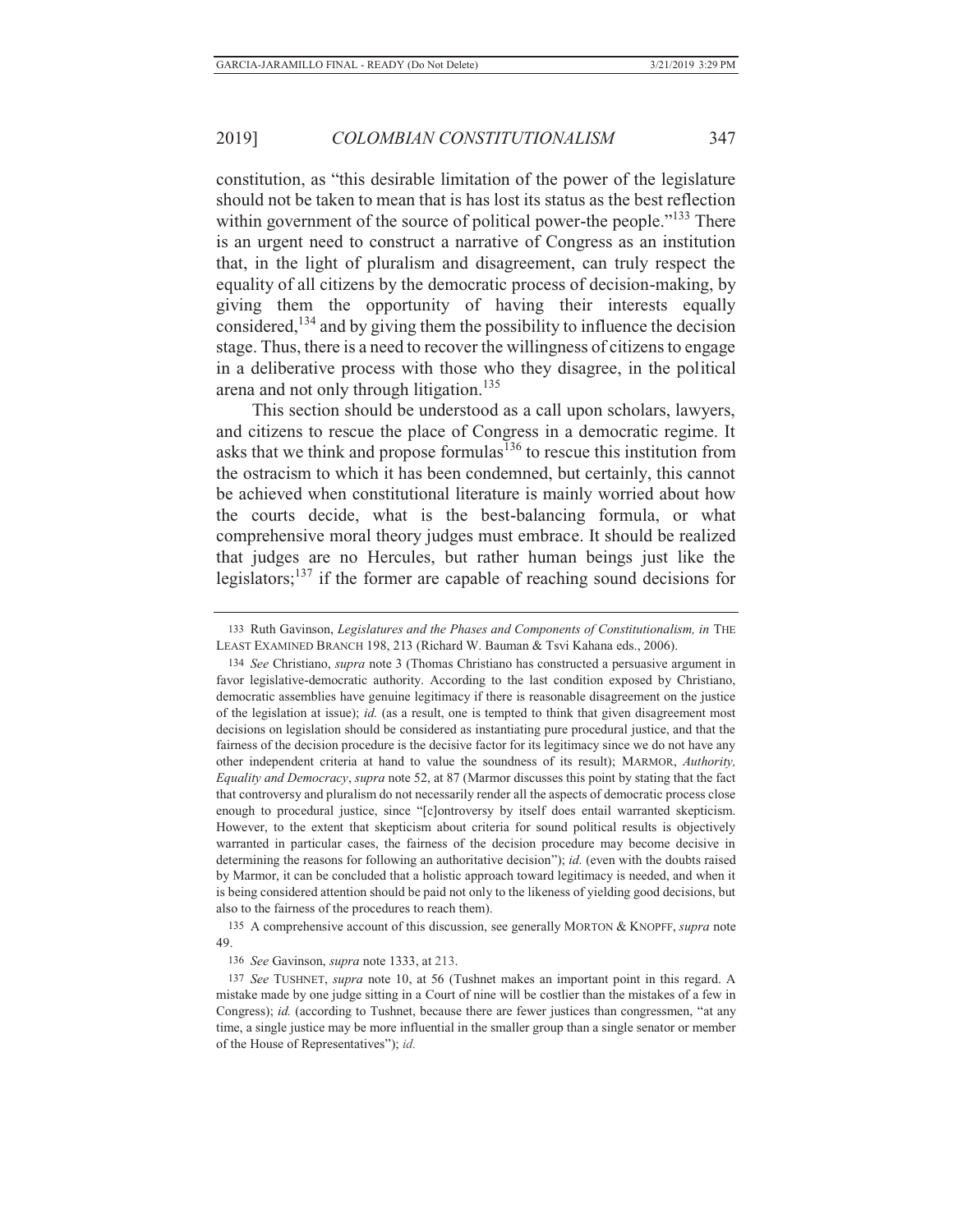constitution, as "this desirable limitation of the power of the legislature should not be taken to mean that is has lost its status as the best reflection within government of the source of political power-the people."[133] There is an urgent need to construct a narrative of Congress as an institution that, in the light of pluralism and disagreement, can truly respect the equality of all citizens by the democratic process of decision-making, by giving them the opportunity of having their interests equally considered,[134] and by giving them the possibility to influence the decision stage. Thus, there is a need to recover the willingness of citizens to engage in a deliberative process with those who they disagree, in the political arena and not only through litigation.[135]

This section should be understood as a call upon scholars, lawyers, and citizens to rescue the place of Congress in a democratic regime. It asks that we think and propose formulas[136] to rescue this institution from the ostracism to which it has been condemned, but certainly, this cannot be achieved when constitutional literature is mainly worried about how the courts decide, what is the best-balancing formula, or what comprehensive moral theory judges must embrace. It should be realized that judges are no Hercules, but rather human beings just like the legislators;[137] if the former are capable of reaching sound decisions for

---

133 Ruth Gavinson, *Legislatures and the Phases and Components of Constitutionalism, in* THE LEAST EXAMINED BRANCH 198, 213 (Richard W. Bauman & Tsvi Kahana eds., 2006).

134 *See* Christiano, *supra* note 3 (Thomas Christiano has constructed a persuasive argument in favor legislative-democratic authority. According to the last condition exposed by Christiano, democratic assemblies have genuine legitimacy if there is reasonable disagreement on the justice of the legislation at issue); *id.* (as a result, one is tempted to think that given disagreement most decisions on legislation should be considered as instantiating pure procedural justice, and that the fairness of the decision procedure is the decisive factor for its legitimacy since we do not have any other independent criteria at hand to value the soundness of its result); MARMOR, *Authority, Equality and Democracy*, *supra* note 52, at 87 (Marmor discusses this point by stating that the fact that controversy and pluralism do not necessarily render all the aspects of democratic process close enough to procedural justice, since "[c]ontroversy by itself does entail warranted skepticism. However, to the extent that skepticism about criteria for sound political results is objectively warranted in particular cases, the fairness of the decision procedure may become decisive in determining the reasons for following an authoritative decision"); *id.* (even with the doubts raised by Marmor, it can be concluded that a holistic approach toward legitimacy is needed, and when it is being considered attention should be paid not only to the likeness of yielding good decisions, but also to the fairness of the procedures to reach them).

135 A comprehensive account of this discussion, see generally MORTON & KNOPFF, *supra* note 49.

136 *See* Gavinson, *supra* note 1333, at 213.

137 *See* TUSHNET, *supra* note 10, at 56 (Tushnet makes an important point in this regard. A mistake made by one judge sitting in a Court of nine will be costlier than the mistakes of a few in Congress); *id.* (according to Tushnet, because there are fewer justices than congressmen, "at any time, a single justice may be more influential in the smaller group than a single senator or member of the House of Representatives"); *id.*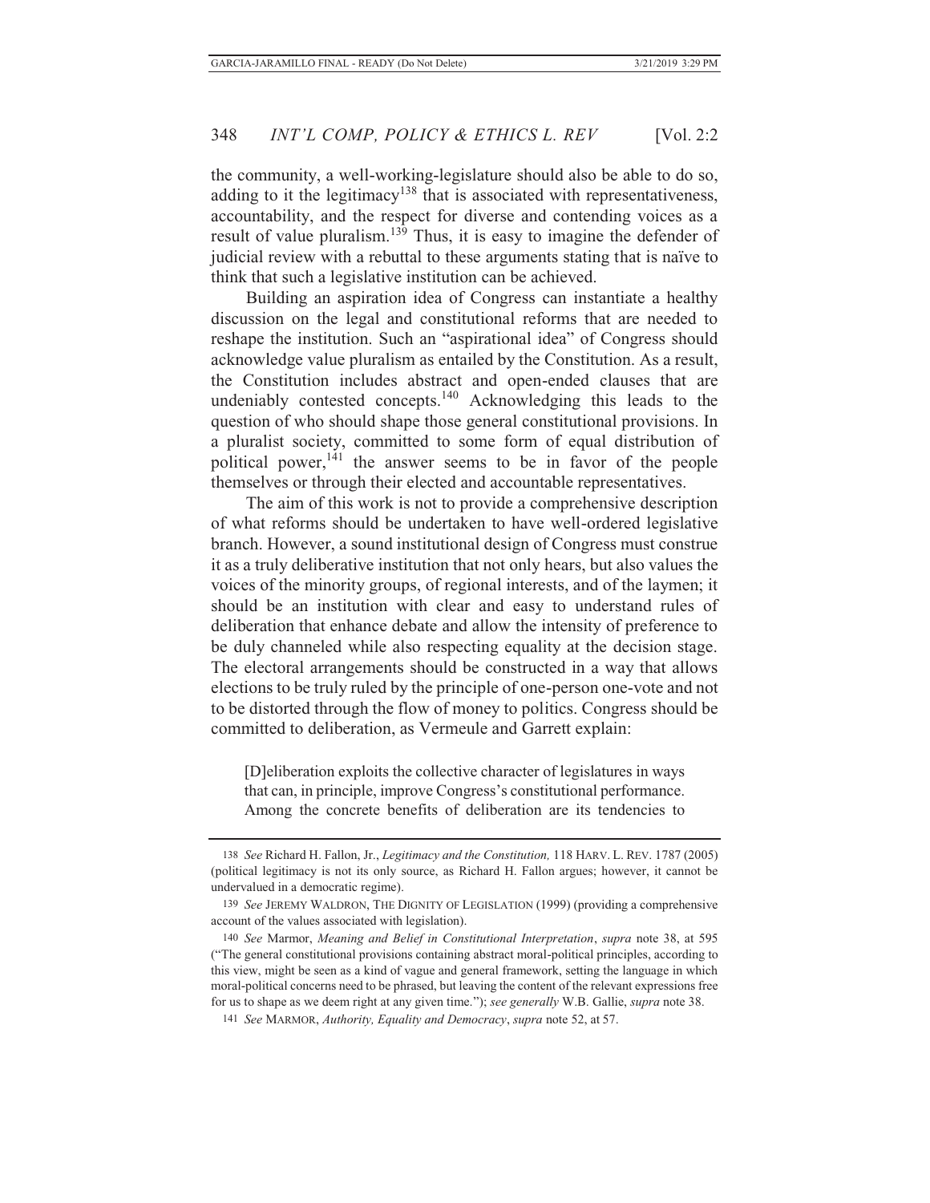the community, a well-working-legislature should also be able to do so, adding to it the legitimacy[138] that is associated with representativeness, accountability, and the respect for diverse and contending voices as a result of value pluralism.[139] Thus, it is easy to imagine the defender of judicial review with a rebuttal to these arguments stating that is naïve to think that such a legislative institution can be achieved.

Building an aspiration idea of Congress can instantiate a healthy discussion on the legal and constitutional reforms that are needed to reshape the institution. Such an "aspirational idea" of Congress should acknowledge value pluralism as entailed by the Constitution. As a result, the Constitution includes abstract and open-ended clauses that are undeniably contested concepts.[140] Acknowledging this leads to the question of who should shape those general constitutional provisions. In a pluralist society, committed to some form of equal distribution of political power,[141] the answer seems to be in favor of the people themselves or through their elected and accountable representatives.

The aim of this work is not to provide a comprehensive description of what reforms should be undertaken to have well-ordered legislative branch. However, a sound institutional design of Congress must construe it as a truly deliberative institution that not only hears, but also values the voices of the minority groups, of regional interests, and of the laymen; it should be an institution with clear and easy to understand rules of deliberation that enhance debate and allow the intensity of preference to be duly channeled while also respecting equality at the decision stage. The electoral arrangements should be constructed in a way that allows elections to be truly ruled by the principle of one-person one-vote and not to be distorted through the flow of money to politics. Congress should be committed to deliberation, as Vermeule and Garrett explain:

> [D]eliberation exploits the collective character of legislatures in ways that can, in principle, improve Congress's constitutional performance. Among the concrete benefits of deliberation are its tendencies to

---

138 *See* Richard H. Fallon, Jr., *Legitimacy and the Constitution,* 118 HARV. L. REV. 1787 (2005) (political legitimacy is not its only source, as Richard H. Fallon argues; however, it cannot be undervalued in a democratic regime).

139 *See* JEREMY WALDRON, THE DIGNITY OF LEGISLATION (1999) (providing a comprehensive account of the values associated with legislation).

140 *See* Marmor, *Meaning and Belief in Constitutional Interpretation*, *supra* note 38, at 595 ("The general constitutional provisions containing abstract moral-political principles, according to this view, might be seen as a kind of vague and general framework, setting the language in which moral-political concerns need to be phrased, but leaving the content of the relevant expressions free for us to shape as we deem right at any given time."); *see generally* W.B. Gallie, *supra* note 38.

141 *See* MARMOR, *Authority, Equality and Democracy*, *supra* note 52, at 57.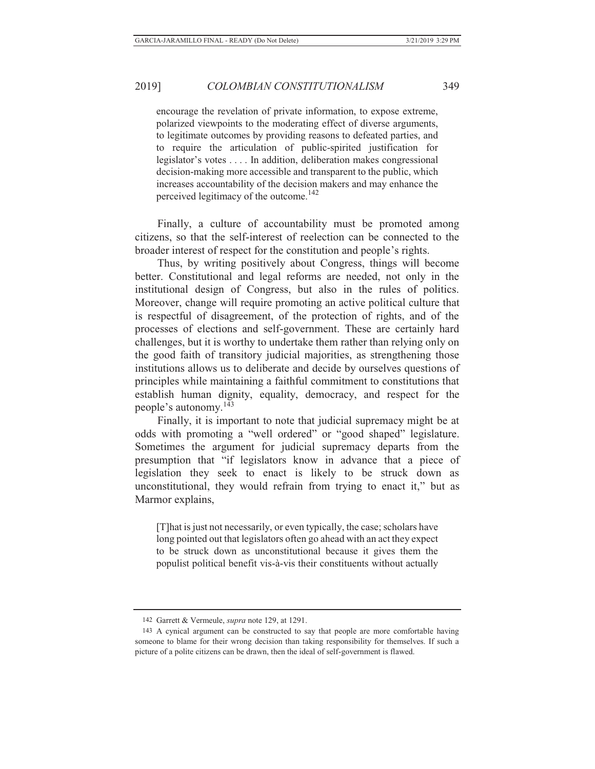> encourage the revelation of private information, to expose extreme, polarized viewpoints to the moderating effect of diverse arguments, to legitimate outcomes by providing reasons to defeated parties, and to require the articulation of public-spirited justification for legislator's votes . . . . In addition, deliberation makes congressional decision-making more accessible and transparent to the public, which increases accountability of the decision makers and may enhance the perceived legitimacy of the outcome.[142]

Finally, a culture of accountability must be promoted among citizens, so that the self-interest of reelection can be connected to the broader interest of respect for the constitution and people's rights.

Thus, by writing positively about Congress, things will become better. Constitutional and legal reforms are needed, not only in the institutional design of Congress, but also in the rules of politics. Moreover, change will require promoting an active political culture that is respectful of disagreement, of the protection of rights, and of the processes of elections and self-government. These are certainly hard challenges, but it is worthy to undertake them rather than relying only on the good faith of transitory judicial majorities, as strengthening those institutions allows us to deliberate and decide by ourselves questions of principles while maintaining a faithful commitment to constitutions that establish human dignity, equality, democracy, and respect for the people's autonomy.[143]

Finally, it is important to note that judicial supremacy might be at odds with promoting a "well ordered" or "good shaped" legislature. Sometimes the argument for judicial supremacy departs from the presumption that "if legislators know in advance that a piece of legislation they seek to enact is likely to be struck down as unconstitutional, they would refrain from trying to enact it," but as Marmor explains,

> [T]hat is just not necessarily, or even typically, the case; scholars have long pointed out that legislators often go ahead with an act they expect to be struck down as unconstitutional because it gives them the populist political benefit vis-à-vis their constituents without actually

---

142 Garrett & Vermeule, *supra* note 129, at 1291.

143 A cynical argument can be constructed to say that people are more comfortable having someone to blame for their wrong decision than taking responsibility for themselves. If such a picture of a polite citizens can be drawn, then the ideal of self-government is flawed.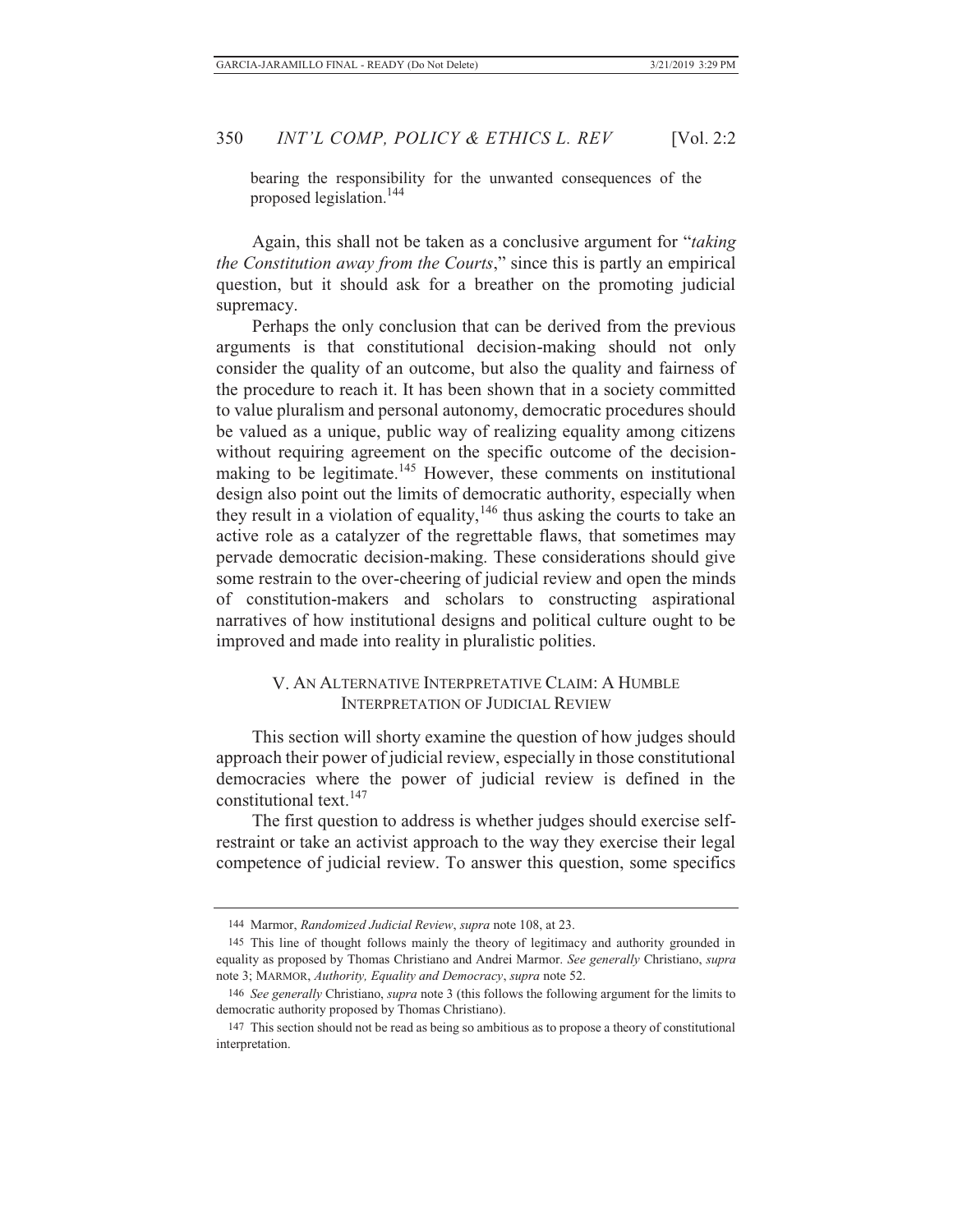bearing the responsibility for the unwanted consequences of the proposed legislation.[144]

Again, this shall not be taken as a conclusive argument for "*taking the Constitution away from the Courts*," since this is partly an empirical question, but it should ask for a breather on the promoting judicial supremacy.

Perhaps the only conclusion that can be derived from the previous arguments is that constitutional decision-making should not only consider the quality of an outcome, but also the quality and fairness of the procedure to reach it. It has been shown that in a society committed to value pluralism and personal autonomy, democratic procedures should be valued as a unique, public way of realizing equality among citizens without requiring agreement on the specific outcome of the decision-making to be legitimate.[145] However, these comments on institutional design also point out the limits of democratic authority, especially when they result in a violation of equality,[146] thus asking the courts to take an active role as a catalyzer of the regrettable flaws, that sometimes may pervade democratic decision-making. These considerations should give some restrain to the over-cheering of judicial review and open the minds of constitution-makers and scholars to constructing aspirational narratives of how institutional designs and political culture ought to be improved and made into reality in pluralistic polities.

## V. AN ALTERNATIVE INTERPRETATIVE CLAIM: A HUMBLE INTERPRETATION OF JUDICIAL REVIEW

This section will shorty examine the question of how judges should approach their power of judicial review, especially in those constitutional democracies where the power of judicial review is defined in the constitutional text.[147]

The first question to address is whether judges should exercise self-restraint or take an activist approach to the way they exercise their legal competence of judicial review. To answer this question, some specifics

---

144 Marmor, *Randomized Judicial Review*, *supra* note 108, at 23.

145 This line of thought follows mainly the theory of legitimacy and authority grounded in equality as proposed by Thomas Christiano and Andrei Marmor. *See generally* Christiano, *supra* note 3; MARMOR, *Authority, Equality and Democracy*, *supra* note 52.

146 *See generally* Christiano, *supra* note 3 (this follows the following argument for the limits to democratic authority proposed by Thomas Christiano).

147 This section should not be read as being so ambitious as to propose a theory of constitutional interpretation.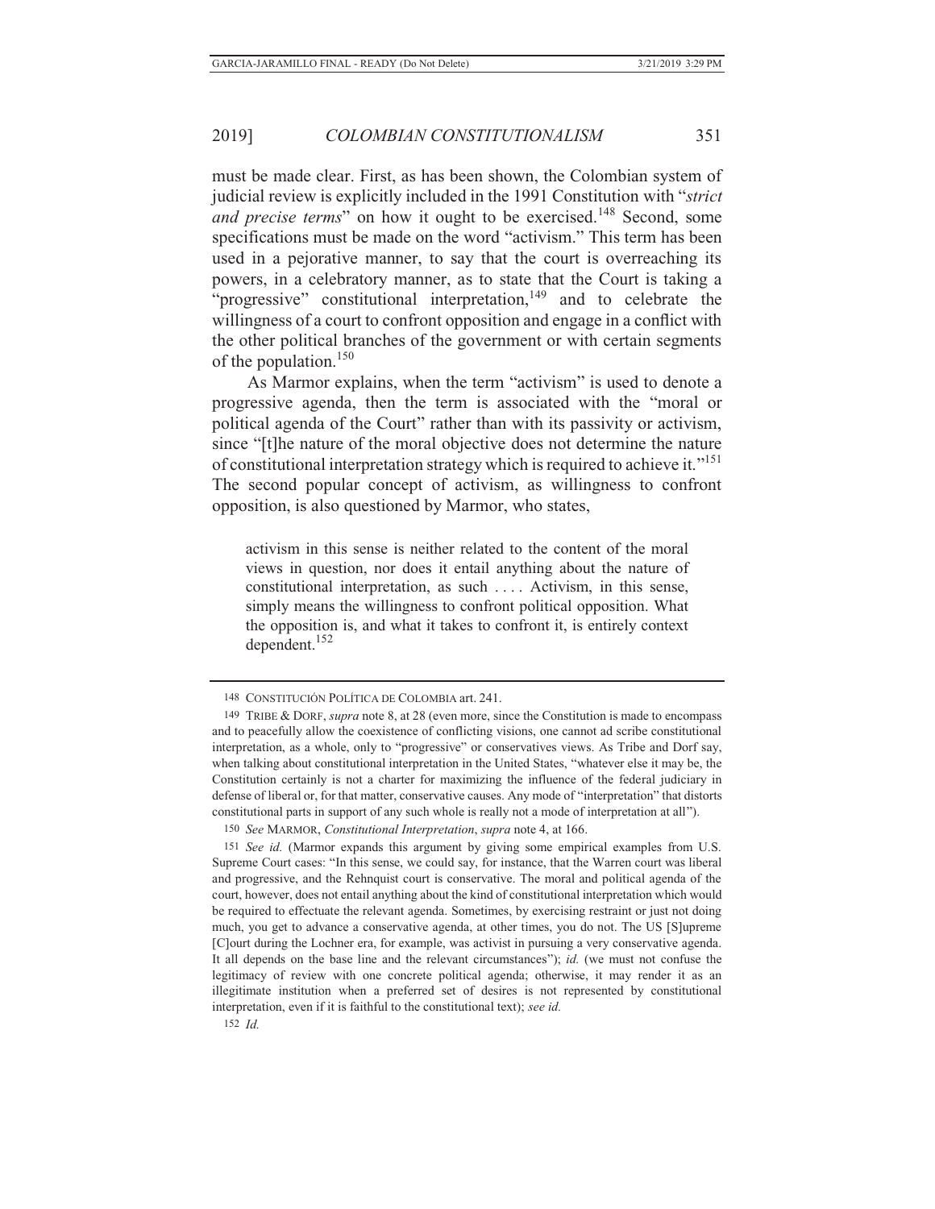must be made clear. First, as has been shown, the Colombian system of judicial review is explicitly included in the 1991 Constitution with "*strict and precise terms*" on how it ought to be exercised.[148] Second, some specifications must be made on the word "activism." This term has been used in a pejorative manner, to say that the court is overreaching its powers, in a celebratory manner, as to state that the Court is taking a "progressive" constitutional interpretation,[149] and to celebrate the willingness of a court to confront opposition and engage in a conflict with the other political branches of the government or with certain segments of the population.[150]

As Marmor explains, when the term "activism" is used to denote a progressive agenda, then the term is associated with the "moral or political agenda of the Court" rather than with its passivity or activism, since "[t]he nature of the moral objective does not determine the nature of constitutional interpretation strategy which is required to achieve it."[151] The second popular concept of activism, as willingness to confront opposition, is also questioned by Marmor, who states,

> activism in this sense is neither related to the content of the moral views in question, nor does it entail anything about the nature of constitutional interpretation, as such . . . . Activism, in this sense, simply means the willingness to confront political opposition. What the opposition is, and what it takes to confront it, is entirely context dependent.[152]

---

148 CONSTITUCIÓN POLÍTICA DE COLOMBIA art. 241.

149 TRIBE & DORF, *supra* note 8, at 28 (even more, since the Constitution is made to encompass and to peacefully allow the coexistence of conflicting visions, one cannot ad scribe constitutional interpretation, as a whole, only to "progressive" or conservatives views. As Tribe and Dorf say, when talking about constitutional interpretation in the United States, "whatever else it may be, the Constitution certainly is not a charter for maximizing the influence of the federal judiciary in defense of liberal or, for that matter, conservative causes. Any mode of "interpretation" that distorts constitutional parts in support of any such whole is really not a mode of interpretation at all").

150 *See* MARMOR, *Constitutional Interpretation*, *supra* note 4, at 166.

151 *See id.* (Marmor expands this argument by giving some empirical examples from U.S. Supreme Court cases: "In this sense, we could say, for instance, that the Warren court was liberal and progressive, and the Rehnquist court is conservative. The moral and political agenda of the court, however, does not entail anything about the kind of constitutional interpretation which would be required to effectuate the relevant agenda. Sometimes, by exercising restraint or just not doing much, you get to advance a conservative agenda, at other times, you do not. The US [S]upreme [C]ourt during the Lochner era, for example, was activist in pursuing a very conservative agenda. It all depends on the base line and the relevant circumstances"); *id.* (we must not confuse the legitimacy of review with one concrete political agenda; otherwise, it may render it as an illegitimate institution when a preferred set of desires is not represented by constitutional interpretation, even if it is faithful to the constitutional text); *see id.*

152 *Id.*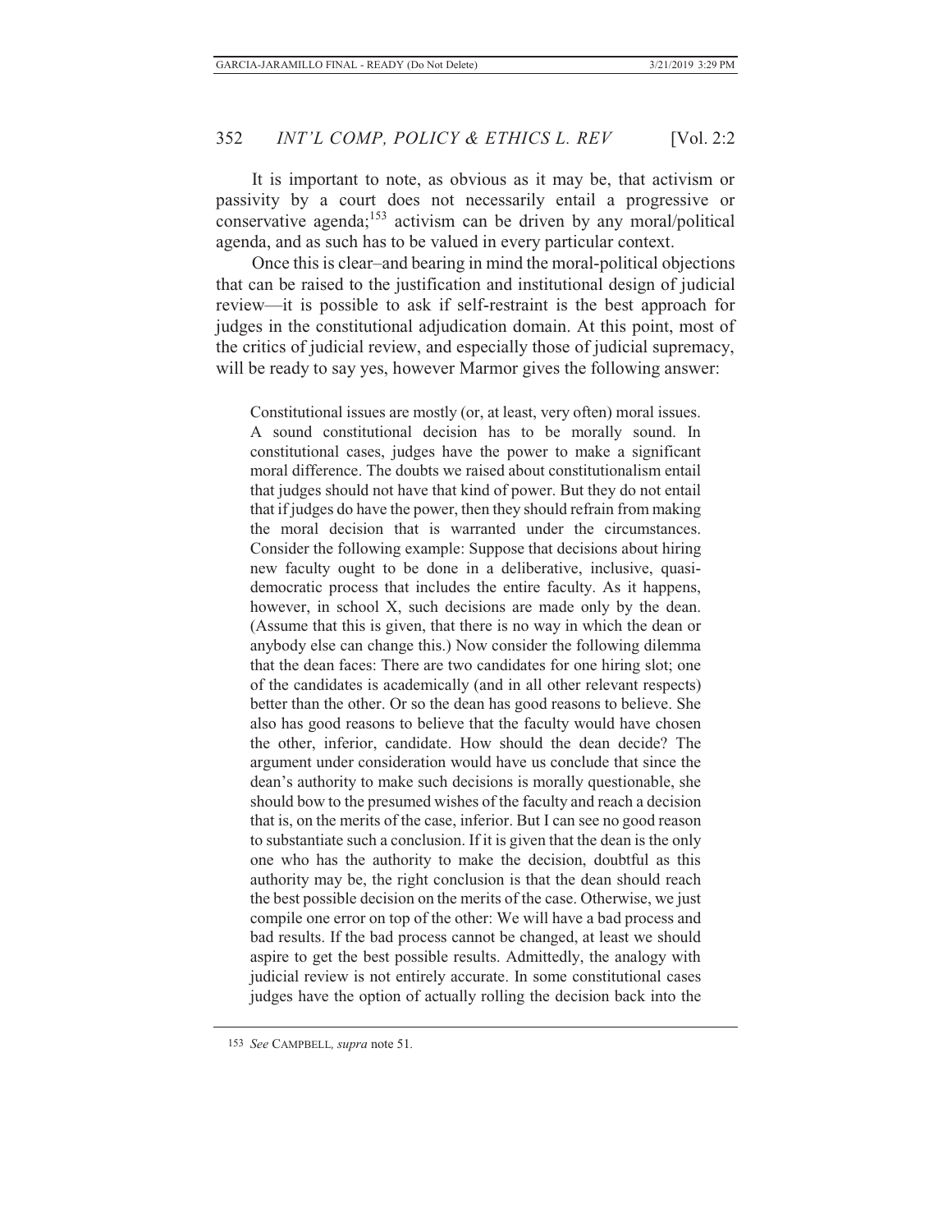It is important to note, as obvious as it may be, that activism or passivity by a court does not necessarily entail a progressive or conservative agenda;[153] activism can be driven by any moral/political agenda, and as such has to be valued in every particular context.

Once this is clear–and bearing in mind the moral-political objections that can be raised to the justification and institutional design of judicial review—it is possible to ask if self-restraint is the best approach for judges in the constitutional adjudication domain. At this point, most of the critics of judicial review, and especially those of judicial supremacy, will be ready to say yes, however Marmor gives the following answer:

> Constitutional issues are mostly (or, at least, very often) moral issues. A sound constitutional decision has to be morally sound. In constitutional cases, judges have the power to make a significant moral difference. The doubts we raised about constitutionalism entail that judges should not have that kind of power. But they do not entail that if judges do have the power, then they should refrain from making the moral decision that is warranted under the circumstances. Consider the following example: Suppose that decisions about hiring new faculty ought to be done in a deliberative, inclusive, quasi-democratic process that includes the entire faculty. As it happens, however, in school X, such decisions are made only by the dean. (Assume that this is given, that there is no way in which the dean or anybody else can change this.) Now consider the following dilemma that the dean faces: There are two candidates for one hiring slot; one of the candidates is academically (and in all other relevant respects) better than the other. Or so the dean has good reasons to believe. She also has good reasons to believe that the faculty would have chosen the other, inferior, candidate. How should the dean decide? The argument under consideration would have us conclude that since the dean's authority to make such decisions is morally questionable, she should bow to the presumed wishes of the faculty and reach a decision that is, on the merits of the case, inferior. But I can see no good reason to substantiate such a conclusion. If it is given that the dean is the only one who has the authority to make the decision, doubtful as this authority may be, the right conclusion is that the dean should reach the best possible decision on the merits of the case. Otherwise, we just compile one error on top of the other: We will have a bad process and bad results. If the bad process cannot be changed, at least we should aspire to get the best possible results. Admittedly, the analogy with judicial review is not entirely accurate. In some constitutional cases judges have the option of actually rolling the decision back into the

153 *See* CAMPBELL, *supra* note 51.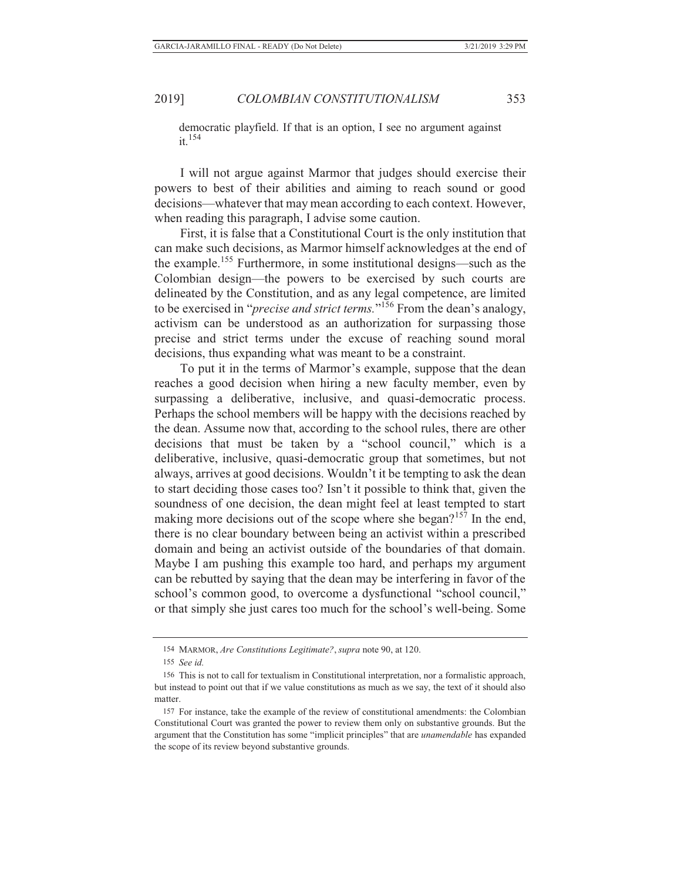democratic playfield. If that is an option, I see no argument against it.[154]

I will not argue against Marmor that judges should exercise their powers to best of their abilities and aiming to reach sound or good decisions—whatever that may mean according to each context. However, when reading this paragraph, I advise some caution.

First, it is false that a Constitutional Court is the only institution that can make such decisions, as Marmor himself acknowledges at the end of the example.[155] Furthermore, in some institutional designs—such as the Colombian design—the powers to be exercised by such courts are delineated by the Constitution, and as any legal competence, are limited to be exercised in "*precise and strict terms.*"[156] From the dean's analogy, activism can be understood as an authorization for surpassing those precise and strict terms under the excuse of reaching sound moral decisions, thus expanding what was meant to be a constraint.

To put it in the terms of Marmor's example, suppose that the dean reaches a good decision when hiring a new faculty member, even by surpassing a deliberative, inclusive, and quasi-democratic process. Perhaps the school members will be happy with the decisions reached by the dean. Assume now that, according to the school rules, there are other decisions that must be taken by a "school council," which is a deliberative, inclusive, quasi-democratic group that sometimes, but not always, arrives at good decisions. Wouldn't it be tempting to ask the dean to start deciding those cases too? Isn't it possible to think that, given the soundness of one decision, the dean might feel at least tempted to start making more decisions out of the scope where she began?[157] In the end, there is no clear boundary between being an activist within a prescribed domain and being an activist outside of the boundaries of that domain. Maybe I am pushing this example too hard, and perhaps my argument can be rebutted by saying that the dean may be interfering in favor of the school's common good, to overcome a dysfunctional "school council," or that simply she just cares too much for the school's well-being. Some

---

154 MARMOR, *Are Constitutions Legitimate?*, *supra* note 90, at 120.

155 *See id.*

156 This is not to call for textualism in Constitutional interpretation, nor a formalistic approach, but instead to point out that if we value constitutions as much as we say, the text of it should also matter.

157 For instance, take the example of the review of constitutional amendments: the Colombian Constitutional Court was granted the power to review them only on substantive grounds. But the argument that the Constitution has some "implicit principles" that are *unamendable* has expanded the scope of its review beyond substantive grounds.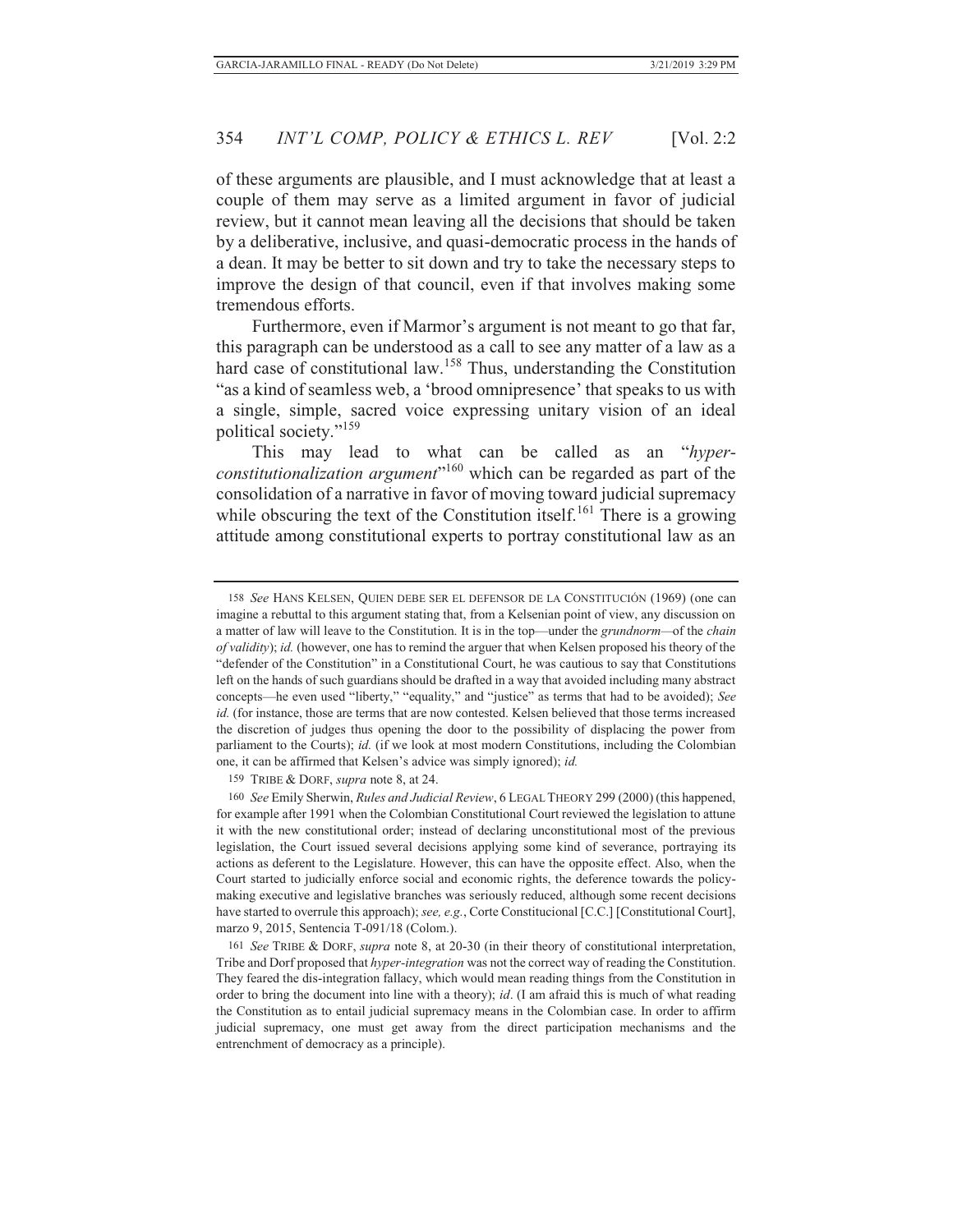of these arguments are plausible, and I must acknowledge that at least a couple of them may serve as a limited argument in favor of judicial review, but it cannot mean leaving all the decisions that should be taken by a deliberative, inclusive, and quasi-democratic process in the hands of a dean. It may be better to sit down and try to take the necessary steps to improve the design of that council, even if that involves making some tremendous efforts.

Furthermore, even if Marmor's argument is not meant to go that far, this paragraph can be understood as a call to see any matter of a law as a hard case of constitutional law.[158] Thus, understanding the Constitution "as a kind of seamless web, a 'brood omnipresence' that speaks to us with a single, simple, sacred voice expressing unitary vision of an ideal political society."[159]

This may lead to what can be called as an "*hyper-constitutionalization argument*"[160] which can be regarded as part of the consolidation of a narrative in favor of moving toward judicial supremacy while obscuring the text of the Constitution itself.[161] There is a growing attitude among constitutional experts to portray constitutional law as an

---

158 *See* HANS KELSEN, QUIEN DEBE SER EL DEFENSOR DE LA CONSTITUCIÓN (1969) (one can imagine a rebuttal to this argument stating that, from a Kelsenian point of view, any discussion on a matter of law will leave to the Constitution. It is in the top—under the *grundnorm*—of the *chain of validity*); *id.* (however, one has to remind the arguer that when Kelsen proposed his theory of the "defender of the Constitution" in a Constitutional Court, he was cautious to say that Constitutions left on the hands of such guardians should be drafted in a way that avoided including many abstract concepts—he even used "liberty," "equality," and "justice" as terms that had to be avoided); *See id.* (for instance, those are terms that are now contested. Kelsen believed that those terms increased the discretion of judges thus opening the door to the possibility of displacing the power from parliament to the Courts); *id.* (if we look at most modern Constitutions, including the Colombian one, it can be affirmed that Kelsen's advice was simply ignored); *id.*

159 TRIBE & DORF, *supra* note 8, at 24.

160 *See* Emily Sherwin, *Rules and Judicial Review*, 6 LEGAL THEORY 299 (2000) (this happened, for example after 1991 when the Colombian Constitutional Court reviewed the legislation to attune it with the new constitutional order; instead of declaring unconstitutional most of the previous legislation, the Court issued several decisions applying some kind of severance, portraying its actions as deferent to the Legislature. However, this can have the opposite effect. Also, when the Court started to judicially enforce social and economic rights, the deference towards the policy-making executive and legislative branches was seriously reduced, although some recent decisions have started to overrule this approach); *see, e.g.*, Corte Constitucional [C.C.] [Constitutional Court], marzo 9, 2015, Sentencia T-091/18 (Colom.).

161 *See* TRIBE & DORF, *supra* note 8, at 20-30 (in their theory of constitutional interpretation, Tribe and Dorf proposed that *hyper-integration* was not the correct way of reading the Constitution. They feared the dis-integration fallacy, which would mean reading things from the Constitution in order to bring the document into line with a theory); *id*. (I am afraid this is much of what reading the Constitution as to entail judicial supremacy means in the Colombian case. In order to affirm judicial supremacy, one must get away from the direct participation mechanisms and the entrenchment of democracy as a principle).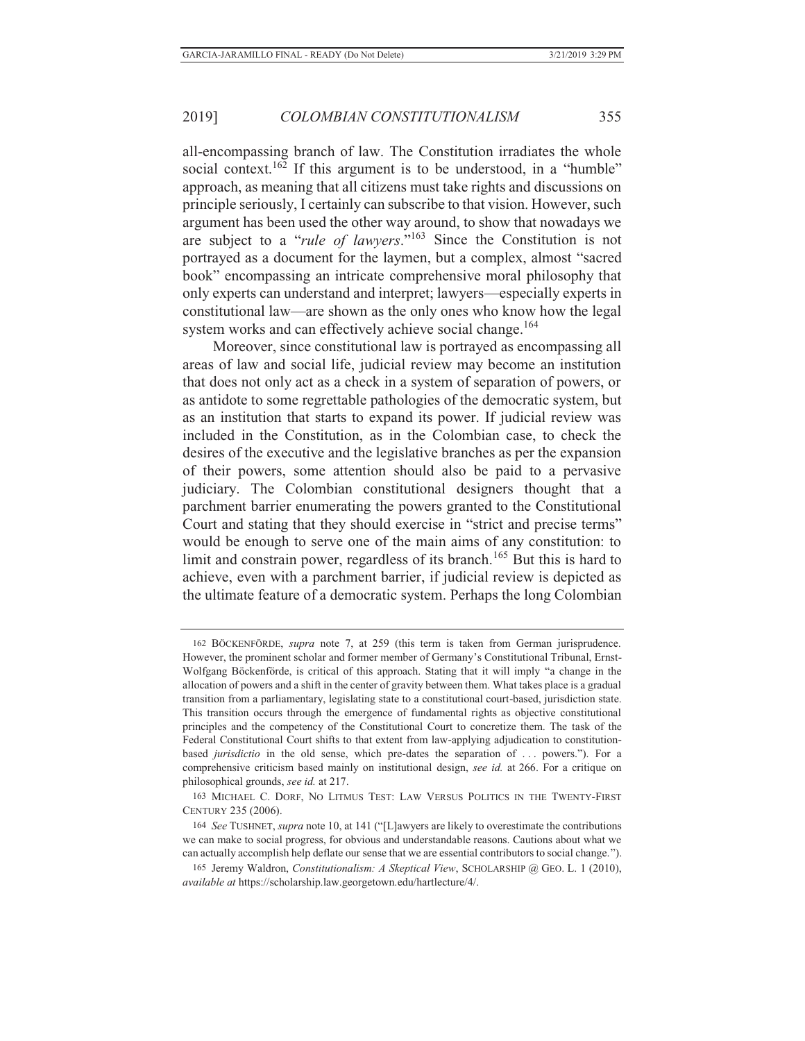all-encompassing branch of law. The Constitution irradiates the whole social context.[162] If this argument is to be understood, in a "humble" approach, as meaning that all citizens must take rights and discussions on principle seriously, I certainly can subscribe to that vision. However, such argument has been used the other way around, to show that nowadays we are subject to a "*rule of lawyers*."[163] Since the Constitution is not portrayed as a document for the laymen, but a complex, almost "sacred book" encompassing an intricate comprehensive moral philosophy that only experts can understand and interpret; lawyers—especially experts in constitutional law—are shown as the only ones who know how the legal system works and can effectively achieve social change.[164]

Moreover, since constitutional law is portrayed as encompassing all areas of law and social life, judicial review may become an institution that does not only act as a check in a system of separation of powers, or as antidote to some regrettable pathologies of the democratic system, but as an institution that starts to expand its power. If judicial review was included in the Constitution, as in the Colombian case, to check the desires of the executive and the legislative branches as per the expansion of their powers, some attention should also be paid to a pervasive judiciary. The Colombian constitutional designers thought that a parchment barrier enumerating the powers granted to the Constitutional Court and stating that they should exercise in "strict and precise terms" would be enough to serve one of the main aims of any constitution: to limit and constrain power, regardless of its branch.[165] But this is hard to achieve, even with a parchment barrier, if judicial review is depicted as the ultimate feature of a democratic system. Perhaps the long Colombian

---

162 BÖCKENFÖRDE, *supra* note 7, at 259 (this term is taken from German jurisprudence. However, the prominent scholar and former member of Germany's Constitutional Tribunal, Ernst-Wolfgang Böckenförde, is critical of this approach. Stating that it will imply "a change in the allocation of powers and a shift in the center of gravity between them. What takes place is a gradual transition from a parliamentary, legislating state to a constitutional court-based, jurisdiction state. This transition occurs through the emergence of fundamental rights as objective constitutional principles and the competency of the Constitutional Court to concretize them. The task of the Federal Constitutional Court shifts to that extent from law-applying adjudication to constitution-based *jurisdictio* in the old sense, which pre-dates the separation of . . . powers."). For a comprehensive criticism based mainly on institutional design, *see id.* at 266. For a critique on philosophical grounds, *see id.* at 217.

163 MICHAEL C. DORF, NO LITMUS TEST: LAW VERSUS POLITICS IN THE TWENTY-FIRST CENTURY 235 (2006).

164 *See* TUSHNET, *supra* note 10, at 141 ("[L]awyers are likely to overestimate the contributions we can make to social progress, for obvious and understandable reasons. Cautions about what we can actually accomplish help deflate our sense that we are essential contributors to social change.").

165 Jeremy Waldron, *Constitutionalism: A Skeptical View*, SCHOLARSHIP @ GEO. L. 1 (2010), *available at* https://scholarship.law.georgetown.edu/hartlecture/4/.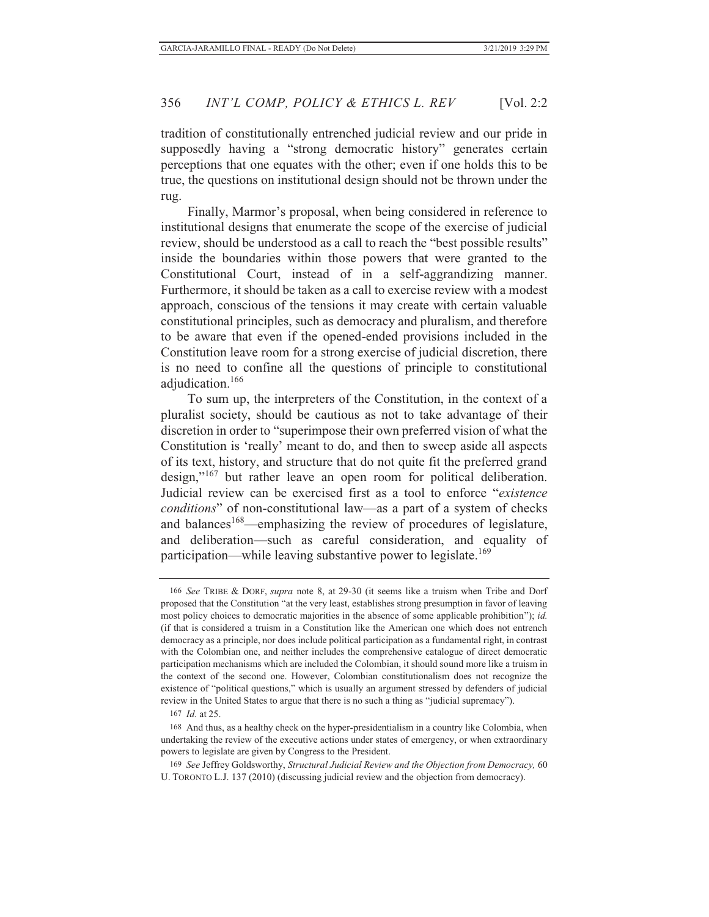tradition of constitutionally entrenched judicial review and our pride in supposedly having a "strong democratic history" generates certain perceptions that one equates with the other; even if one holds this to be true, the questions on institutional design should not be thrown under the rug.

Finally, Marmor's proposal, when being considered in reference to institutional designs that enumerate the scope of the exercise of judicial review, should be understood as a call to reach the "best possible results" inside the boundaries within those powers that were granted to the Constitutional Court, instead of in a self-aggrandizing manner. Furthermore, it should be taken as a call to exercise review with a modest approach, conscious of the tensions it may create with certain valuable constitutional principles, such as democracy and pluralism, and therefore to be aware that even if the opened-ended provisions included in the Constitution leave room for a strong exercise of judicial discretion, there is no need to confine all the questions of principle to constitutional adjudication.[166]

To sum up, the interpreters of the Constitution, in the context of a pluralist society, should be cautious as not to take advantage of their discretion in order to "superimpose their own preferred vision of what the Constitution is 'really' meant to do, and then to sweep aside all aspects of its text, history, and structure that do not quite fit the preferred grand design,"[167] but rather leave an open room for political deliberation. Judicial review can be exercised first as a tool to enforce "*existence conditions*" of non-constitutional law—as a part of a system of checks and balances[168]—emphasizing the review of procedures of legislature, and deliberation—such as careful consideration, and equality of participation—while leaving substantive power to legislate.[169]

---

166 *See* TRIBE & DORF, *supra* note 8, at 29-30 (it seems like a truism when Tribe and Dorf proposed that the Constitution "at the very least, establishes strong presumption in favor of leaving most policy choices to democratic majorities in the absence of some applicable prohibition"); *id.* (if that is considered a truism in a Constitution like the American one which does not entrench democracy as a principle, nor does include political participation as a fundamental right, in contrast with the Colombian one, and neither includes the comprehensive catalogue of direct democratic participation mechanisms which are included the Colombian, it should sound more like a truism in the context of the second one. However, Colombian constitutionalism does not recognize the existence of "political questions," which is usually an argument stressed by defenders of judicial review in the United States to argue that there is no such a thing as "judicial supremacy").

167 *Id.* at 25.

168 And thus, as a healthy check on the hyper-presidentialism in a country like Colombia, when undertaking the review of the executive actions under states of emergency, or when extraordinary powers to legislate are given by Congress to the President.

169 *See* Jeffrey Goldsworthy, *Structural Judicial Review and the Objection from Democracy,* 60 U. TORONTO L.J. 137 (2010) (discussing judicial review and the objection from democracy).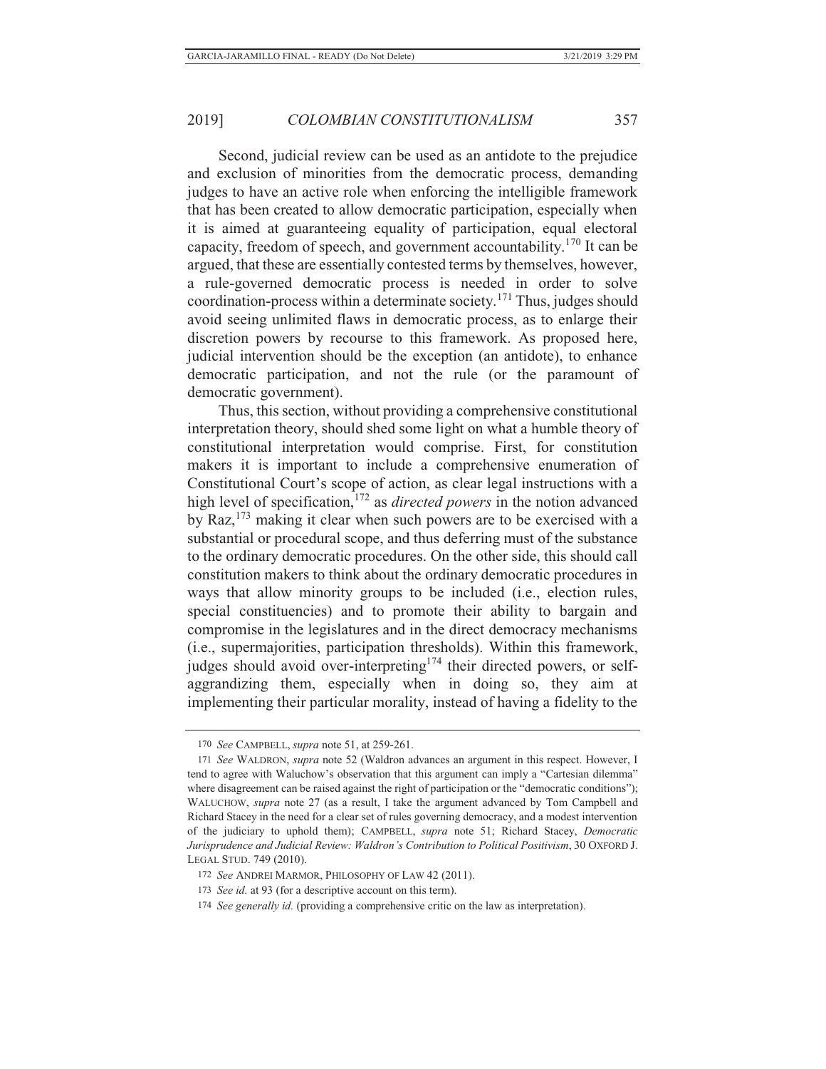Second, judicial review can be used as an antidote to the prejudice and exclusion of minorities from the democratic process, demanding judges to have an active role when enforcing the intelligible framework that has been created to allow democratic participation, especially when it is aimed at guaranteeing equality of participation, equal electoral capacity, freedom of speech, and government accountability.[170] It can be argued, that these are essentially contested terms by themselves, however, a rule-governed democratic process is needed in order to solve coordination-process within a determinate society.[171] Thus, judges should avoid seeing unlimited flaws in democratic process, as to enlarge their discretion powers by recourse to this framework. As proposed here, judicial intervention should be the exception (an antidote), to enhance democratic participation, and not the rule (or the paramount of democratic government).

Thus, this section, without providing a comprehensive constitutional interpretation theory, should shed some light on what a humble theory of constitutional interpretation would comprise. First, for constitution makers it is important to include a comprehensive enumeration of Constitutional Court's scope of action, as clear legal instructions with a high level of specification,[172] as *directed powers* in the notion advanced by Raz,[173] making it clear when such powers are to be exercised with a substantial or procedural scope, and thus deferring must of the substance to the ordinary democratic procedures. On the other side, this should call constitution makers to think about the ordinary democratic procedures in ways that allow minority groups to be included (i.e., election rules, special constituencies) and to promote their ability to bargain and compromise in the legislatures and in the direct democracy mechanisms (i.e., supermajorities, participation thresholds). Within this framework, judges should avoid over-interpreting[174] their directed powers, or self-aggrandizing them, especially when in doing so, they aim at implementing their particular morality, instead of having a fidelity to the

---

170 *See* CAMPBELL, *supra* note 51, at 259-261.

171 *See* WALDRON, *supra* note 52 (Waldron advances an argument in this respect. However, I tend to agree with Waluchow's observation that this argument can imply a "Cartesian dilemma" where disagreement can be raised against the right of participation or the "democratic conditions"); WALUCHOW, *supra* note 27 (as a result, I take the argument advanced by Tom Campbell and Richard Stacey in the need for a clear set of rules governing democracy, and a modest intervention of the judiciary to uphold them); CAMPBELL, *supra* note 51; Richard Stacey, *Democratic Jurisprudence and Judicial Review: Waldron's Contribution to Political Positivism*, 30 OXFORD J. LEGAL STUD. 749 (2010).

172 *See* ANDREI MARMOR, PHILOSOPHY OF LAW 42 (2011).

173 *See id.* at 93 (for a descriptive account on this term).

174 *See generally id.* (providing a comprehensive critic on the law as interpretation).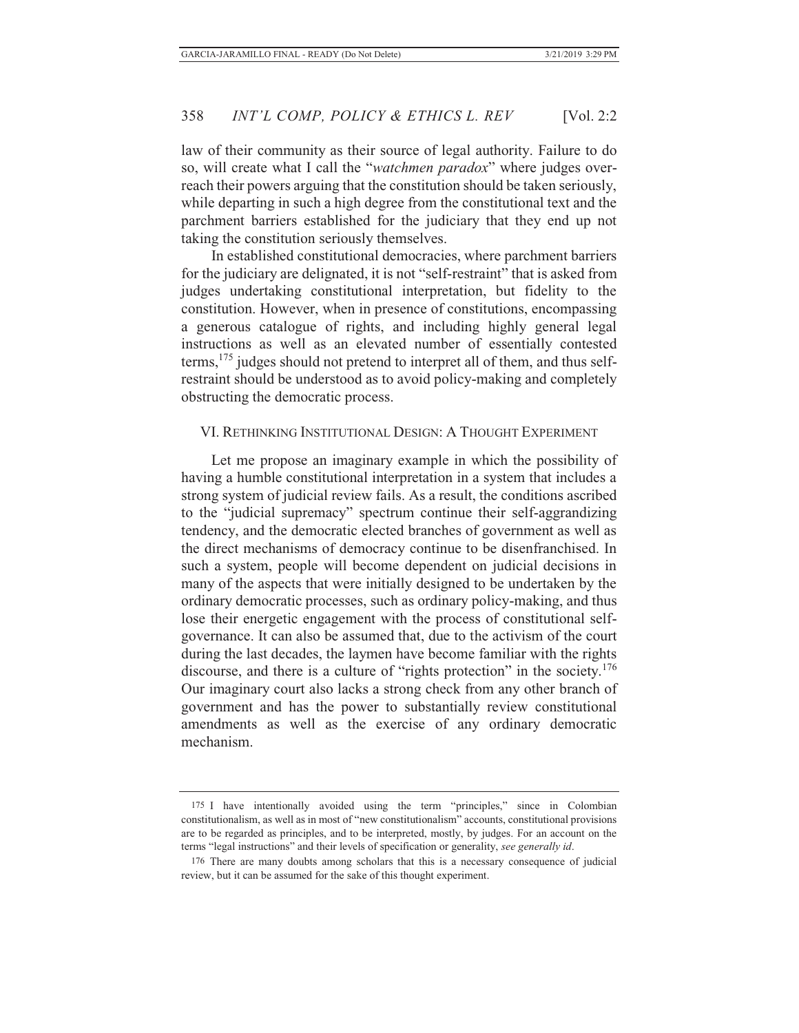law of their community as their source of legal authority. Failure to do so, will create what I call the "*watchmen paradox*" where judges over-reach their powers arguing that the constitution should be taken seriously, while departing in such a high degree from the constitutional text and the parchment barriers established for the judiciary that they end up not taking the constitution seriously themselves.

In established constitutional democracies, where parchment barriers for the judiciary are delignated, it is not "self-restraint" that is asked from judges undertaking constitutional interpretation, but fidelity to the constitution. However, when in presence of constitutions, encompassing a generous catalogue of rights, and including highly general legal instructions as well as an elevated number of essentially contested terms,[175] judges should not pretend to interpret all of them, and thus self-restraint should be understood as to avoid policy-making and completely obstructing the democratic process.

## VI. Rethinking Institutional Design: A Thought Experiment

Let me propose an imaginary example in which the possibility of having a humble constitutional interpretation in a system that includes a strong system of judicial review fails. As a result, the conditions ascribed to the "judicial supremacy" spectrum continue their self-aggrandizing tendency, and the democratic elected branches of government as well as the direct mechanisms of democracy continue to be disenfranchised. In such a system, people will become dependent on judicial decisions in many of the aspects that were initially designed to be undertaken by the ordinary democratic processes, such as ordinary policy-making, and thus lose their energetic engagement with the process of constitutional self-governance. It can also be assumed that, due to the activism of the court during the last decades, the laymen have become familiar with the rights discourse, and there is a culture of "rights protection" in the society.[176] Our imaginary court also lacks a strong check from any other branch of government and has the power to substantially review constitutional amendments as well as the exercise of any ordinary democratic mechanism.

---

175 I have intentionally avoided using the term "principles," since in Colombian constitutionalism, as well as in most of "new constitutionalism" accounts, constitutional provisions are to be regarded as principles, and to be interpreted, mostly, by judges. For an account on the terms "legal instructions" and their levels of specification or generality, *see generally id*.

176 There are many doubts among scholars that this is a necessary consequence of judicial review, but it can be assumed for the sake of this thought experiment.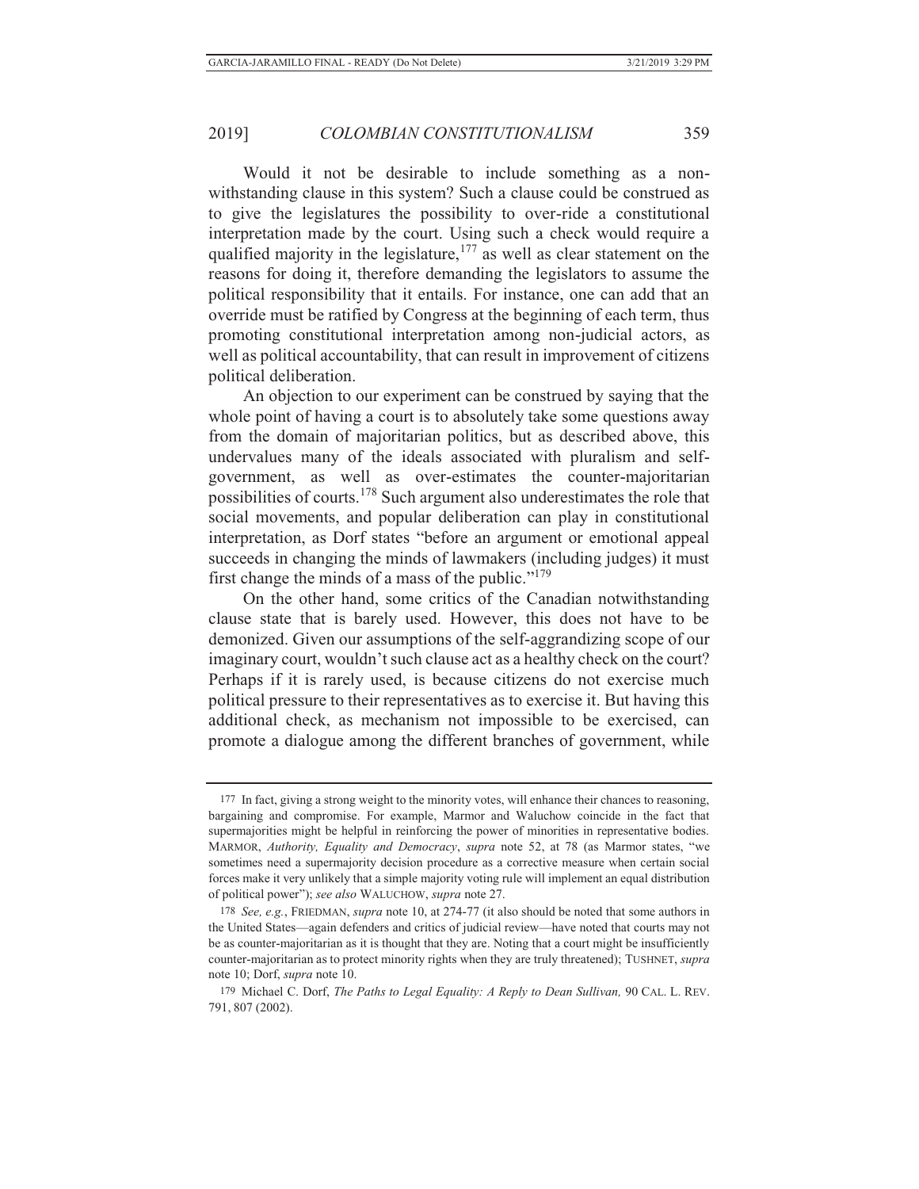Would it not be desirable to include something as a non-withstanding clause in this system? Such a clause could be construed as to give the legislatures the possibility to over-ride a constitutional interpretation made by the court. Using such a check would require a qualified majority in the legislature,[177] as well as clear statement on the reasons for doing it, therefore demanding the legislators to assume the political responsibility that it entails. For instance, one can add that an override must be ratified by Congress at the beginning of each term, thus promoting constitutional interpretation among non-judicial actors, as well as political accountability, that can result in improvement of citizens political deliberation.

An objection to our experiment can be construed by saying that the whole point of having a court is to absolutely take some questions away from the domain of majoritarian politics, but as described above, this undervalues many of the ideals associated with pluralism and self-government, as well as over-estimates the counter-majoritarian possibilities of courts.[178] Such argument also underestimates the role that social movements, and popular deliberation can play in constitutional interpretation, as Dorf states "before an argument or emotional appeal succeeds in changing the minds of lawmakers (including judges) it must first change the minds of a mass of the public."[179]

On the other hand, some critics of the Canadian notwithstanding clause state that is barely used. However, this does not have to be demonized. Given our assumptions of the self-aggrandizing scope of our imaginary court, wouldn't such clause act as a healthy check on the court? Perhaps if it is rarely used, is because citizens do not exercise much political pressure to their representatives as to exercise it. But having this additional check, as mechanism not impossible to be exercised, can promote a dialogue among the different branches of government, while

---

177 In fact, giving a strong weight to the minority votes, will enhance their chances to reasoning, bargaining and compromise. For example, Marmor and Waluchow coincide in the fact that supermajorities might be helpful in reinforcing the power of minorities in representative bodies. MARMOR, *Authority, Equality and Democracy*, *supra* note 52, at 78 (as Marmor states, "we sometimes need a supermajority decision procedure as a corrective measure when certain social forces make it very unlikely that a simple majority voting rule will implement an equal distribution of political power"); *see also* WALUCHOW, *supra* note 27.

178 *See, e.g.*, FRIEDMAN, *supra* note 10, at 274-77 (it also should be noted that some authors in the United States—again defenders and critics of judicial review—have noted that courts may not be as counter-majoritarian as it is thought that they are. Noting that a court might be insufficiently counter-majoritarian as to protect minority rights when they are truly threatened); TUSHNET, *supra* note 10; Dorf, *supra* note 10.

179 Michael C. Dorf, *The Paths to Legal Equality: A Reply to Dean Sullivan,* 90 CAL. L. REV. 791, 807 (2002).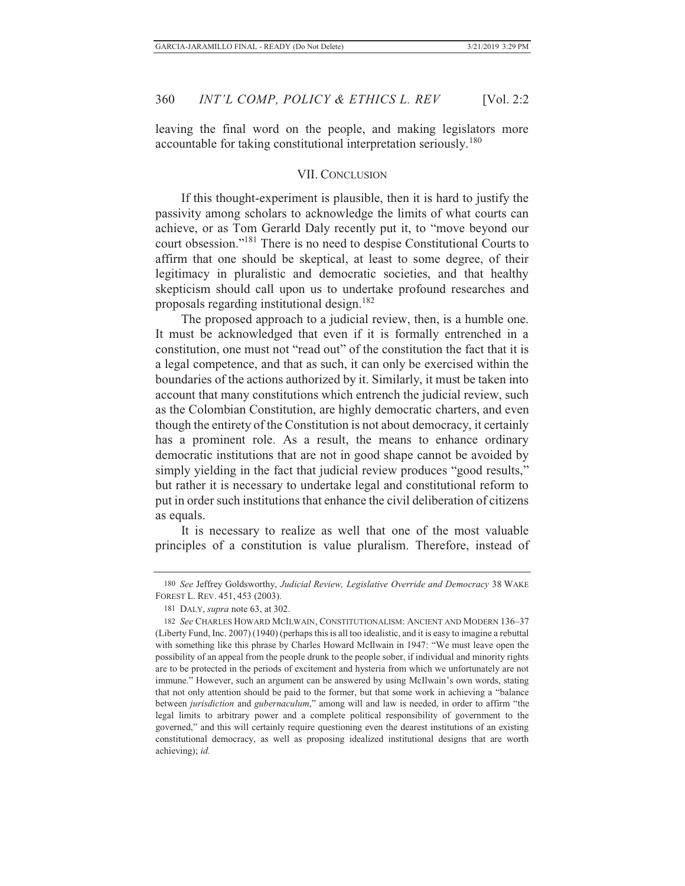leaving the final word on the people, and making legislators more accountable for taking constitutional interpretation seriously.[180]

## VII. CONCLUSION

If this thought-experiment is plausible, then it is hard to justify the passivity among scholars to acknowledge the limits of what courts can achieve, or as Tom Gerarld Daly recently put it, to "move beyond our court obsession."[181] There is no need to despise Constitutional Courts to affirm that one should be skeptical, at least to some degree, of their legitimacy in pluralistic and democratic societies, and that healthy skepticism should call upon us to undertake profound researches and proposals regarding institutional design.[182]

The proposed approach to a judicial review, then, is a humble one. It must be acknowledged that even if it is formally entrenched in a constitution, one must not "read out" of the constitution the fact that it is a legal competence, and that as such, it can only be exercised within the boundaries of the actions authorized by it. Similarly, it must be taken into account that many constitutions which entrench the judicial review, such as the Colombian Constitution, are highly democratic charters, and even though the entirety of the Constitution is not about democracy, it certainly has a prominent role. As a result, the means to enhance ordinary democratic institutions that are not in good shape cannot be avoided by simply yielding in the fact that judicial review produces "good results," but rather it is necessary to undertake legal and constitutional reform to put in order such institutions that enhance the civil deliberation of citizens as equals.

It is necessary to realize as well that one of the most valuable principles of a constitution is value pluralism. Therefore, instead of

---

180 *See* Jeffrey Goldsworthy, *Judicial Review, Legislative Override and Democracy* 38 WAKE FOREST L. REV. 451, 453 (2003).

181 DALY, *supra* note 63, at 302.

182 *See* CHARLES HOWARD MCILWAIN, CONSTITUTIONALISM: ANCIENT AND MODERN 136–37 (Liberty Fund, Inc. 2007) (1940) (perhaps this is all too idealistic, and it is easy to imagine a rebuttal with something like this phrase by Charles Howard McIlwain in 1947: "We must leave open the possibility of an appeal from the people drunk to the people sober, if individual and minority rights are to be protected in the periods of excitement and hysteria from which we unfortunately are not immune." However, such an argument can be answered by using McIlwain's own words, stating that not only attention should be paid to the former, but that some work in achieving a "balance between *jurisdiction* and *gubernaculum*," among will and law is needed, in order to affirm "the legal limits to arbitrary power and a complete political responsibility of government to the governed," and this will certainly require questioning even the dearest institutions of an existing constitutional democracy, as well as proposing idealized institutional designs that are worth achieving); *id.*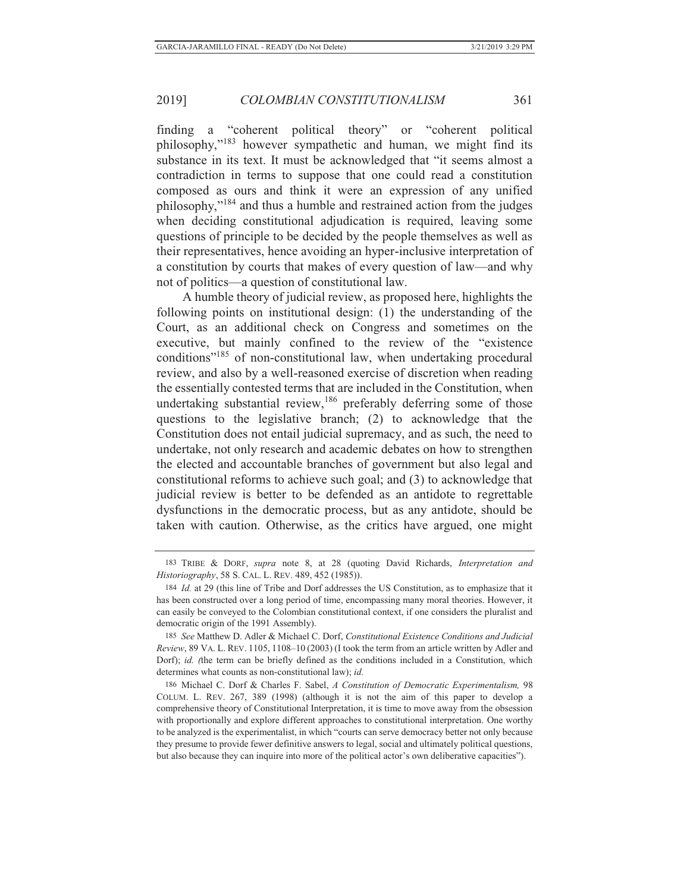finding a "coherent political theory" or "coherent political philosophy,"[183] however sympathetic and human, we might find its substance in its text. It must be acknowledged that "it seems almost a contradiction in terms to suppose that one could read a constitution composed as ours and think it were an expression of any unified philosophy,"[184] and thus a humble and restrained action from the judges when deciding constitutional adjudication is required, leaving some questions of principle to be decided by the people themselves as well as their representatives, hence avoiding an hyper-inclusive interpretation of a constitution by courts that makes of every question of law—and why not of politics—a question of constitutional law.

A humble theory of judicial review, as proposed here, highlights the following points on institutional design: (1) the understanding of the Court, as an additional check on Congress and sometimes on the executive, but mainly confined to the review of the "existence conditions"[185] of non-constitutional law, when undertaking procedural review, and also by a well-reasoned exercise of discretion when reading the essentially contested terms that are included in the Constitution, when undertaking substantial review,[186] preferably deferring some of those questions to the legislative branch; (2) to acknowledge that the Constitution does not entail judicial supremacy, and as such, the need to undertake, not only research and academic debates on how to strengthen the elected and accountable branches of government but also legal and constitutional reforms to achieve such goal; and (3) to acknowledge that judicial review is better to be defended as an antidote to regrettable dysfunctions in the democratic process, but as any antidote, should be taken with caution. Otherwise, as the critics have argued, one might

---

183 TRIBE & DORF, *supra* note 8, at 28 (quoting David Richards, *Interpretation and Historiography*, 58 S. CAL. L. REV. 489, 452 (1985)).

184 *Id.* at 29 (this line of Tribe and Dorf addresses the US Constitution, as to emphasize that it has been constructed over a long period of time, encompassing many moral theories. However, it can easily be conveyed to the Colombian constitutional context, if one considers the pluralist and democratic origin of the 1991 Assembly).

185 *See* Matthew D. Adler & Michael C. Dorf, *Constitutional Existence Conditions and Judicial Review*, 89 VA. L. REV. 1105, 1108–10 (2003) (I took the term from an article written by Adler and Dorf); *id.* (the term can be briefly defined as the conditions included in a Constitution, which determines what counts as non-constitutional law); *id.*

186 Michael C. Dorf & Charles F. Sabel, *A Constitution of Democratic Experimentalism,* 98 COLUM. L. REV. 267, 389 (1998) (although it is not the aim of this paper to develop a comprehensive theory of Constitutional Interpretation, it is time to move away from the obsession with proportionally and explore different approaches to constitutional interpretation. One worthy to be analyzed is the experimentalist, in which "courts can serve democracy better not only because they presume to provide fewer definitive answers to legal, social and ultimately political questions, but also because they can inquire into more of the political actor's own deliberative capacities").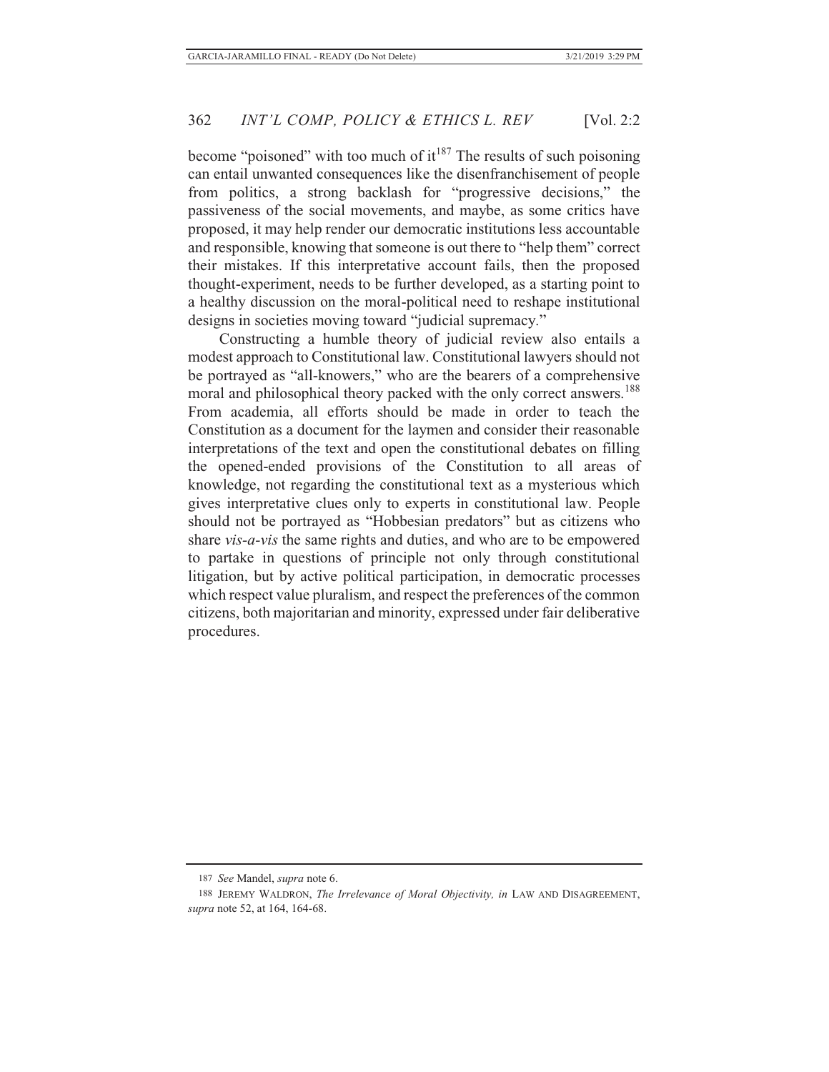become "poisoned" with too much of it[187] The results of such poisoning can entail unwanted consequences like the disenfranchisement of people from politics, a strong backlash for "progressive decisions," the passiveness of the social movements, and maybe, as some critics have proposed, it may help render our democratic institutions less accountable and responsible, knowing that someone is out there to "help them" correct their mistakes. If this interpretative account fails, then the proposed thought-experiment, needs to be further developed, as a starting point to a healthy discussion on the moral-political need to reshape institutional designs in societies moving toward "judicial supremacy."

Constructing a humble theory of judicial review also entails a modest approach to Constitutional law. Constitutional lawyers should not be portrayed as "all-knowers," who are the bearers of a comprehensive moral and philosophical theory packed with the only correct answers.[188] From academia, all efforts should be made in order to teach the Constitution as a document for the laymen and consider their reasonable interpretations of the text and open the constitutional debates on filling the opened-ended provisions of the Constitution to all areas of knowledge, not regarding the constitutional text as a mysterious which gives interpretative clues only to experts in constitutional law. People should not be portrayed as "Hobbesian predators" but as citizens who share *vis-a-vis* the same rights and duties, and who are to be empowered to partake in questions of principle not only through constitutional litigation, but by active political participation, in democratic processes which respect value pluralism, and respect the preferences of the common citizens, both majoritarian and minority, expressed under fair deliberative procedures.

---

187 *See* Mandel, *supra* note 6.

188 JEREMY WALDRON, *The Irrelevance of Moral Objectivity, in* LAW AND DISAGREEMENT, *supra* note 52, at 164, 164-68.